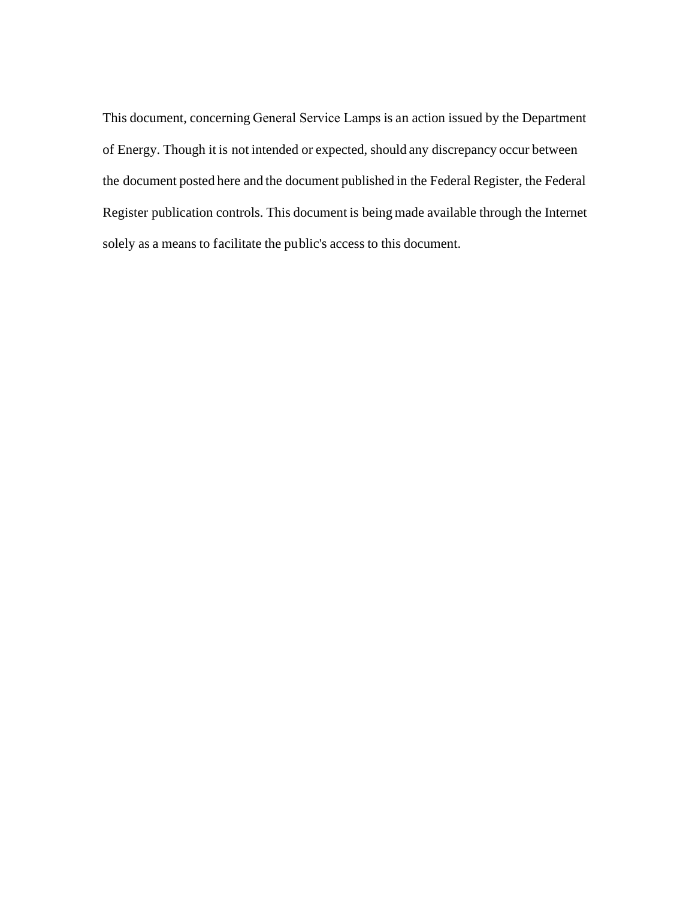This document, concerning General Service Lamps is an action issued by the Department of Energy. Though it is not intended or expected, should any discrepancy occur between the document posted here and the document published in the Federal Register, the Federal Register publication controls. This document is being made available through the Internet solely as a means to facilitate the public's access to this document.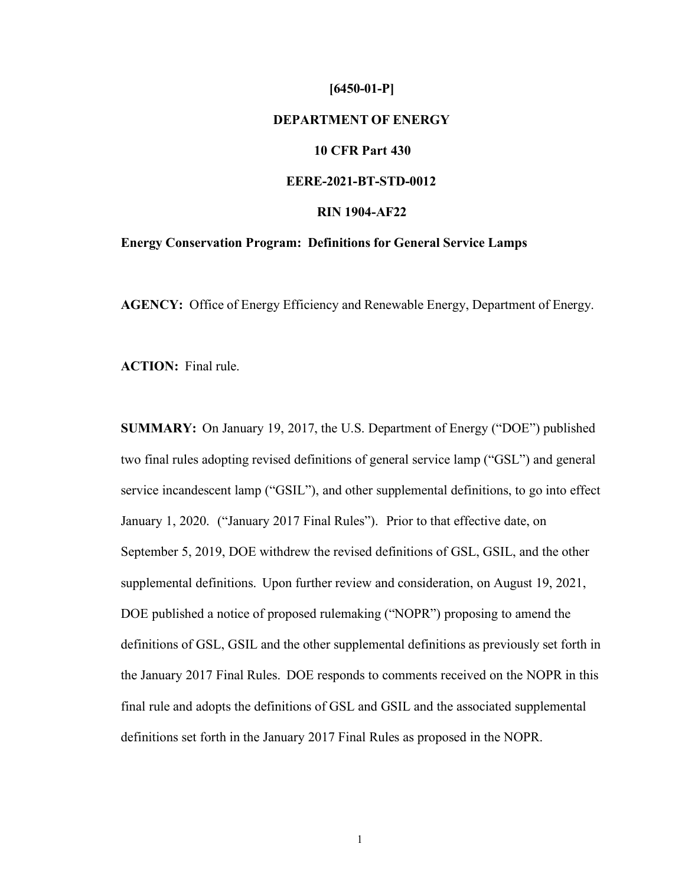**[6450-01-P]**

**DEPARTMENT OF ENERGY**

**10 CFR Part 430**

**EERE-2021-BT-STD-0012**

**RIN 1904-AF22**

**Energy Conservation Program: Definitions for General Service Lamps**

**AGENCY:** Office of Energy Efficiency and Renewable Energy, Department of Energy.

**ACTION:** Final rule.

**SUMMARY:** On January 19, 2017, the U.S. Department of Energy ("DOE") published two final rules adopting revised definitions of general service lamp ("GSL") and general service incandescent lamp ("GSIL"), and other supplemental definitions, to go into effect January 1, 2020. ("January 2017 Final Rules"). Prior to that effective date, on September 5, 2019, DOE withdrew the revised definitions of GSL, GSIL, and the other supplemental definitions. Upon further review and consideration, on August 19, 2021, DOE published a notice of proposed rulemaking ("NOPR") proposing to amend the definitions of GSL, GSIL and the other supplemental definitions as previously set forth in the January 2017 Final Rules. DOE responds to comments received on the NOPR in this final rule and adopts the definitions of GSL and GSIL and the associated supplemental definitions set forth in the January 2017 Final Rules as proposed in the NOPR.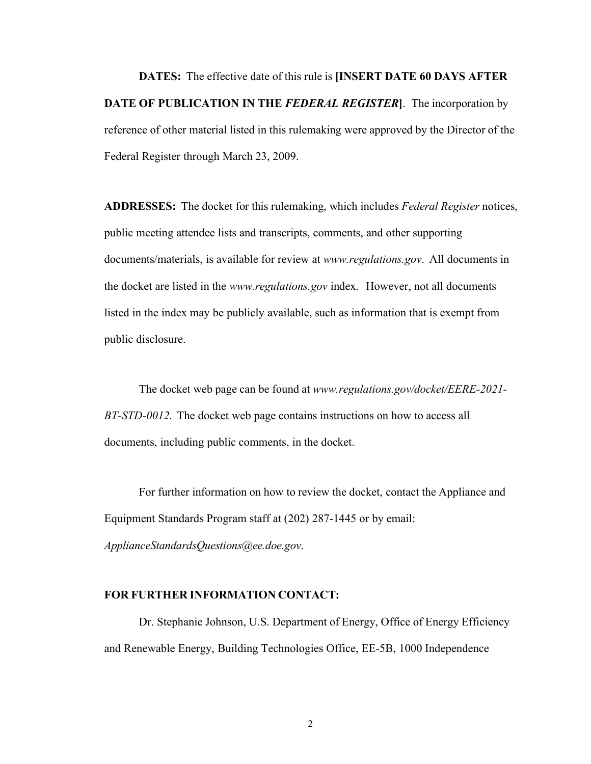**DATES:** The effective date of this rule is **[INSERT DATE 60 DAYS AFTER DATE OF PUBLICATION IN THE *FEDERAL REGISTER*]**. The incorporation by reference of other material listed in this rulemaking were approved by the Director of the Federal Register through March 23, 2009.

**ADDRESSES:** The docket for this rulemaking, which includes *Federal Register* notices, public meeting attendee lists and transcripts, comments, and other supporting documents/materials, is available for review at *www.regulations.gov*. All documents in the docket are listed in the *www.regulations.gov* index. However, not all documents listed in the index may be publicly available, such as information that is exempt from public disclosure.

The docket web page can be found at *www.regulations.gov/docket/EERE-2021-BT-STD-0012*. The docket web page contains instructions on how to access all documents, including public comments, in the docket.

For further information on how to review the docket, contact the Appliance and Equipment Standards Program staff at (202) 287-1445 or by email: *ApplianceStandardsQuestions@ee.doe.gov*.

**FOR FURTHER INFORMATION CONTACT:**

Dr. Stephanie Johnson, U.S. Department of Energy, Office of Energy Efficiency and Renewable Energy, Building Technologies Office, EE-5B, 1000 Independence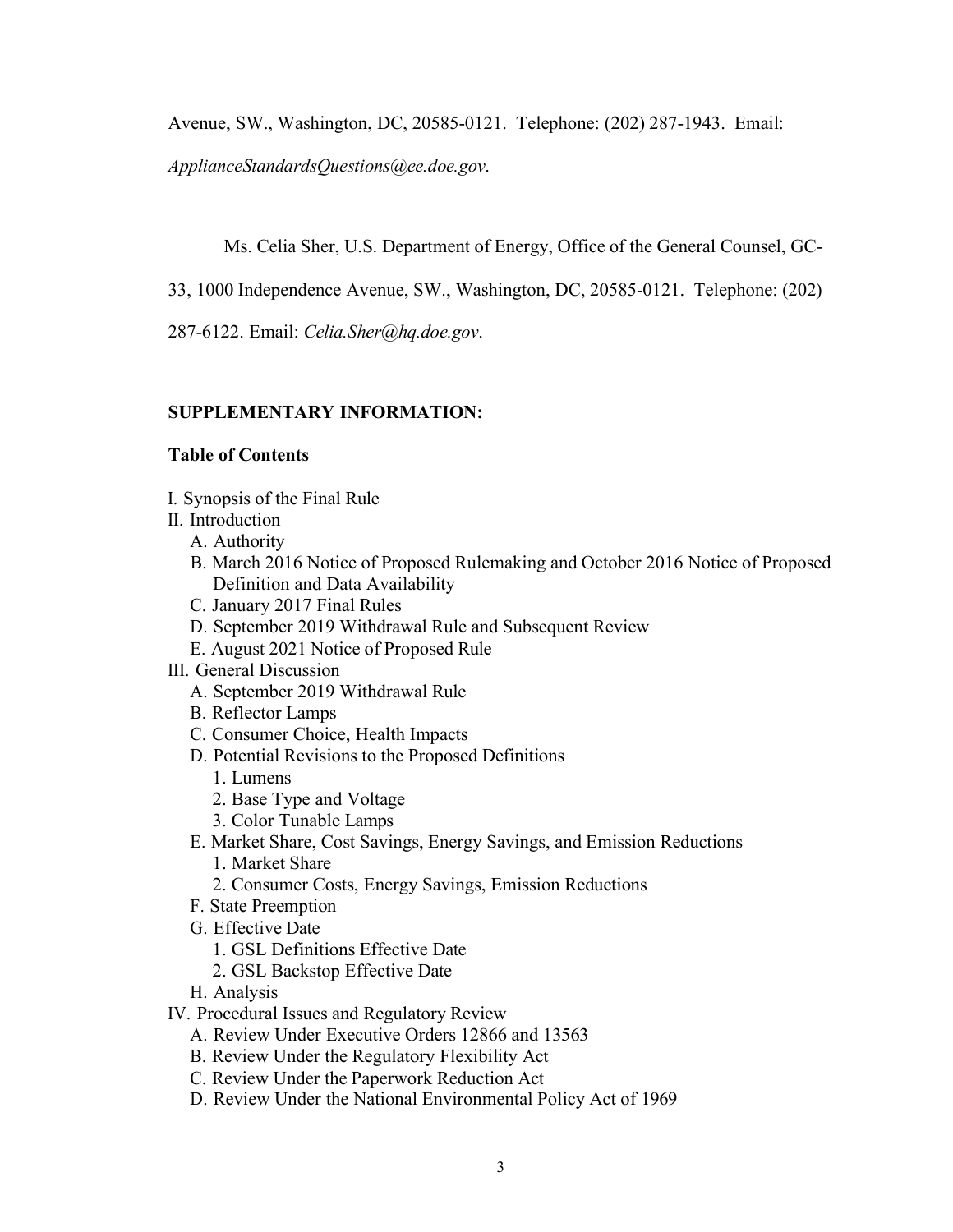Avenue, SW., Washington, DC, 20585-0121. Telephone: (202) 287-1943. Email: *ApplianceStandardsQuestions@ee.doe.gov*.

Ms. Celia Sher, U.S. Department of Energy, Office of the General Counsel, GC-33, 1000 Independence Avenue, SW., Washington, DC, 20585-0121. Telephone: (202) 287-6122. Email: *Celia.Sher@hq.doe.gov*.

**SUPPLEMENTARY INFORMATION:**

**Table of Contents**

I. Synopsis of the Final Rule
II. Introduction
   A. Authority
   B. March 2016 Notice of Proposed Rulemaking and October 2016 Notice of Proposed Definition and Data Availability
   C. January 2017 Final Rules
   D. September 2019 Withdrawal Rule and Subsequent Review
   E. August 2021 Notice of Proposed Rule
III. General Discussion
   A. September 2019 Withdrawal Rule
   B. Reflector Lamps
   C. Consumer Choice, Health Impacts
   D. Potential Revisions to the Proposed Definitions
      1. Lumens
      2. Base Type and Voltage
      3. Color Tunable Lamps
   E. Market Share, Cost Savings, Energy Savings, and Emission Reductions
      1. Market Share
      2. Consumer Costs, Energy Savings, Emission Reductions
   F. State Preemption
   G. Effective Date
      1. GSL Definitions Effective Date
      2. GSL Backstop Effective Date
   H. Analysis
IV. Procedural Issues and Regulatory Review
   A. Review Under Executive Orders 12866 and 13563
   B. Review Under the Regulatory Flexibility Act
   C. Review Under the Paperwork Reduction Act
   D. Review Under the National Environmental Policy Act of 1969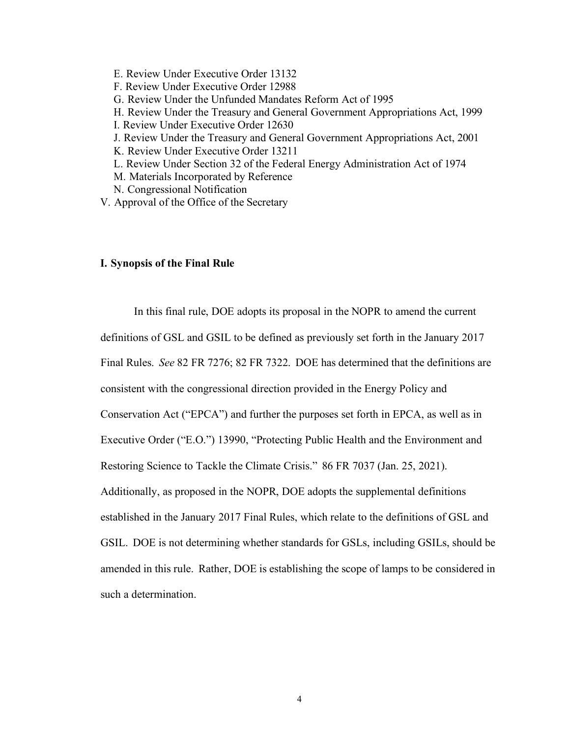E. Review Under Executive Order 13132

F. Review Under Executive Order 12988

G. Review Under the Unfunded Mandates Reform Act of 1995

H. Review Under the Treasury and General Government Appropriations Act, 1999

I. Review Under Executive Order 12630

J. Review Under the Treasury and General Government Appropriations Act, 2001

K. Review Under Executive Order 13211

L. Review Under Section 32 of the Federal Energy Administration Act of 1974

M. Materials Incorporated by Reference

N. Congressional Notification

V. Approval of the Office of the Secretary

## I. Synopsis of the Final Rule

In this final rule, DOE adopts its proposal in the NOPR to amend the current definitions of GSL and GSIL to be defined as previously set forth in the January 2017 Final Rules. *See* 82 FR 7276; 82 FR 7322. DOE has determined that the definitions are consistent with the congressional direction provided in the Energy Policy and Conservation Act ("EPCA") and further the purposes set forth in EPCA, as well as in Executive Order ("E.O.") 13990, "Protecting Public Health and the Environment and Restoring Science to Tackle the Climate Crisis." 86 FR 7037 (Jan. 25, 2021). Additionally, as proposed in the NOPR, DOE adopts the supplemental definitions established in the January 2017 Final Rules, which relate to the definitions of GSL and GSIL. DOE is not determining whether standards for GSLs, including GSILs, should be amended in this rule. Rather, DOE is establishing the scope of lamps to be considered in such a determination.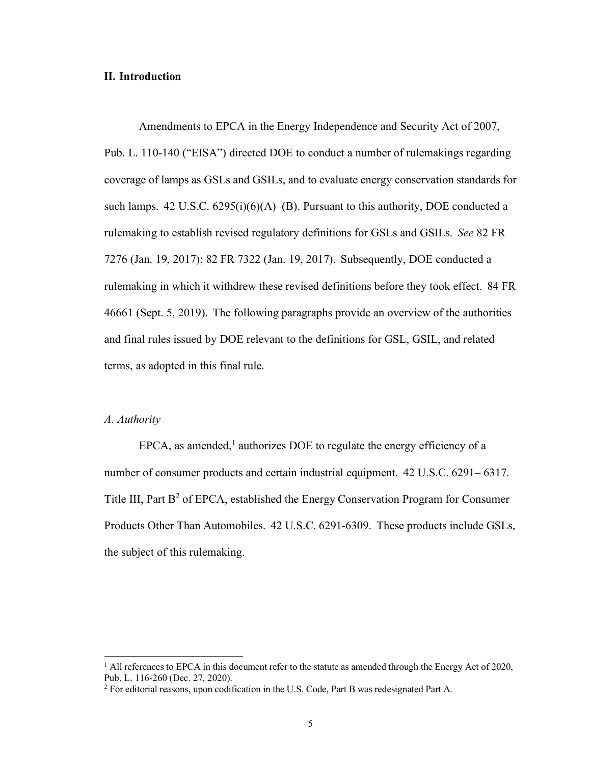## II. Introduction

Amendments to EPCA in the Energy Independence and Security Act of 2007, Pub. L. 110-140 ("EISA") directed DOE to conduct a number of rulemakings regarding coverage of lamps as GSLs and GSILs, and to evaluate energy conservation standards for such lamps. 42 U.S.C. 6295(i)(6)(A)–(B). Pursuant to this authority, DOE conducted a rulemaking to establish revised regulatory definitions for GSLs and GSILs. *See* 82 FR 7276 (Jan. 19, 2017); 82 FR 7322 (Jan. 19, 2017). Subsequently, DOE conducted a rulemaking in which it withdrew these revised definitions before they took effect. 84 FR 46661 (Sept. 5, 2019). The following paragraphs provide an overview of the authorities and final rules issued by DOE relevant to the definitions for GSL, GSIL, and related terms, as adopted in this final rule.

### *A. Authority*

EPCA, as amended,[1] authorizes DOE to regulate the energy efficiency of a number of consumer products and certain industrial equipment. 42 U.S.C. 6291– 6317. Title III, Part B[2] of EPCA, established the Energy Conservation Program for Consumer Products Other Than Automobiles. 42 U.S.C. 6291-6309. These products include GSLs, the subject of this rulemaking.

[1] All references to EPCA in this document refer to the statute as amended through the Energy Act of 2020, Pub. L. 116-260 (Dec. 27, 2020).

[2] For editorial reasons, upon codification in the U.S. Code, Part B was redesignated Part A.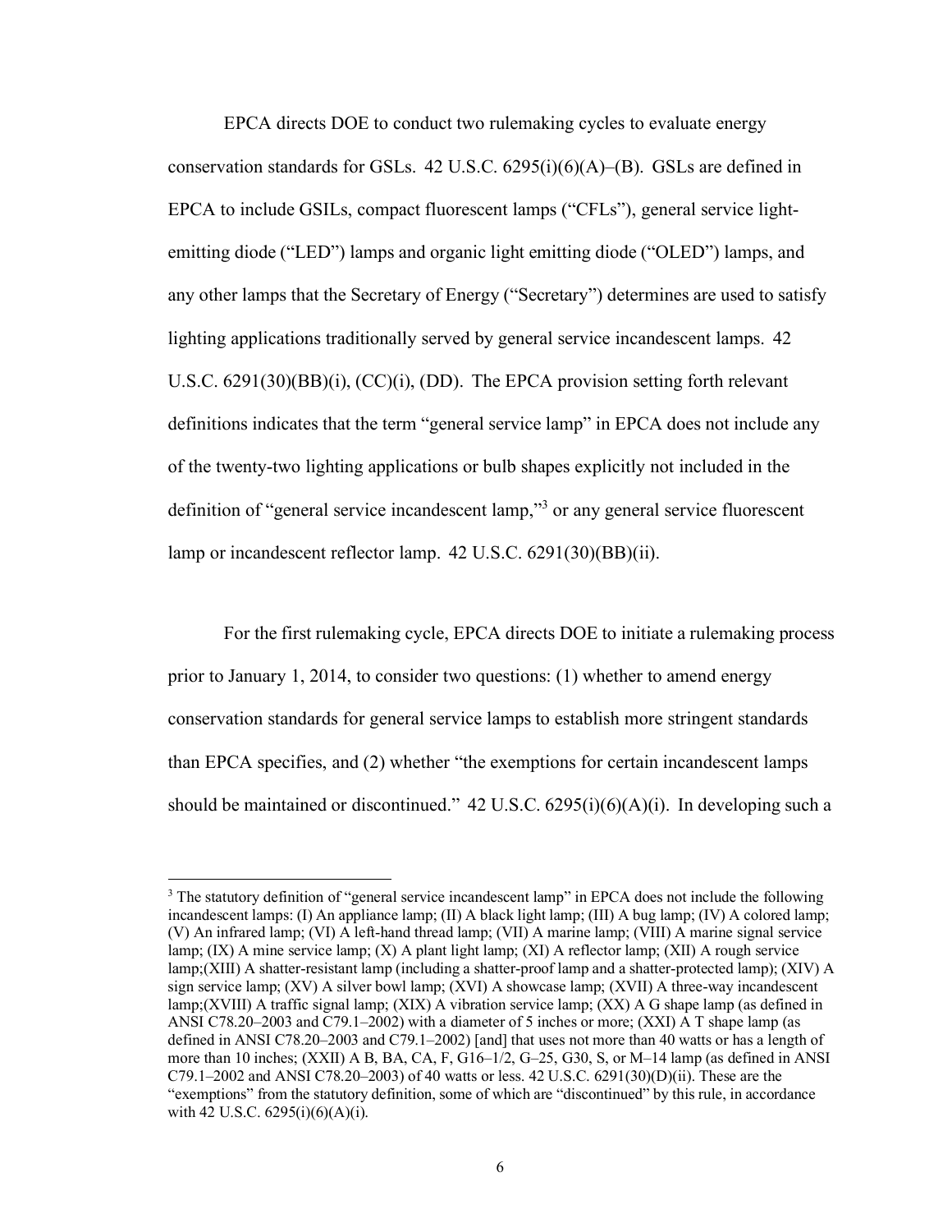EPCA directs DOE to conduct two rulemaking cycles to evaluate energy conservation standards for GSLs. 42 U.S.C. 6295(i)(6)(A)–(B). GSLs are defined in EPCA to include GSILs, compact fluorescent lamps ("CFLs"), general service light-emitting diode ("LED") lamps and organic light emitting diode ("OLED") lamps, and any other lamps that the Secretary of Energy ("Secretary") determines are used to satisfy lighting applications traditionally served by general service incandescent lamps. 42 U.S.C. 6291(30)(BB)(i), (CC)(i), (DD). The EPCA provision setting forth relevant definitions indicates that the term "general service lamp" in EPCA does not include any of the twenty-two lighting applications or bulb shapes explicitly not included in the definition of "general service incandescent lamp,"[3] or any general service fluorescent lamp or incandescent reflector lamp. 42 U.S.C. 6291(30)(BB)(ii).

For the first rulemaking cycle, EPCA directs DOE to initiate a rulemaking process prior to January 1, 2014, to consider two questions: (1) whether to amend energy conservation standards for general service lamps to establish more stringent standards than EPCA specifies, and (2) whether "the exemptions for certain incandescent lamps should be maintained or discontinued." 42 U.S.C. 6295(i)(6)(A)(i). In developing such a

---

[3] The statutory definition of "general service incandescent lamp" in EPCA does not include the following incandescent lamps: (I) An appliance lamp; (II) A black light lamp; (III) A bug lamp; (IV) A colored lamp; (V) An infrared lamp; (VI) A left-hand thread lamp; (VII) A marine lamp; (VIII) A marine signal service lamp; (IX) A mine service lamp; (X) A plant light lamp; (XI) A reflector lamp; (XII) A rough service lamp;(XIII) A shatter-resistant lamp (including a shatter-proof lamp and a shatter-protected lamp); (XIV) A sign service lamp; (XV) A silver bowl lamp; (XVI) A showcase lamp; (XVII) A three-way incandescent lamp;(XVIII) A traffic signal lamp; (XIX) A vibration service lamp; (XX) A G shape lamp (as defined in ANSI C78.20–2003 and C79.1–2002) with a diameter of 5 inches or more; (XXI) A T shape lamp (as defined in ANSI C78.20–2003 and C79.1–2002) [and] that uses not more than 40 watts or has a length of more than 10 inches; (XXII) A B, BA, CA, F, G16–1/2, G–25, G30, S, or M–14 lamp (as defined in ANSI C79.1–2002 and ANSI C78.20–2003) of 40 watts or less. 42 U.S.C. 6291(30)(D)(ii). These are the "exemptions" from the statutory definition, some of which are "discontinued" by this rule, in accordance with 42 U.S.C. 6295(i)(6)(A)(i).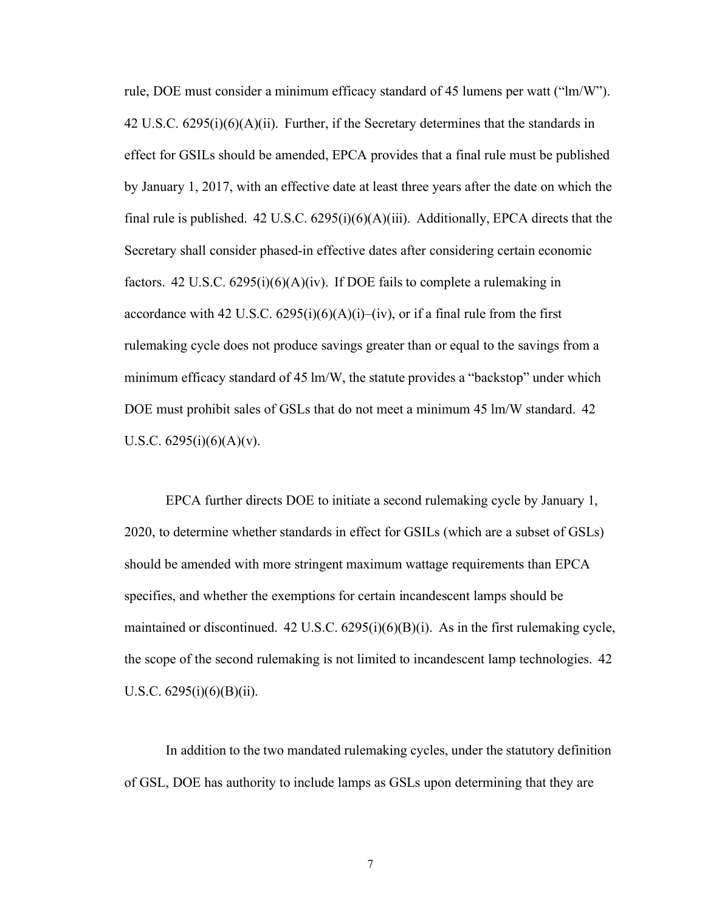rule, DOE must consider a minimum efficacy standard of 45 lumens per watt (“lm/W”). 42 U.S.C. 6295(i)(6)(A)(ii). Further, if the Secretary determines that the standards in effect for GSILs should be amended, EPCA provides that a final rule must be published by January 1, 2017, with an effective date at least three years after the date on which the final rule is published. 42 U.S.C. 6295(i)(6)(A)(iii). Additionally, EPCA directs that the Secretary shall consider phased-in effective dates after considering certain economic factors. 42 U.S.C. 6295(i)(6)(A)(iv). If DOE fails to complete a rulemaking in accordance with 42 U.S.C. 6295(i)(6)(A)(i)–(iv), or if a final rule from the first rulemaking cycle does not produce savings greater than or equal to the savings from a minimum efficacy standard of 45 lm/W, the statute provides a “backstop” under which DOE must prohibit sales of GSLs that do not meet a minimum 45 lm/W standard. 42 U.S.C. 6295(i)(6)(A)(v).

EPCA further directs DOE to initiate a second rulemaking cycle by January 1, 2020, to determine whether standards in effect for GSILs (which are a subset of GSLs) should be amended with more stringent maximum wattage requirements than EPCA specifies, and whether the exemptions for certain incandescent lamps should be maintained or discontinued. 42 U.S.C. 6295(i)(6)(B)(i). As in the first rulemaking cycle, the scope of the second rulemaking is not limited to incandescent lamp technologies. 42 U.S.C. 6295(i)(6)(B)(ii).

In addition to the two mandated rulemaking cycles, under the statutory definition of GSL, DOE has authority to include lamps as GSLs upon determining that they are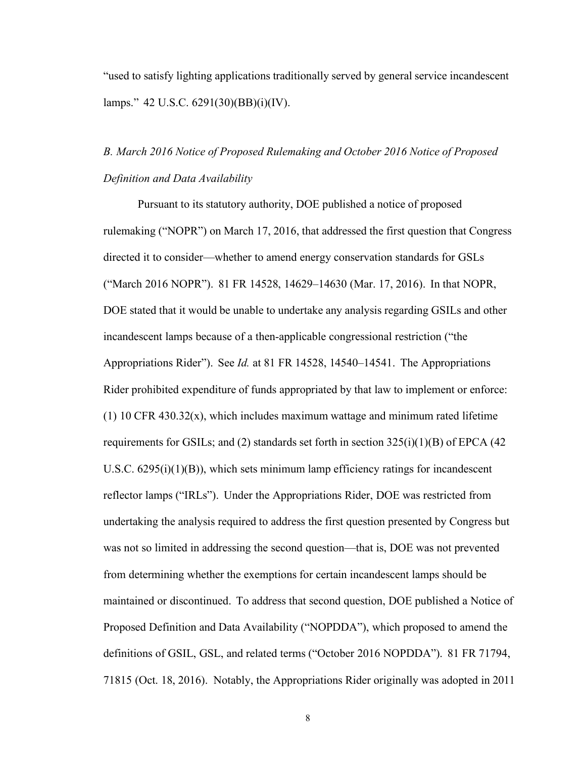"used to satisfy lighting applications traditionally served by general service incandescent lamps." 42 U.S.C. 6291(30)(BB)(i)(IV).

### *B. March 2016 Notice of Proposed Rulemaking and October 2016 Notice of Proposed Definition and Data Availability*

Pursuant to its statutory authority, DOE published a notice of proposed rulemaking ("NOPR") on March 17, 2016, that addressed the first question that Congress directed it to consider—whether to amend energy conservation standards for GSLs ("March 2016 NOPR"). 81 FR 14528, 14629–14630 (Mar. 17, 2016). In that NOPR, DOE stated that it would be unable to undertake any analysis regarding GSILs and other incandescent lamps because of a then-applicable congressional restriction ("the Appropriations Rider"). See *Id.* at 81 FR 14528, 14540–14541. The Appropriations Rider prohibited expenditure of funds appropriated by that law to implement or enforce: (1) 10 CFR 430.32(x), which includes maximum wattage and minimum rated lifetime requirements for GSILs; and (2) standards set forth in section 325(i)(1)(B) of EPCA (42 U.S.C. 6295(i)(1)(B)), which sets minimum lamp efficiency ratings for incandescent reflector lamps ("IRLs"). Under the Appropriations Rider, DOE was restricted from undertaking the analysis required to address the first question presented by Congress but was not so limited in addressing the second question—that is, DOE was not prevented from determining whether the exemptions for certain incandescent lamps should be maintained or discontinued. To address that second question, DOE published a Notice of Proposed Definition and Data Availability ("NOPDDA"), which proposed to amend the definitions of GSIL, GSL, and related terms ("October 2016 NOPDDA"). 81 FR 71794, 71815 (Oct. 18, 2016). Notably, the Appropriations Rider originally was adopted in 2011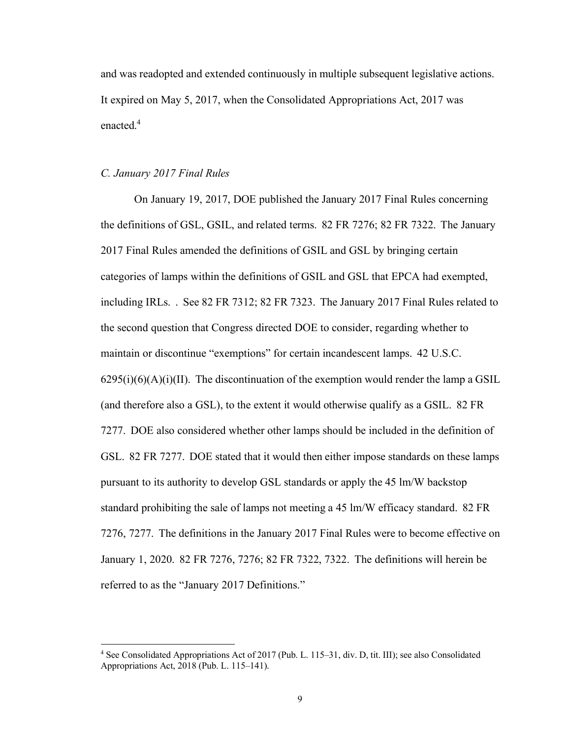and was readopted and extended continuously in multiple subsequent legislative actions. It expired on May 5, 2017, when the Consolidated Appropriations Act, 2017 was enacted.[4]

### *C. January 2017 Final Rules*

On January 19, 2017, DOE published the January 2017 Final Rules concerning the definitions of GSL, GSIL, and related terms. 82 FR 7276; 82 FR 7322. The January 2017 Final Rules amended the definitions of GSIL and GSL by bringing certain categories of lamps within the definitions of GSIL and GSL that EPCA had exempted, including IRLs. . See 82 FR 7312; 82 FR 7323. The January 2017 Final Rules related to the second question that Congress directed DOE to consider, regarding whether to maintain or discontinue "exemptions" for certain incandescent lamps. 42 U.S.C. 6295(i)(6)(A)(i)(II). The discontinuation of the exemption would render the lamp a GSIL (and therefore also a GSL), to the extent it would otherwise qualify as a GSIL. 82 FR 7277. DOE also considered whether other lamps should be included in the definition of GSL. 82 FR 7277. DOE stated that it would then either impose standards on these lamps pursuant to its authority to develop GSL standards or apply the 45 lm/W backstop standard prohibiting the sale of lamps not meeting a 45 lm/W efficacy standard. 82 FR 7276, 7277. The definitions in the January 2017 Final Rules were to become effective on January 1, 2020. 82 FR 7276, 7276; 82 FR 7322, 7322. The definitions will herein be referred to as the "January 2017 Definitions."

[4] See Consolidated Appropriations Act of 2017 (Pub. L. 115–31, div. D, tit. III); see also Consolidated Appropriations Act, 2018 (Pub. L. 115–141).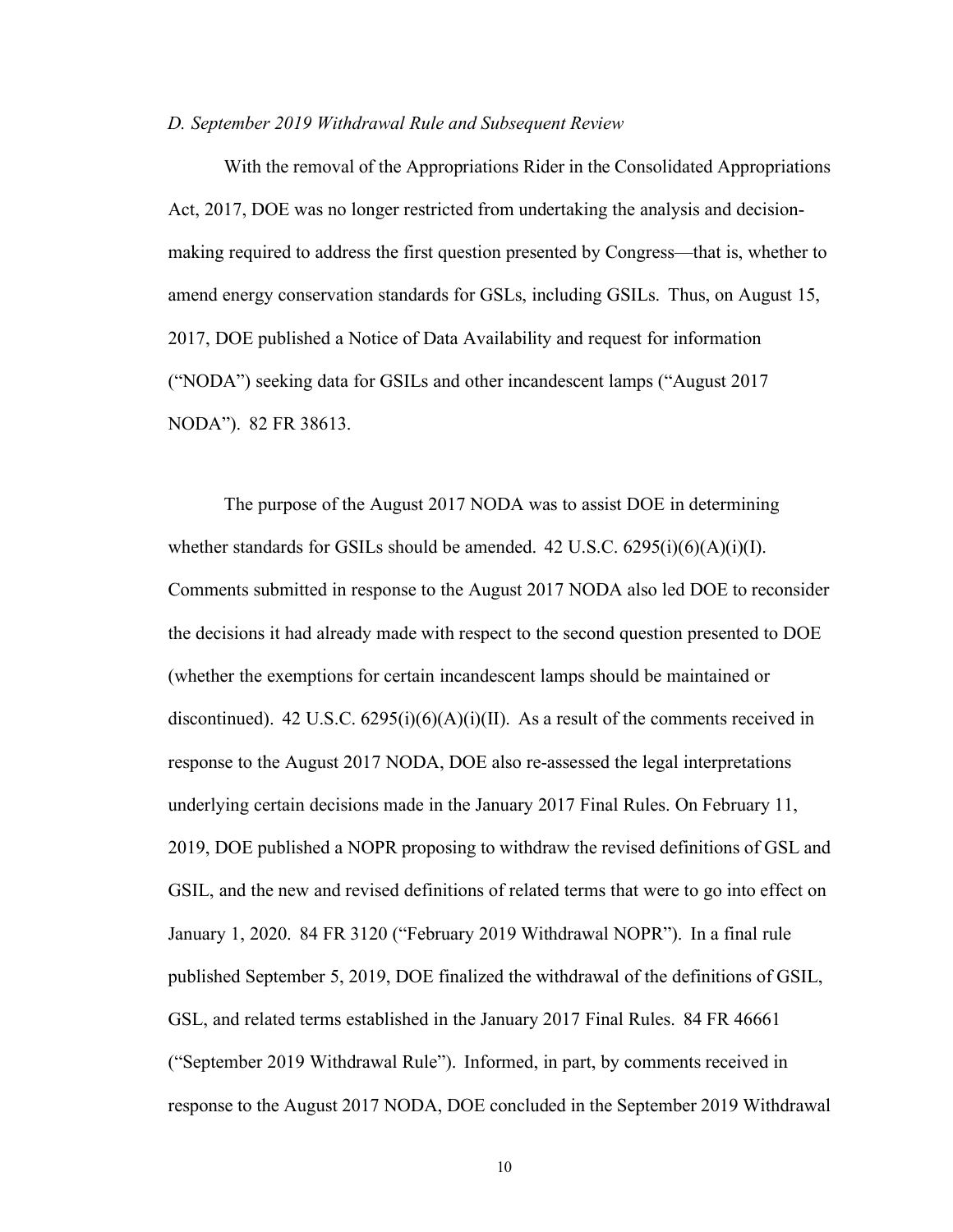*D. September 2019 Withdrawal Rule and Subsequent Review*

With the removal of the Appropriations Rider in the Consolidated Appropriations Act, 2017, DOE was no longer restricted from undertaking the analysis and decision-making required to address the first question presented by Congress—that is, whether to amend energy conservation standards for GSLs, including GSILs. Thus, on August 15, 2017, DOE published a Notice of Data Availability and request for information ("NODA") seeking data for GSILs and other incandescent lamps ("August 2017 NODA"). 82 FR 38613.

The purpose of the August 2017 NODA was to assist DOE in determining whether standards for GSILs should be amended. 42 U.S.C. 6295(i)(6)(A)(i)(I). Comments submitted in response to the August 2017 NODA also led DOE to reconsider the decisions it had already made with respect to the second question presented to DOE (whether the exemptions for certain incandescent lamps should be maintained or discontinued). 42 U.S.C. 6295(i)(6)(A)(i)(II). As a result of the comments received in response to the August 2017 NODA, DOE also re-assessed the legal interpretations underlying certain decisions made in the January 2017 Final Rules. On February 11, 2019, DOE published a NOPR proposing to withdraw the revised definitions of GSL and GSIL, and the new and revised definitions of related terms that were to go into effect on January 1, 2020. 84 FR 3120 ("February 2019 Withdrawal NOPR"). In a final rule published September 5, 2019, DOE finalized the withdrawal of the definitions of GSIL, GSL, and related terms established in the January 2017 Final Rules. 84 FR 46661 ("September 2019 Withdrawal Rule"). Informed, in part, by comments received in response to the August 2017 NODA, DOE concluded in the September 2019 Withdrawal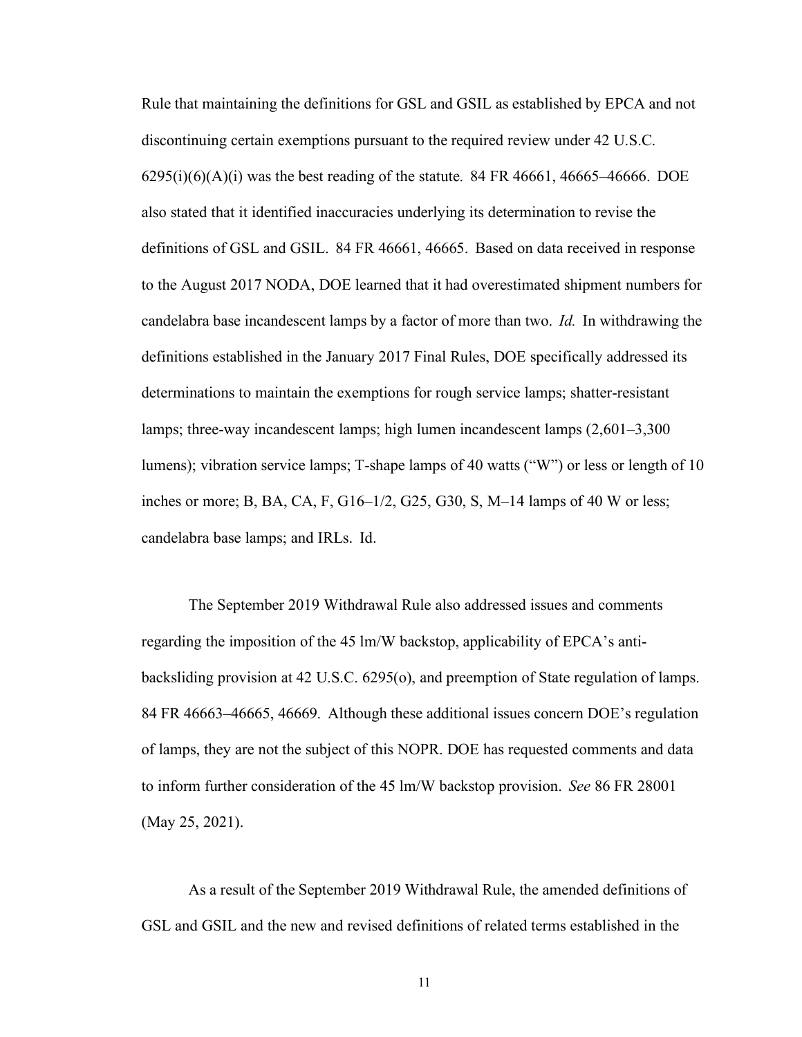Rule that maintaining the definitions for GSL and GSIL as established by EPCA and not discontinuing certain exemptions pursuant to the required review under 42 U.S.C. 6295(i)(6)(A)(i) was the best reading of the statute. 84 FR 46661, 46665–46666. DOE also stated that it identified inaccuracies underlying its determination to revise the definitions of GSL and GSIL. 84 FR 46661, 46665. Based on data received in response to the August 2017 NODA, DOE learned that it had overestimated shipment numbers for candelabra base incandescent lamps by a factor of more than two. *Id.* In withdrawing the definitions established in the January 2017 Final Rules, DOE specifically addressed its determinations to maintain the exemptions for rough service lamps; shatter-resistant lamps; three-way incandescent lamps; high lumen incandescent lamps (2,601–3,300 lumens); vibration service lamps; T-shape lamps of 40 watts ("W") or less or length of 10 inches or more; B, BA, CA, F, G16–1/2, G25, G30, S, M–14 lamps of 40 W or less; candelabra base lamps; and IRLs. Id.

The September 2019 Withdrawal Rule also addressed issues and comments regarding the imposition of the 45 lm/W backstop, applicability of EPCA's anti-backsliding provision at 42 U.S.C. 6295(o), and preemption of State regulation of lamps. 84 FR 46663–46665, 46669. Although these additional issues concern DOE's regulation of lamps, they are not the subject of this NOPR. DOE has requested comments and data to inform further consideration of the 45 lm/W backstop provision. *See* 86 FR 28001 (May 25, 2021).

As a result of the September 2019 Withdrawal Rule, the amended definitions of GSL and GSIL and the new and revised definitions of related terms established in the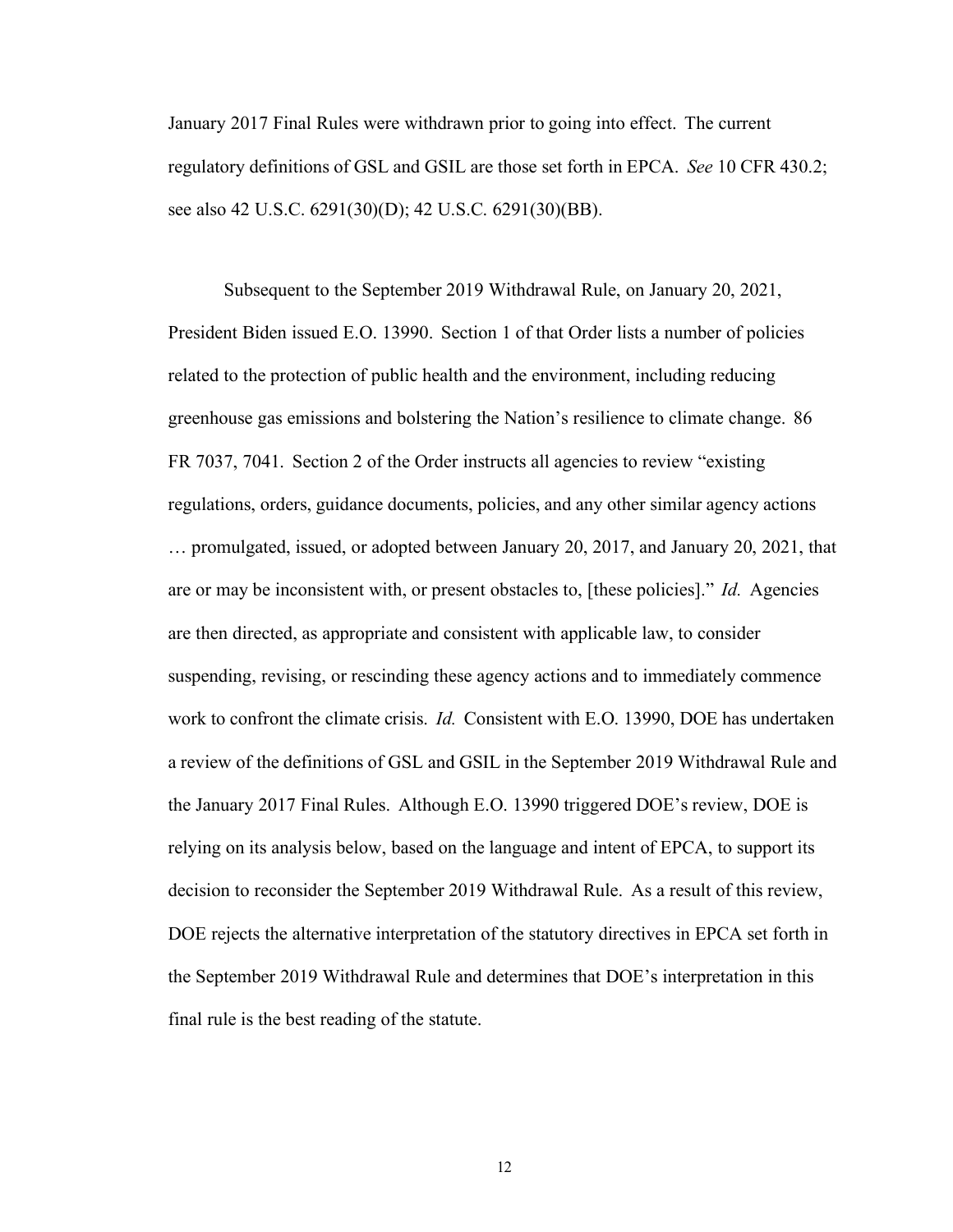January 2017 Final Rules were withdrawn prior to going into effect. The current regulatory definitions of GSL and GSIL are those set forth in EPCA. *See* 10 CFR 430.2; see also 42 U.S.C. 6291(30)(D); 42 U.S.C. 6291(30)(BB).

Subsequent to the September 2019 Withdrawal Rule, on January 20, 2021, President Biden issued E.O. 13990. Section 1 of that Order lists a number of policies related to the protection of public health and the environment, including reducing greenhouse gas emissions and bolstering the Nation's resilience to climate change. 86 FR 7037, 7041. Section 2 of the Order instructs all agencies to review "existing regulations, orders, guidance documents, policies, and any other similar agency actions … promulgated, issued, or adopted between January 20, 2017, and January 20, 2021, that are or may be inconsistent with, or present obstacles to, [these policies]." *Id.* Agencies are then directed, as appropriate and consistent with applicable law, to consider suspending, revising, or rescinding these agency actions and to immediately commence work to confront the climate crisis. *Id.* Consistent with E.O. 13990, DOE has undertaken a review of the definitions of GSL and GSIL in the September 2019 Withdrawal Rule and the January 2017 Final Rules. Although E.O. 13990 triggered DOE's review, DOE is relying on its analysis below, based on the language and intent of EPCA, to support its decision to reconsider the September 2019 Withdrawal Rule. As a result of this review, DOE rejects the alternative interpretation of the statutory directives in EPCA set forth in the September 2019 Withdrawal Rule and determines that DOE's interpretation in this final rule is the best reading of the statute.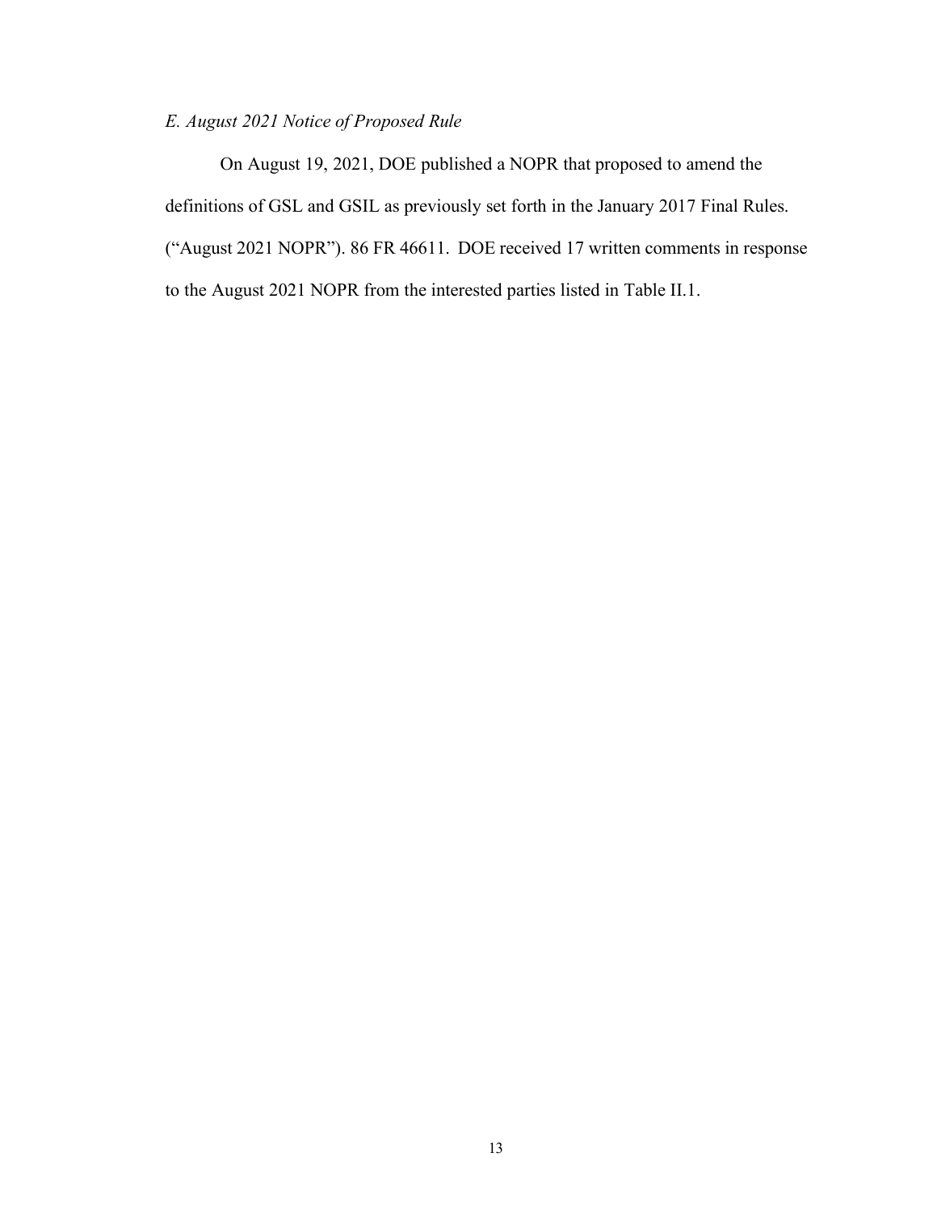*E. August 2021 Notice of Proposed Rule*

On August 19, 2021, DOE published a NOPR that proposed to amend the definitions of GSL and GSIL as previously set forth in the January 2017 Final Rules. ("August 2021 NOPR"). 86 FR 46611. DOE received 17 written comments in response to the August 2021 NOPR from the interested parties listed in Table II.1.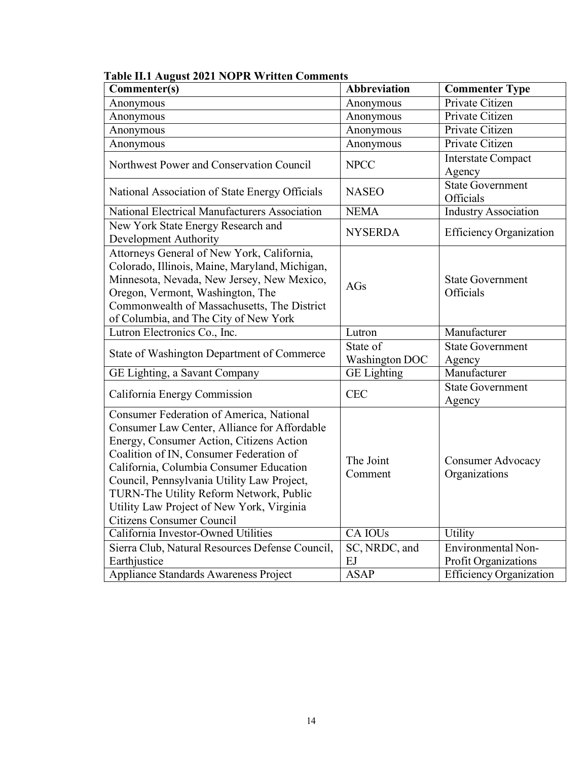**Table II.1 August 2021 NOPR Written Comments**

| Commenter(s) | Abbreviation | Commenter Type |
|---|---|---|
| Anonymous | Anonymous | Private Citizen |
| Anonymous | Anonymous | Private Citizen |
| Anonymous | Anonymous | Private Citizen |
| Anonymous | Anonymous | Private Citizen |
| Northwest Power and Conservation Council | NPCC | Interstate Compact Agency |
| National Association of State Energy Officials | NASEO | State Government Officials |
| National Electrical Manufacturers Association | NEMA | Industry Association |
| New York State Energy Research and Development Authority | NYSERDA | Efficiency Organization |
| Attorneys General of New York, California, Colorado, Illinois, Maine, Maryland, Michigan, Minnesota, Nevada, New Jersey, New Mexico, Oregon, Vermont, Washington, The Commonwealth of Massachusetts, The District of Columbia, and The City of New York | AGs | State Government Officials |
| Lutron Electronics Co., Inc. | Lutron | Manufacturer |
| State of Washington Department of Commerce | State of Washington DOC | State Government Agency |
| GE Lighting, a Savant Company | GE Lighting | Manufacturer |
| California Energy Commission | CEC | State Government Agency |
| Consumer Federation of America, National Consumer Law Center, Alliance for Affordable Energy, Consumer Action, Citizens Action Coalition of IN, Consumer Federation of California, Columbia Consumer Education Council, Pennsylvania Utility Law Project, TURN-The Utility Reform Network, Public Utility Law Project of New York, Virginia Citizens Consumer Council | The Joint Comment | Consumer Advocacy Organizations |
| California Investor-Owned Utilities | CA IOUs | Utility |
| Sierra Club, Natural Resources Defense Council, Earthjustice | SC, NRDC, and EJ | Environmental Non-Profit Organizations |
| Appliance Standards Awareness Project | ASAP | Efficiency Organization |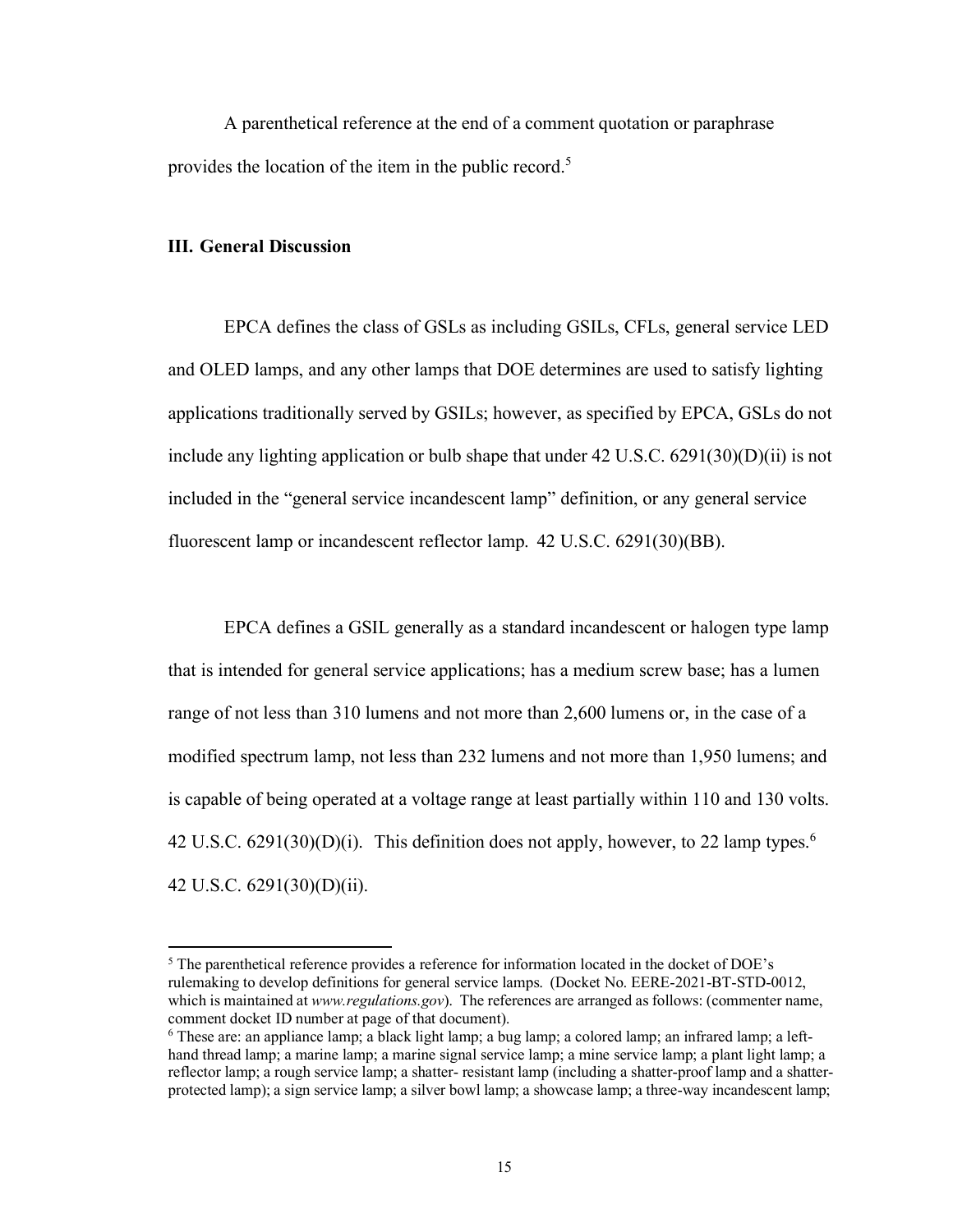A parenthetical reference at the end of a comment quotation or paraphrase provides the location of the item in the public record.[5]

## III. General Discussion

EPCA defines the class of GSLs as including GSILs, CFLs, general service LED and OLED lamps, and any other lamps that DOE determines are used to satisfy lighting applications traditionally served by GSILs; however, as specified by EPCA, GSLs do not include any lighting application or bulb shape that under 42 U.S.C. 6291(30)(D)(ii) is not included in the "general service incandescent lamp" definition, or any general service fluorescent lamp or incandescent reflector lamp. 42 U.S.C. 6291(30)(BB).

EPCA defines a GSIL generally as a standard incandescent or halogen type lamp that is intended for general service applications; has a medium screw base; has a lumen range of not less than 310 lumens and not more than 2,600 lumens or, in the case of a modified spectrum lamp, not less than 232 lumens and not more than 1,950 lumens; and is capable of being operated at a voltage range at least partially within 110 and 130 volts. 42 U.S.C. 6291(30)(D)(i). This definition does not apply, however, to 22 lamp types.[6] 42 U.S.C. 6291(30)(D)(ii).

---

[5] The parenthetical reference provides a reference for information located in the docket of DOE's rulemaking to develop definitions for general service lamps. (Docket No. EERE-2021-BT-STD-0012, which is maintained at *www.regulations.gov*). The references are arranged as follows: (commenter name, comment docket ID number at page of that document).

[6] These are: an appliance lamp; a black light lamp; a bug lamp; a colored lamp; an infrared lamp; a left-hand thread lamp; a marine lamp; a marine signal service lamp; a mine service lamp; a plant light lamp; a reflector lamp; a rough service lamp; a shatter- resistant lamp (including a shatter-proof lamp and a shatter-protected lamp); a sign service lamp; a silver bowl lamp; a showcase lamp; a three-way incandescent lamp;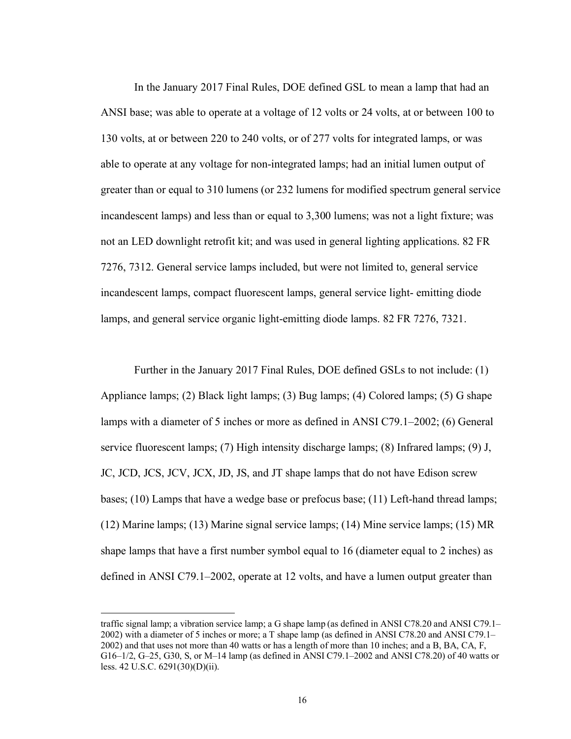In the January 2017 Final Rules, DOE defined GSL to mean a lamp that had an ANSI base; was able to operate at a voltage of 12 volts or 24 volts, at or between 100 to 130 volts, at or between 220 to 240 volts, or of 277 volts for integrated lamps, or was able to operate at any voltage for non-integrated lamps; had an initial lumen output of greater than or equal to 310 lumens (or 232 lumens for modified spectrum general service incandescent lamps) and less than or equal to 3,300 lumens; was not a light fixture; was not an LED downlight retrofit kit; and was used in general lighting applications. 82 FR 7276, 7312. General service lamps included, but were not limited to, general service incandescent lamps, compact fluorescent lamps, general service light- emitting diode lamps, and general service organic light-emitting diode lamps. 82 FR 7276, 7321.

Further in the January 2017 Final Rules, DOE defined GSLs to not include: (1) Appliance lamps; (2) Black light lamps; (3) Bug lamps; (4) Colored lamps; (5) G shape lamps with a diameter of 5 inches or more as defined in ANSI C79.1–2002; (6) General service fluorescent lamps; (7) High intensity discharge lamps; (8) Infrared lamps; (9) J, JC, JCD, JCS, JCV, JCX, JD, JS, and JT shape lamps that do not have Edison screw bases; (10) Lamps that have a wedge base or prefocus base; (11) Left-hand thread lamps; (12) Marine lamps; (13) Marine signal service lamps; (14) Mine service lamps; (15) MR shape lamps that have a first number symbol equal to 16 (diameter equal to 2 inches) as defined in ANSI C79.1–2002, operate at 12 volts, and have a lumen output greater than

---

traffic signal lamp; a vibration service lamp; a G shape lamp (as defined in ANSI C78.20 and ANSI C79.1–2002) with a diameter of 5 inches or more; a T shape lamp (as defined in ANSI C78.20 and ANSI C79.1–2002) and that uses not more than 40 watts or has a length of more than 10 inches; and a B, BA, CA, F, G16–1/2, G–25, G30, S, or M–14 lamp (as defined in ANSI C79.1–2002 and ANSI C78.20) of 40 watts or less. 42 U.S.C. 6291(30)(D)(ii).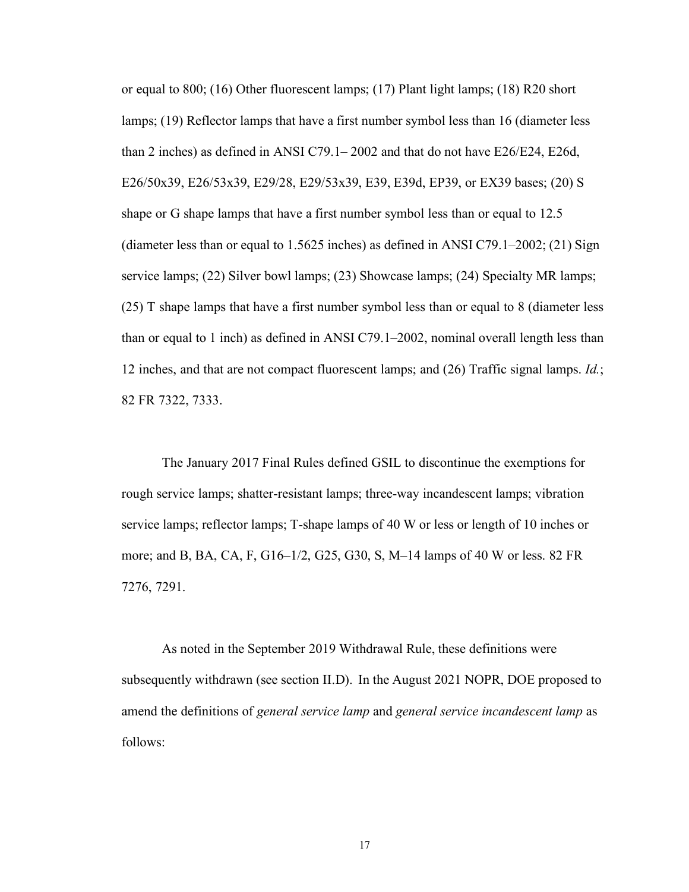or equal to 800; (16) Other fluorescent lamps; (17) Plant light lamps; (18) R20 short lamps; (19) Reflector lamps that have a first number symbol less than 16 (diameter less than 2 inches) as defined in ANSI C79.1– 2002 and that do not have E26/E24, E26d, E26/50x39, E26/53x39, E29/28, E29/53x39, E39, E39d, EP39, or EX39 bases; (20) S shape or G shape lamps that have a first number symbol less than or equal to 12.5 (diameter less than or equal to 1.5625 inches) as defined in ANSI C79.1–2002; (21) Sign service lamps; (22) Silver bowl lamps; (23) Showcase lamps; (24) Specialty MR lamps; (25) T shape lamps that have a first number symbol less than or equal to 8 (diameter less than or equal to 1 inch) as defined in ANSI C79.1–2002, nominal overall length less than 12 inches, and that are not compact fluorescent lamps; and (26) Traffic signal lamps. *Id.*; 82 FR 7322, 7333.

The January 2017 Final Rules defined GSIL to discontinue the exemptions for rough service lamps; shatter-resistant lamps; three-way incandescent lamps; vibration service lamps; reflector lamps; T-shape lamps of 40 W or less or length of 10 inches or more; and B, BA, CA, F, G16–1/2, G25, G30, S, M–14 lamps of 40 W or less. 82 FR 7276, 7291.

As noted in the September 2019 Withdrawal Rule, these definitions were subsequently withdrawn (see section II.D). In the August 2021 NOPR, DOE proposed to amend the definitions of *general service lamp* and *general service incandescent lamp* as follows: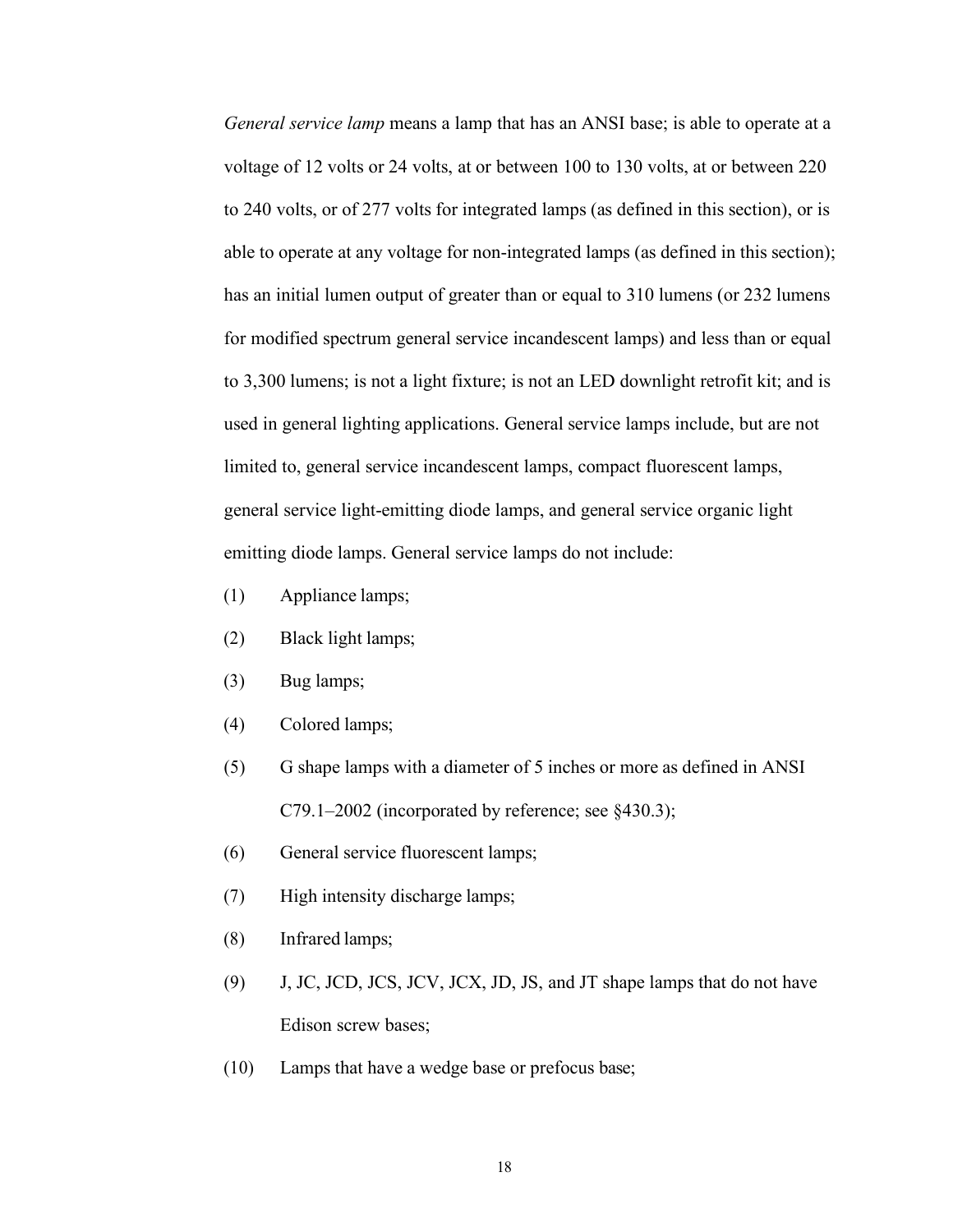*General service lamp* means a lamp that has an ANSI base; is able to operate at a voltage of 12 volts or 24 volts, at or between 100 to 130 volts, at or between 220 to 240 volts, or of 277 volts for integrated lamps (as defined in this section), or is able to operate at any voltage for non-integrated lamps (as defined in this section); has an initial lumen output of greater than or equal to 310 lumens (or 232 lumens for modified spectrum general service incandescent lamps) and less than or equal to 3,300 lumens; is not a light fixture; is not an LED downlight retrofit kit; and is used in general lighting applications. General service lamps include, but are not limited to, general service incandescent lamps, compact fluorescent lamps, general service light-emitting diode lamps, and general service organic light emitting diode lamps. General service lamps do not include:

(1) Appliance lamps;

(2) Black light lamps;

(3) Bug lamps;

(4) Colored lamps;

(5) G shape lamps with a diameter of 5 inches or more as defined in ANSI C79.1–2002 (incorporated by reference; see §430.3);

(6) General service fluorescent lamps;

(7) High intensity discharge lamps;

(8) Infrared lamps;

(9) J, JC, JCD, JCS, JCV, JCX, JD, JS, and JT shape lamps that do not have Edison screw bases;

(10) Lamps that have a wedge base or prefocus base;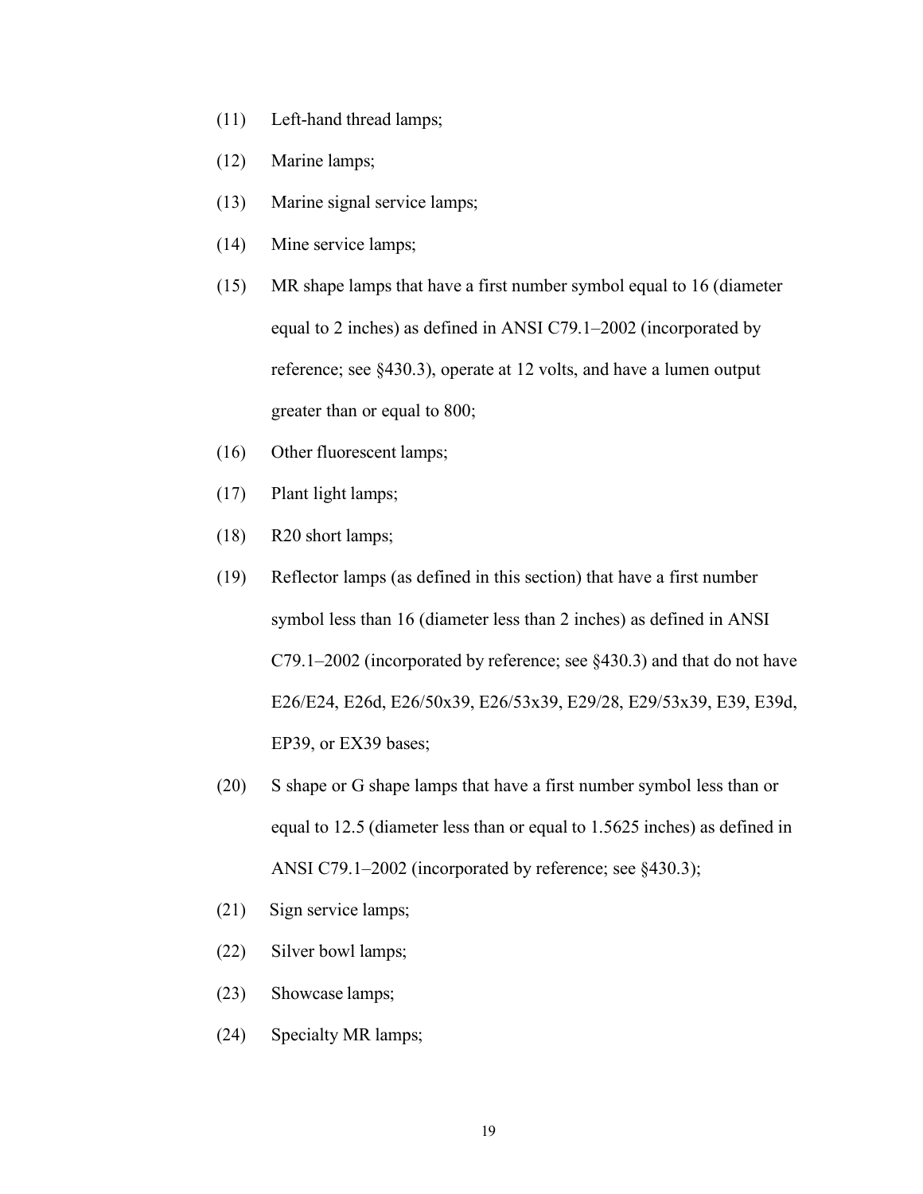(11) Left-hand thread lamps;

(12) Marine lamps;

(13) Marine signal service lamps;

(14) Mine service lamps;

(15) MR shape lamps that have a first number symbol equal to 16 (diameter equal to 2 inches) as defined in ANSI C79.1–2002 (incorporated by reference; see §430.3), operate at 12 volts, and have a lumen output greater than or equal to 800;

(16) Other fluorescent lamps;

(17) Plant light lamps;

(18) R20 short lamps;

(19) Reflector lamps (as defined in this section) that have a first number symbol less than 16 (diameter less than 2 inches) as defined in ANSI C79.1–2002 (incorporated by reference; see §430.3) and that do not have E26/E24, E26d, E26/50x39, E26/53x39, E29/28, E29/53x39, E39, E39d, EP39, or EX39 bases;

(20) S shape or G shape lamps that have a first number symbol less than or equal to 12.5 (diameter less than or equal to 1.5625 inches) as defined in ANSI C79.1–2002 (incorporated by reference; see §430.3);

(21) Sign service lamps;

(22) Silver bowl lamps;

(23) Showcase lamps;

(24) Specialty MR lamps;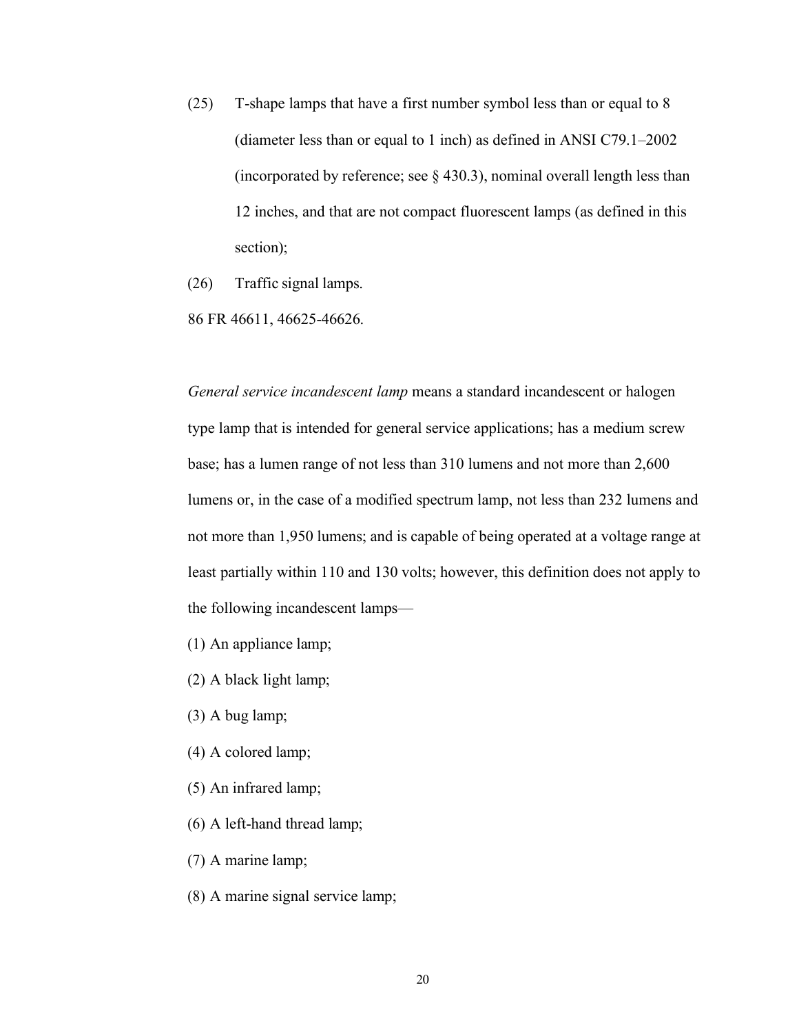(25) T-shape lamps that have a first number symbol less than or equal to 8 (diameter less than or equal to 1 inch) as defined in ANSI C79.1–2002 (incorporated by reference; see § 430.3), nominal overall length less than 12 inches, and that are not compact fluorescent lamps (as defined in this section);

(26) Traffic signal lamps.

86 FR 46611, 46625-46626.

*General service incandescent lamp* means a standard incandescent or halogen type lamp that is intended for general service applications; has a medium screw base; has a lumen range of not less than 310 lumens and not more than 2,600 lumens or, in the case of a modified spectrum lamp, not less than 232 lumens and not more than 1,950 lumens; and is capable of being operated at a voltage range at least partially within 110 and 130 volts; however, this definition does not apply to the following incandescent lamps—

(1) An appliance lamp;

(2) A black light lamp;

(3) A bug lamp;

(4) A colored lamp;

(5) An infrared lamp;

(6) A left-hand thread lamp;

(7) A marine lamp;

(8) A marine signal service lamp;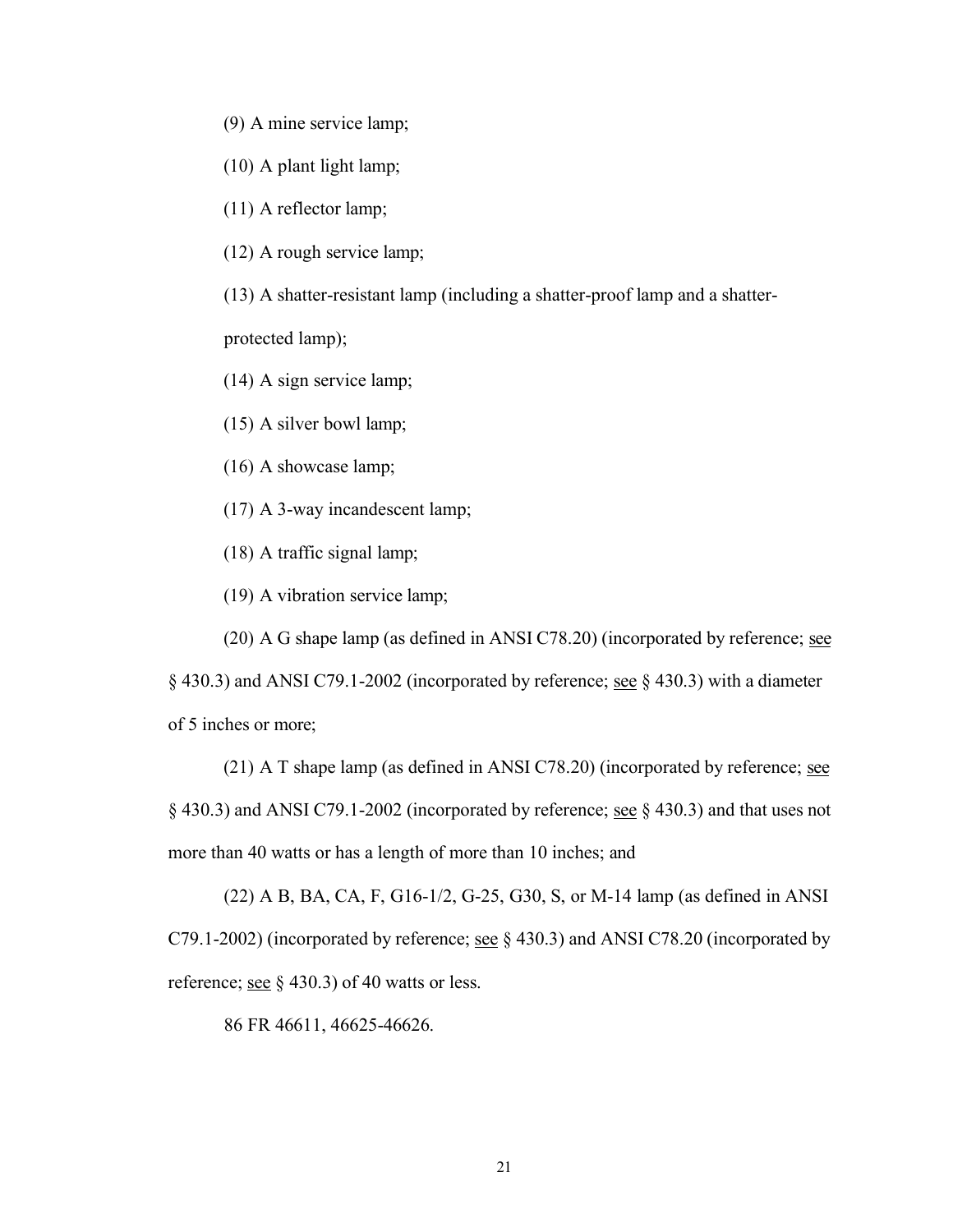(9) A mine service lamp;

(10) A plant light lamp;

(11) A reflector lamp;

(12) A rough service lamp;

(13) A shatter-resistant lamp (including a shatter-proof lamp and a shatter-protected lamp);

(14) A sign service lamp;

(15) A silver bowl lamp;

(16) A showcase lamp;

(17) A 3-way incandescent lamp;

(18) A traffic signal lamp;

(19) A vibration service lamp;

(20) A G shape lamp (as defined in ANSI C78.20) (incorporated by reference; see § 430.3) and ANSI C79.1-2002 (incorporated by reference; see § 430.3) with a diameter of 5 inches or more;

(21) A T shape lamp (as defined in ANSI C78.20) (incorporated by reference; see § 430.3) and ANSI C79.1-2002 (incorporated by reference; see § 430.3) and that uses not more than 40 watts or has a length of more than 10 inches; and

(22) A B, BA, CA, F, G16-1/2, G-25, G30, S, or M-14 lamp (as defined in ANSI C79.1-2002) (incorporated by reference; see § 430.3) and ANSI C78.20 (incorporated by reference; see § 430.3) of 40 watts or less.

86 FR 46611, 46625-46626.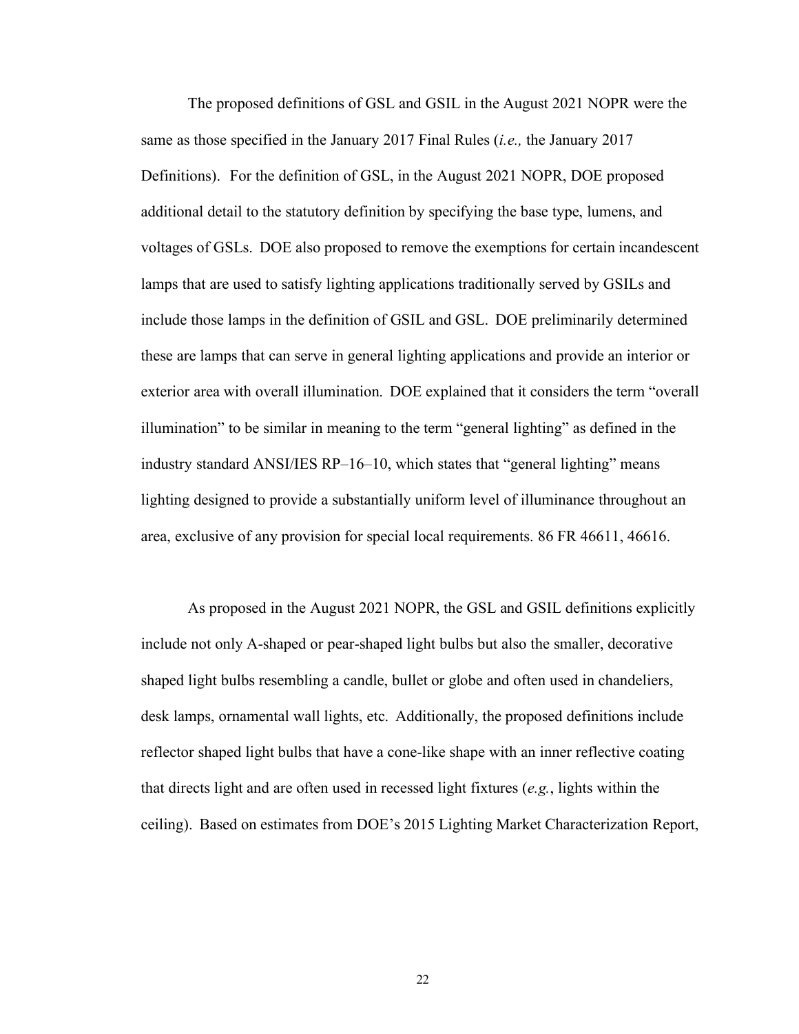The proposed definitions of GSL and GSIL in the August 2021 NOPR were the same as those specified in the January 2017 Final Rules (*i.e.,* the January 2017 Definitions). For the definition of GSL, in the August 2021 NOPR, DOE proposed additional detail to the statutory definition by specifying the base type, lumens, and voltages of GSLs. DOE also proposed to remove the exemptions for certain incandescent lamps that are used to satisfy lighting applications traditionally served by GSILs and include those lamps in the definition of GSIL and GSL. DOE preliminarily determined these are lamps that can serve in general lighting applications and provide an interior or exterior area with overall illumination. DOE explained that it considers the term "overall illumination" to be similar in meaning to the term "general lighting" as defined in the industry standard ANSI/IES RP–16–10, which states that "general lighting" means lighting designed to provide a substantially uniform level of illuminance throughout an area, exclusive of any provision for special local requirements. 86 FR 46611, 46616.

As proposed in the August 2021 NOPR, the GSL and GSIL definitions explicitly include not only A-shaped or pear-shaped light bulbs but also the smaller, decorative shaped light bulbs resembling a candle, bullet or globe and often used in chandeliers, desk lamps, ornamental wall lights, etc. Additionally, the proposed definitions include reflector shaped light bulbs that have a cone-like shape with an inner reflective coating that directs light and are often used in recessed light fixtures (*e.g.*, lights within the ceiling). Based on estimates from DOE's 2015 Lighting Market Characterization Report,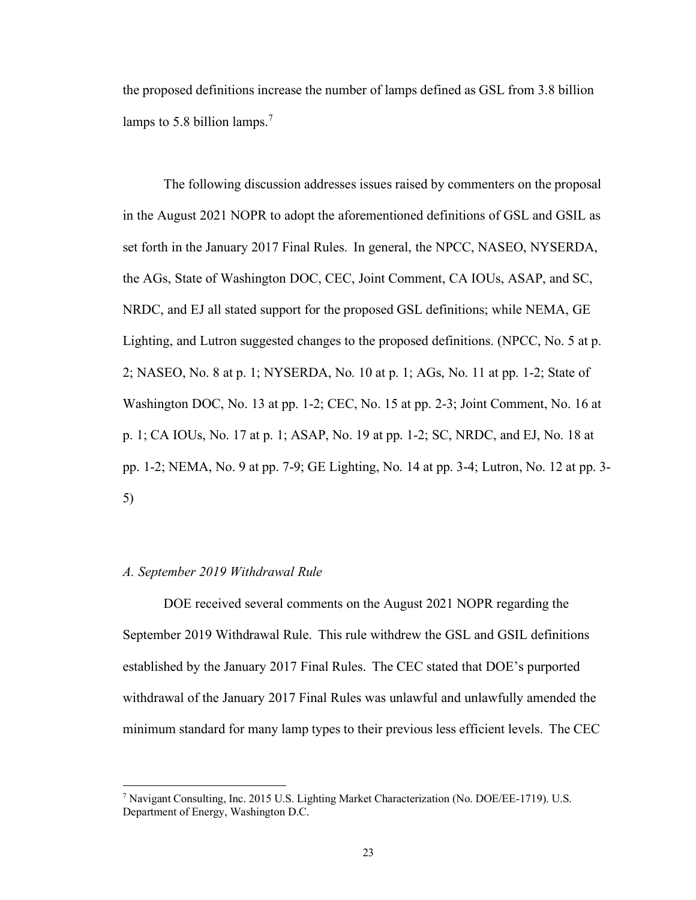the proposed definitions increase the number of lamps defined as GSL from 3.8 billion lamps to 5.8 billion lamps.[7]

The following discussion addresses issues raised by commenters on the proposal in the August 2021 NOPR to adopt the aforementioned definitions of GSL and GSIL as set forth in the January 2017 Final Rules. In general, the NPCC, NASEO, NYSERDA, the AGs, State of Washington DOC, CEC, Joint Comment, CA IOUs, ASAP, and SC, NRDC, and EJ all stated support for the proposed GSL definitions; while NEMA, GE Lighting, and Lutron suggested changes to the proposed definitions. (NPCC, No. 5 at p. 2; NASEO, No. 8 at p. 1; NYSERDA, No. 10 at p. 1; AGs, No. 11 at pp. 1-2; State of Washington DOC, No. 13 at pp. 1-2; CEC, No. 15 at pp. 2-3; Joint Comment, No. 16 at p. 1; CA IOUs, No. 17 at p. 1; ASAP, No. 19 at pp. 1-2; SC, NRDC, and EJ, No. 18 at pp. 1-2; NEMA, No. 9 at pp. 7-9; GE Lighting, No. 14 at pp. 3-4; Lutron, No. 12 at pp. 3-5)

### *A. September 2019 Withdrawal Rule*

DOE received several comments on the August 2021 NOPR regarding the September 2019 Withdrawal Rule. This rule withdrew the GSL and GSIL definitions established by the January 2017 Final Rules. The CEC stated that DOE's purported withdrawal of the January 2017 Final Rules was unlawful and unlawfully amended the minimum standard for many lamp types to their previous less efficient levels. The CEC

[7] Navigant Consulting, Inc. 2015 U.S. Lighting Market Characterization (No. DOE/EE-1719). U.S. Department of Energy, Washington D.C.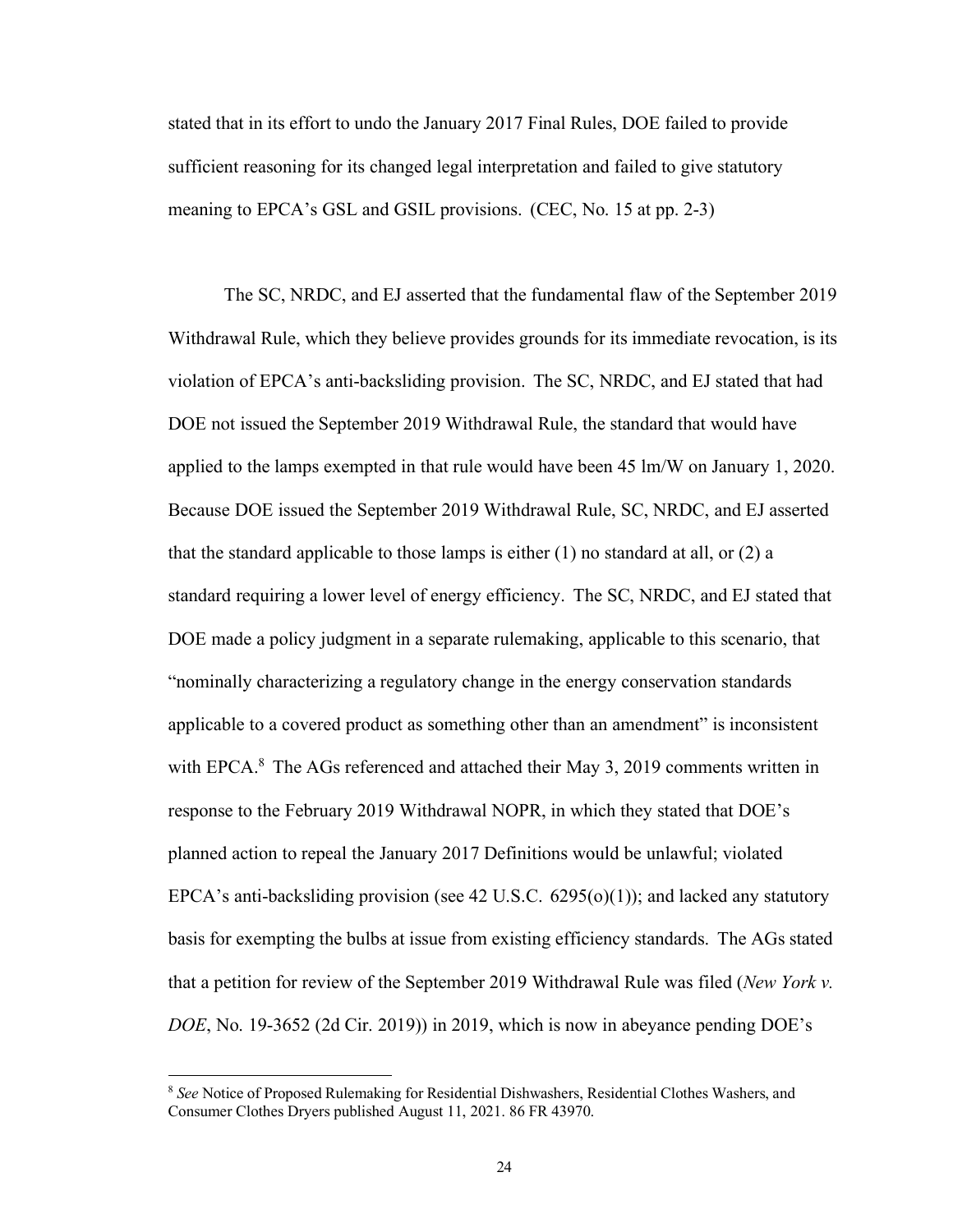stated that in its effort to undo the January 2017 Final Rules, DOE failed to provide sufficient reasoning for its changed legal interpretation and failed to give statutory meaning to EPCA's GSL and GSIL provisions. (CEC, No. 15 at pp. 2-3)

The SC, NRDC, and EJ asserted that the fundamental flaw of the September 2019 Withdrawal Rule, which they believe provides grounds for its immediate revocation, is its violation of EPCA's anti-backsliding provision. The SC, NRDC, and EJ stated that had DOE not issued the September 2019 Withdrawal Rule, the standard that would have applied to the lamps exempted in that rule would have been 45 lm/W on January 1, 2020. Because DOE issued the September 2019 Withdrawal Rule, SC, NRDC, and EJ asserted that the standard applicable to those lamps is either (1) no standard at all, or (2) a standard requiring a lower level of energy efficiency. The SC, NRDC, and EJ stated that DOE made a policy judgment in a separate rulemaking, applicable to this scenario, that "nominally characterizing a regulatory change in the energy conservation standards applicable to a covered product as something other than an amendment" is inconsistent with EPCA.[8] The AGs referenced and attached their May 3, 2019 comments written in response to the February 2019 Withdrawal NOPR, in which they stated that DOE's planned action to repeal the January 2017 Definitions would be unlawful; violated EPCA's anti-backsliding provision (see 42 U.S.C. 6295(o)(1)); and lacked any statutory basis for exempting the bulbs at issue from existing efficiency standards. The AGs stated that a petition for review of the September 2019 Withdrawal Rule was filed (*New York v. DOE*, No. 19-3652 (2d Cir. 2019)) in 2019, which is now in abeyance pending DOE's

[8] *See* Notice of Proposed Rulemaking for Residential Dishwashers, Residential Clothes Washers, and Consumer Clothes Dryers published August 11, 2021. 86 FR 43970.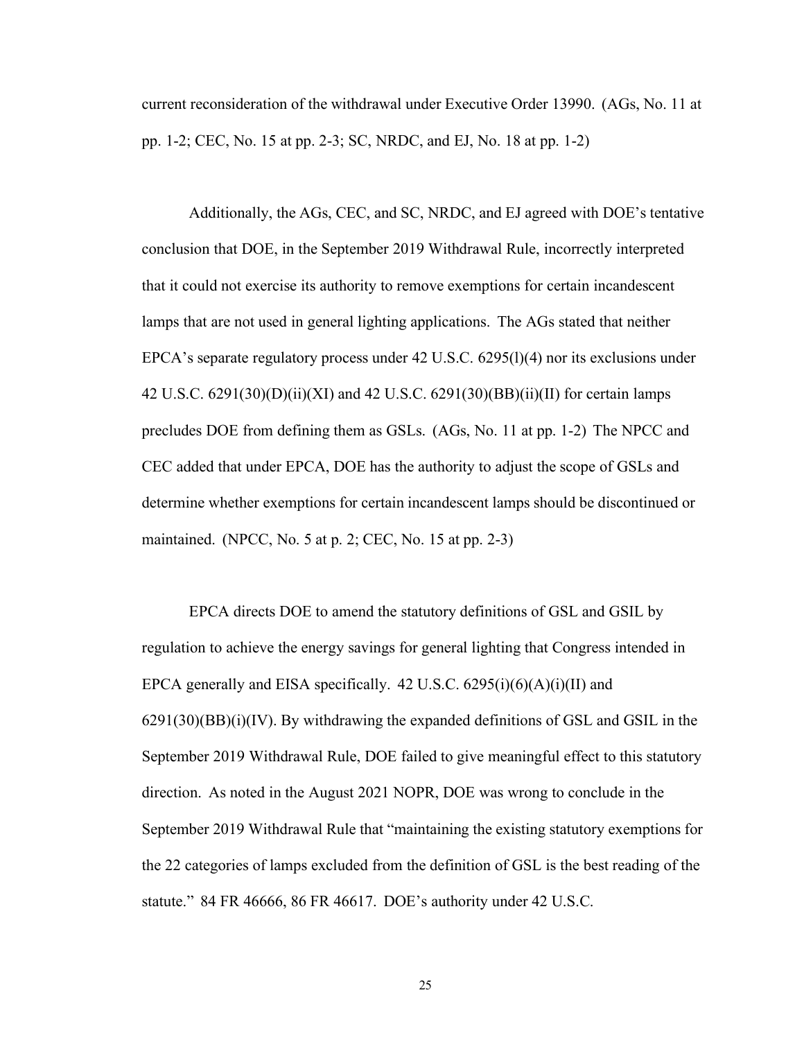current reconsideration of the withdrawal under Executive Order 13990. (AGs, No. 11 at pp. 1-2; CEC, No. 15 at pp. 2-3; SC, NRDC, and EJ, No. 18 at pp. 1-2)

Additionally, the AGs, CEC, and SC, NRDC, and EJ agreed with DOE's tentative conclusion that DOE, in the September 2019 Withdrawal Rule, incorrectly interpreted that it could not exercise its authority to remove exemptions for certain incandescent lamps that are not used in general lighting applications. The AGs stated that neither EPCA's separate regulatory process under 42 U.S.C. 6295(l)(4) nor its exclusions under 42 U.S.C. 6291(30)(D)(ii)(XI) and 42 U.S.C. 6291(30)(BB)(ii)(II) for certain lamps precludes DOE from defining them as GSLs. (AGs, No. 11 at pp. 1-2) The NPCC and CEC added that under EPCA, DOE has the authority to adjust the scope of GSLs and determine whether exemptions for certain incandescent lamps should be discontinued or maintained. (NPCC, No. 5 at p. 2; CEC, No. 15 at pp. 2-3)

EPCA directs DOE to amend the statutory definitions of GSL and GSIL by regulation to achieve the energy savings for general lighting that Congress intended in EPCA generally and EISA specifically. 42 U.S.C. 6295(i)(6)(A)(i)(II) and 6291(30)(BB)(i)(IV). By withdrawing the expanded definitions of GSL and GSIL in the September 2019 Withdrawal Rule, DOE failed to give meaningful effect to this statutory direction. As noted in the August 2021 NOPR, DOE was wrong to conclude in the September 2019 Withdrawal Rule that "maintaining the existing statutory exemptions for the 22 categories of lamps excluded from the definition of GSL is the best reading of the statute." 84 FR 46666, 86 FR 46617. DOE's authority under 42 U.S.C.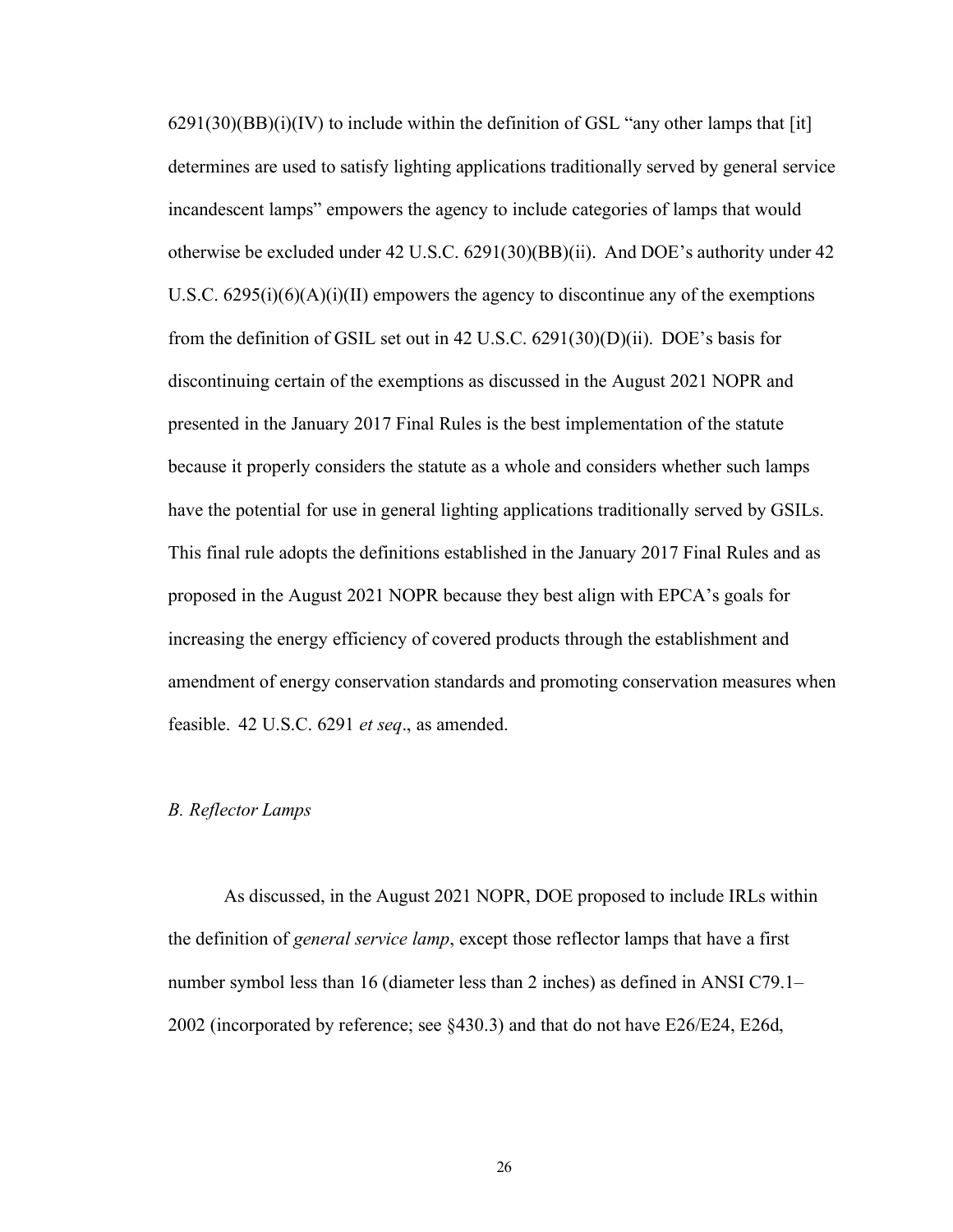6291(30)(BB)(i)(IV) to include within the definition of GSL "any other lamps that [it] determines are used to satisfy lighting applications traditionally served by general service incandescent lamps" empowers the agency to include categories of lamps that would otherwise be excluded under 42 U.S.C. 6291(30)(BB)(ii). And DOE's authority under 42 U.S.C. 6295(i)(6)(A)(i)(II) empowers the agency to discontinue any of the exemptions from the definition of GSIL set out in 42 U.S.C. 6291(30)(D)(ii). DOE's basis for discontinuing certain of the exemptions as discussed in the August 2021 NOPR and presented in the January 2017 Final Rules is the best implementation of the statute because it properly considers the statute as a whole and considers whether such lamps have the potential for use in general lighting applications traditionally served by GSILs. This final rule adopts the definitions established in the January 2017 Final Rules and as proposed in the August 2021 NOPR because they best align with EPCA's goals for increasing the energy efficiency of covered products through the establishment and amendment of energy conservation standards and promoting conservation measures when feasible. 42 U.S.C. 6291 *et seq*., as amended.

### *B. Reflector Lamps*

As discussed, in the August 2021 NOPR, DOE proposed to include IRLs within the definition of *general service lamp*, except those reflector lamps that have a first number symbol less than 16 (diameter less than 2 inches) as defined in ANSI C79.1–2002 (incorporated by reference; see §430.3) and that do not have E26/E24, E26d,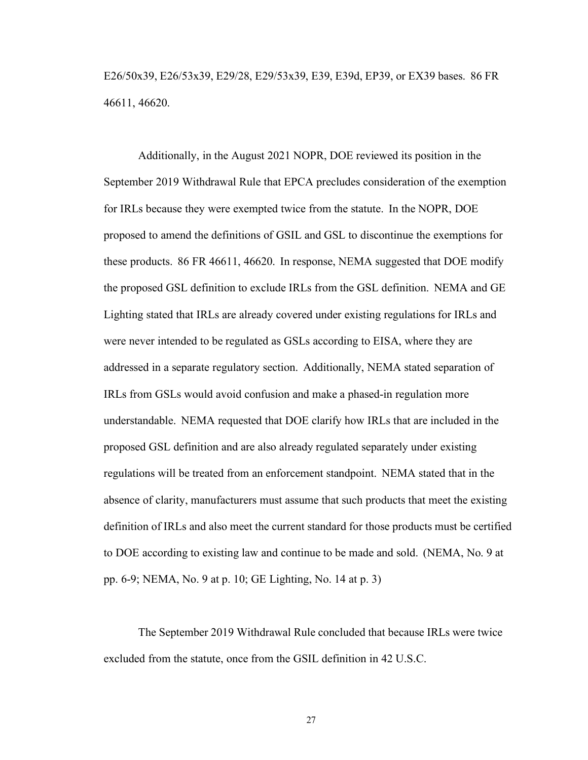E26/50x39, E26/53x39, E29/28, E29/53x39, E39, E39d, EP39, or EX39 bases. 86 FR 46611, 46620.

Additionally, in the August 2021 NOPR, DOE reviewed its position in the September 2019 Withdrawal Rule that EPCA precludes consideration of the exemption for IRLs because they were exempted twice from the statute. In the NOPR, DOE proposed to amend the definitions of GSIL and GSL to discontinue the exemptions for these products. 86 FR 46611, 46620. In response, NEMA suggested that DOE modify the proposed GSL definition to exclude IRLs from the GSL definition. NEMA and GE Lighting stated that IRLs are already covered under existing regulations for IRLs and were never intended to be regulated as GSLs according to EISA, where they are addressed in a separate regulatory section. Additionally, NEMA stated separation of IRLs from GSLs would avoid confusion and make a phased-in regulation more understandable. NEMA requested that DOE clarify how IRLs that are included in the proposed GSL definition and are also already regulated separately under existing regulations will be treated from an enforcement standpoint. NEMA stated that in the absence of clarity, manufacturers must assume that such products that meet the existing definition of IRLs and also meet the current standard for those products must be certified to DOE according to existing law and continue to be made and sold. (NEMA, No. 9 at pp. 6-9; NEMA, No. 9 at p. 10; GE Lighting, No. 14 at p. 3)

The September 2019 Withdrawal Rule concluded that because IRLs were twice excluded from the statute, once from the GSIL definition in 42 U.S.C.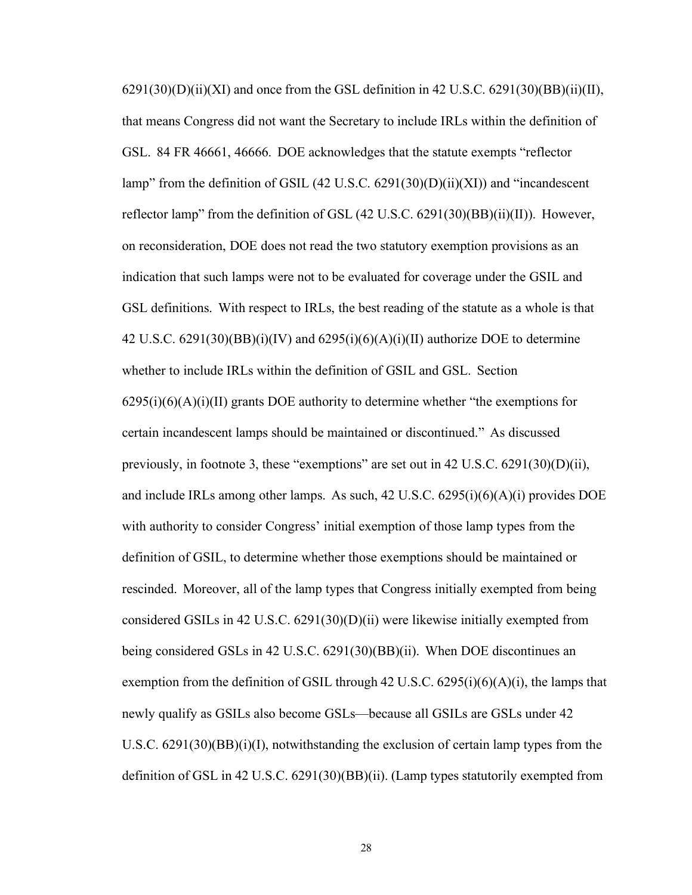6291(30)(D)(ii)(XI) and once from the GSL definition in 42 U.S.C. 6291(30)(BB)(ii)(II), that means Congress did not want the Secretary to include IRLs within the definition of GSL. 84 FR 46661, 46666. DOE acknowledges that the statute exempts "reflector lamp" from the definition of GSIL (42 U.S.C. 6291(30)(D)(ii)(XI)) and "incandescent reflector lamp" from the definition of GSL (42 U.S.C. 6291(30)(BB)(ii)(II)). However, on reconsideration, DOE does not read the two statutory exemption provisions as an indication that such lamps were not to be evaluated for coverage under the GSIL and GSL definitions. With respect to IRLs, the best reading of the statute as a whole is that 42 U.S.C. 6291(30)(BB)(i)(IV) and 6295(i)(6)(A)(i)(II) authorize DOE to determine whether to include IRLs within the definition of GSIL and GSL. Section 6295(i)(6)(A)(i)(II) grants DOE authority to determine whether "the exemptions for certain incandescent lamps should be maintained or discontinued." As discussed previously, in footnote 3, these "exemptions" are set out in 42 U.S.C. 6291(30)(D)(ii), and include IRLs among other lamps. As such, 42 U.S.C. 6295(i)(6)(A)(i) provides DOE with authority to consider Congress' initial exemption of those lamp types from the definition of GSIL, to determine whether those exemptions should be maintained or rescinded. Moreover, all of the lamp types that Congress initially exempted from being considered GSILs in 42 U.S.C. 6291(30)(D)(ii) were likewise initially exempted from being considered GSLs in 42 U.S.C. 6291(30)(BB)(ii). When DOE discontinues an exemption from the definition of GSIL through 42 U.S.C. 6295(i)(6)(A)(i), the lamps that newly qualify as GSILs also become GSLs—because all GSILs are GSLs under 42 U.S.C. 6291(30)(BB)(i)(I), notwithstanding the exclusion of certain lamp types from the definition of GSL in 42 U.S.C. 6291(30)(BB)(ii). (Lamp types statutorily exempted from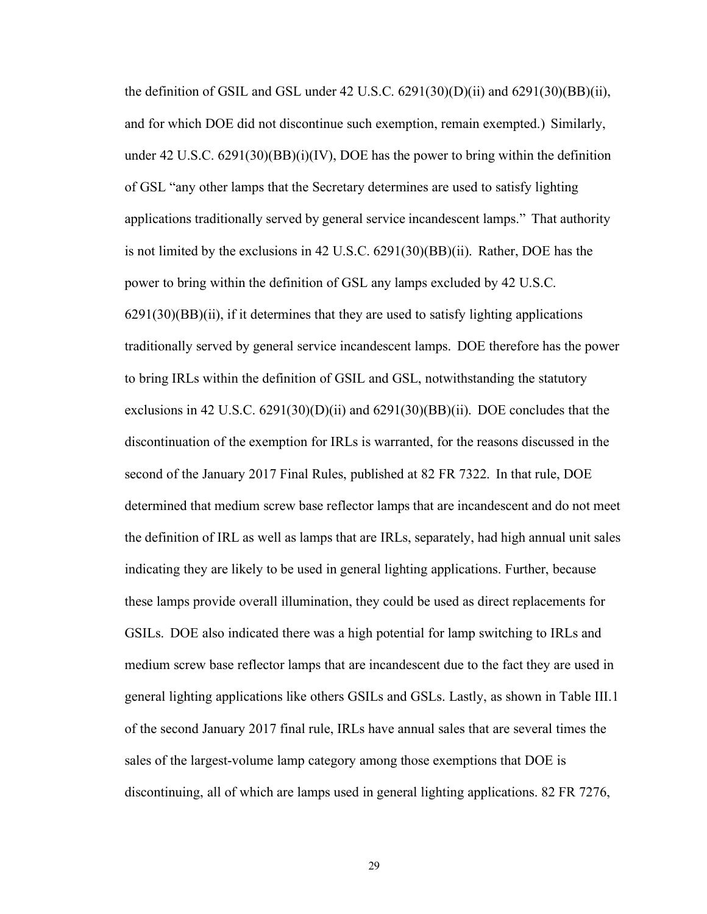the definition of GSIL and GSL under 42 U.S.C. 6291(30)(D)(ii) and 6291(30)(BB)(ii), and for which DOE did not discontinue such exemption, remain exempted.) Similarly, under 42 U.S.C. 6291(30)(BB)(i)(IV), DOE has the power to bring within the definition of GSL "any other lamps that the Secretary determines are used to satisfy lighting applications traditionally served by general service incandescent lamps." That authority is not limited by the exclusions in 42 U.S.C. 6291(30)(BB)(ii). Rather, DOE has the power to bring within the definition of GSL any lamps excluded by 42 U.S.C. 6291(30)(BB)(ii), if it determines that they are used to satisfy lighting applications traditionally served by general service incandescent lamps. DOE therefore has the power to bring IRLs within the definition of GSIL and GSL, notwithstanding the statutory exclusions in 42 U.S.C. 6291(30)(D)(ii) and 6291(30)(BB)(ii). DOE concludes that the discontinuation of the exemption for IRLs is warranted, for the reasons discussed in the second of the January 2017 Final Rules, published at 82 FR 7322. In that rule, DOE determined that medium screw base reflector lamps that are incandescent and do not meet the definition of IRL as well as lamps that are IRLs, separately, had high annual unit sales indicating they are likely to be used in general lighting applications. Further, because these lamps provide overall illumination, they could be used as direct replacements for GSILs. DOE also indicated there was a high potential for lamp switching to IRLs and medium screw base reflector lamps that are incandescent due to the fact they are used in general lighting applications like others GSILs and GSLs. Lastly, as shown in Table III.1 of the second January 2017 final rule, IRLs have annual sales that are several times the sales of the largest-volume lamp category among those exemptions that DOE is discontinuing, all of which are lamps used in general lighting applications. 82 FR 7276,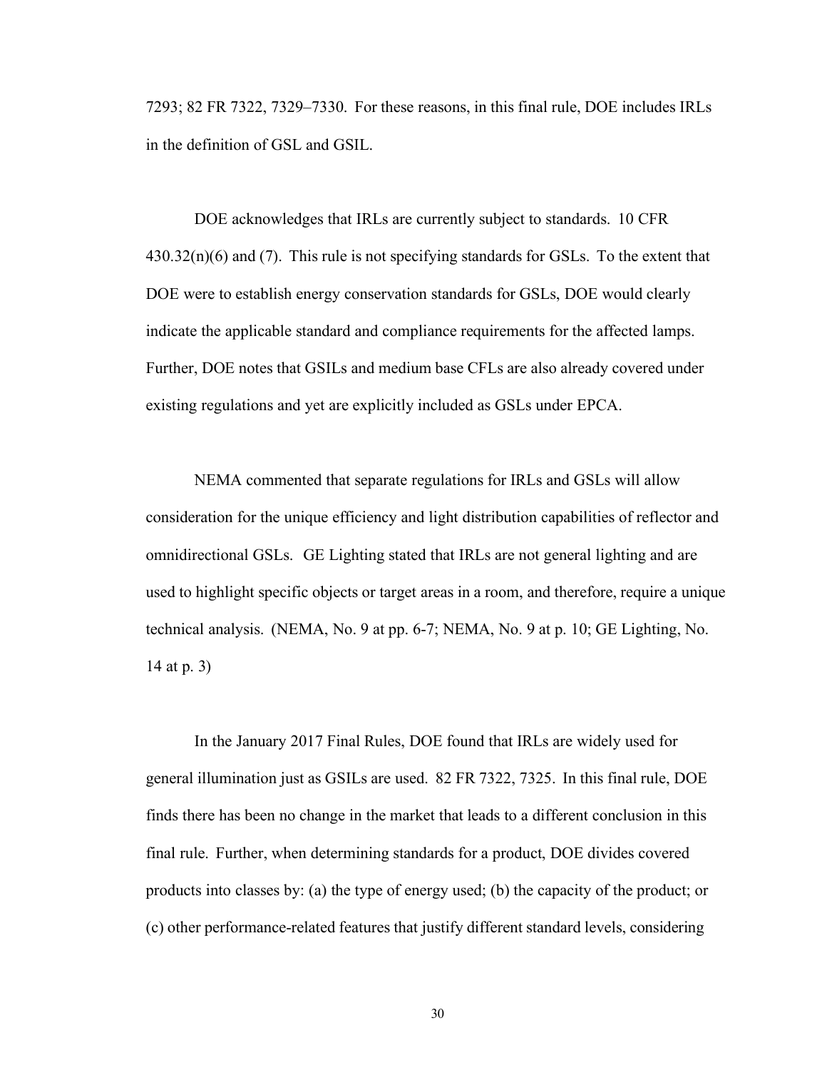7293; 82 FR 7322, 7329–7330. For these reasons, in this final rule, DOE includes IRLs in the definition of GSL and GSIL.

DOE acknowledges that IRLs are currently subject to standards. 10 CFR 430.32(n)(6) and (7). This rule is not specifying standards for GSLs. To the extent that DOE were to establish energy conservation standards for GSLs, DOE would clearly indicate the applicable standard and compliance requirements for the affected lamps. Further, DOE notes that GSILs and medium base CFLs are also already covered under existing regulations and yet are explicitly included as GSLs under EPCA.

NEMA commented that separate regulations for IRLs and GSLs will allow consideration for the unique efficiency and light distribution capabilities of reflector and omnidirectional GSLs. GE Lighting stated that IRLs are not general lighting and are used to highlight specific objects or target areas in a room, and therefore, require a unique technical analysis. (NEMA, No. 9 at pp. 6-7; NEMA, No. 9 at p. 10; GE Lighting, No. 14 at p. 3)

In the January 2017 Final Rules, DOE found that IRLs are widely used for general illumination just as GSILs are used. 82 FR 7322, 7325. In this final rule, DOE finds there has been no change in the market that leads to a different conclusion in this final rule. Further, when determining standards for a product, DOE divides covered products into classes by: (a) the type of energy used; (b) the capacity of the product; or (c) other performance-related features that justify different standard levels, considering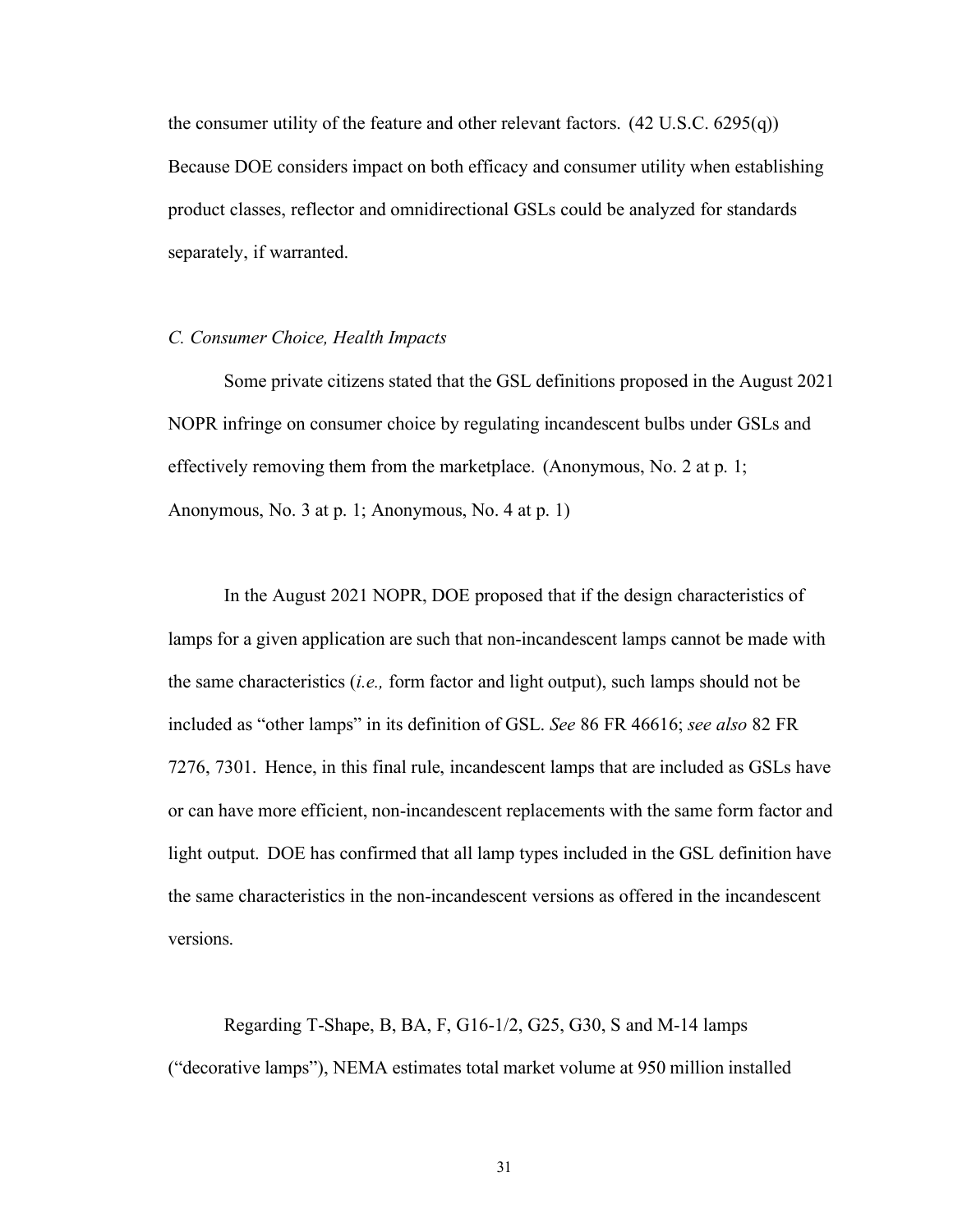the consumer utility of the feature and other relevant factors. (42 U.S.C. 6295(q)) Because DOE considers impact on both efficacy and consumer utility when establishing product classes, reflector and omnidirectional GSLs could be analyzed for standards separately, if warranted.

### *C. Consumer Choice, Health Impacts*

Some private citizens stated that the GSL definitions proposed in the August 2021 NOPR infringe on consumer choice by regulating incandescent bulbs under GSLs and effectively removing them from the marketplace. (Anonymous, No. 2 at p. 1; Anonymous, No. 3 at p. 1; Anonymous, No. 4 at p. 1)

In the August 2021 NOPR, DOE proposed that if the design characteristics of lamps for a given application are such that non-incandescent lamps cannot be made with the same characteristics (*i.e.,* form factor and light output), such lamps should not be included as "other lamps" in its definition of GSL. *See* 86 FR 46616; *see also* 82 FR 7276, 7301. Hence, in this final rule, incandescent lamps that are included as GSLs have or can have more efficient, non-incandescent replacements with the same form factor and light output. DOE has confirmed that all lamp types included in the GSL definition have the same characteristics in the non-incandescent versions as offered in the incandescent versions.

Regarding T-Shape, B, BA, F, G16-1/2, G25, G30, S and M-14 lamps ("decorative lamps"), NEMA estimates total market volume at 950 million installed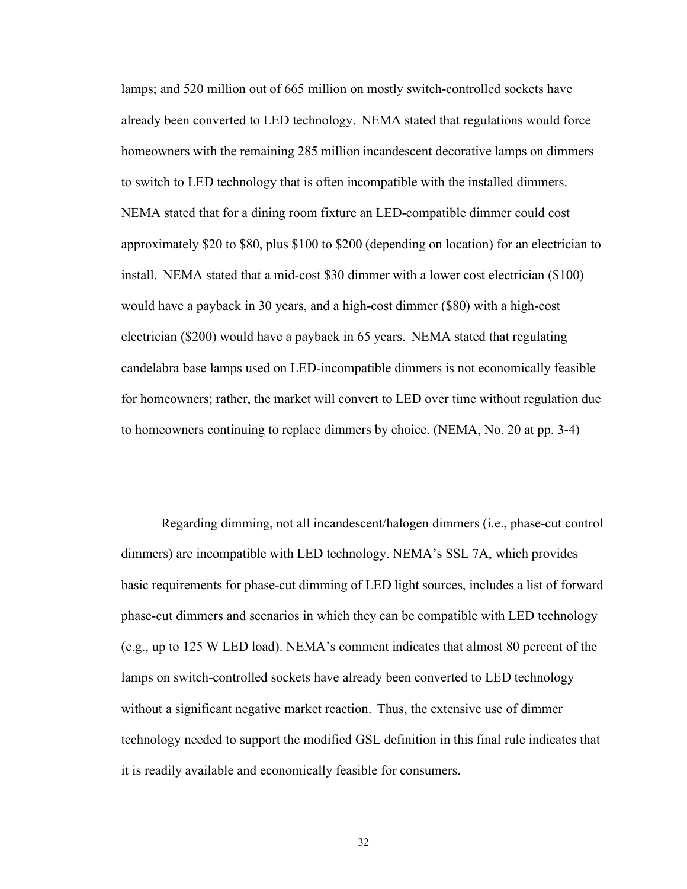lamps; and 520 million out of 665 million on mostly switch-controlled sockets have already been converted to LED technology. NEMA stated that regulations would force homeowners with the remaining 285 million incandescent decorative lamps on dimmers to switch to LED technology that is often incompatible with the installed dimmers. NEMA stated that for a dining room fixture an LED-compatible dimmer could cost approximately $20 to $80, plus $100 to $200 (depending on location) for an electrician to install. NEMA stated that a mid-cost $30 dimmer with a lower cost electrician ($100) would have a payback in 30 years, and a high-cost dimmer ($80) with a high-cost electrician ($200) would have a payback in 65 years. NEMA stated that regulating candelabra base lamps used on LED-incompatible dimmers is not economically feasible for homeowners; rather, the market will convert to LED over time without regulation due to homeowners continuing to replace dimmers by choice. (NEMA, No. 20 at pp. 3-4)

Regarding dimming, not all incandescent/halogen dimmers (i.e., phase-cut control dimmers) are incompatible with LED technology. NEMA's SSL 7A, which provides basic requirements for phase-cut dimming of LED light sources, includes a list of forward phase-cut dimmers and scenarios in which they can be compatible with LED technology (e.g., up to 125 W LED load). NEMA's comment indicates that almost 80 percent of the lamps on switch-controlled sockets have already been converted to LED technology without a significant negative market reaction. Thus, the extensive use of dimmer technology needed to support the modified GSL definition in this final rule indicates that it is readily available and economically feasible for consumers.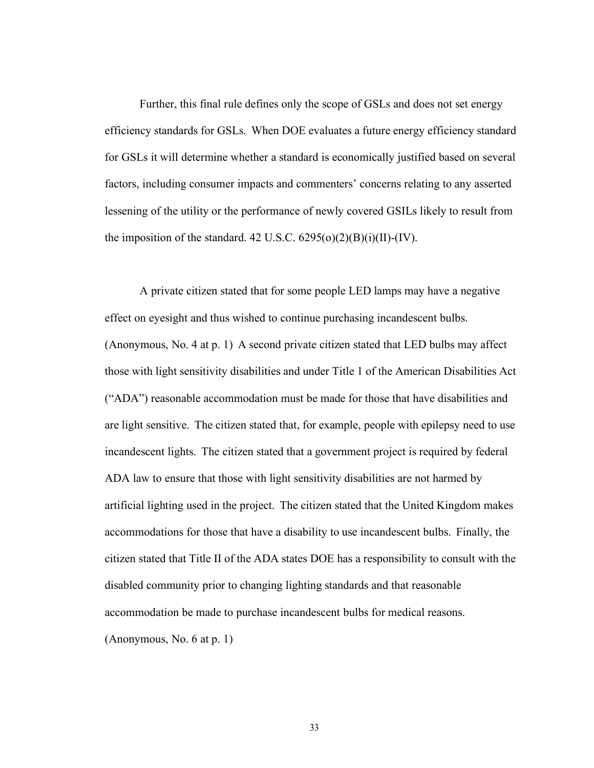Further, this final rule defines only the scope of GSLs and does not set energy efficiency standards for GSLs. When DOE evaluates a future energy efficiency standard for GSLs it will determine whether a standard is economically justified based on several factors, including consumer impacts and commenters' concerns relating to any asserted lessening of the utility or the performance of newly covered GSILs likely to result from the imposition of the standard. 42 U.S.C. 6295(o)(2)(B)(i)(II)-(IV).

A private citizen stated that for some people LED lamps may have a negative effect on eyesight and thus wished to continue purchasing incandescent bulbs. (Anonymous, No. 4 at p. 1) A second private citizen stated that LED bulbs may affect those with light sensitivity disabilities and under Title 1 of the American Disabilities Act ("ADA") reasonable accommodation must be made for those that have disabilities and are light sensitive. The citizen stated that, for example, people with epilepsy need to use incandescent lights. The citizen stated that a government project is required by federal ADA law to ensure that those with light sensitivity disabilities are not harmed by artificial lighting used in the project. The citizen stated that the United Kingdom makes accommodations for those that have a disability to use incandescent bulbs. Finally, the citizen stated that Title II of the ADA states DOE has a responsibility to consult with the disabled community prior to changing lighting standards and that reasonable accommodation be made to purchase incandescent bulbs for medical reasons. (Anonymous, No. 6 at p. 1)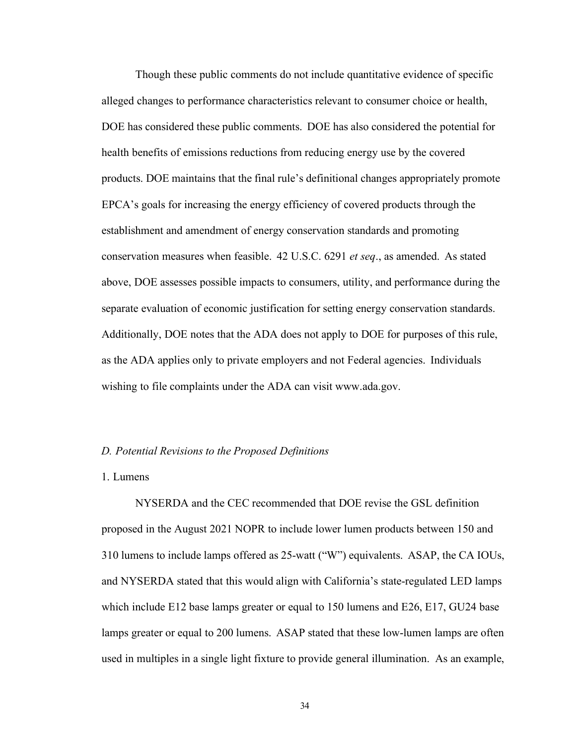Though these public comments do not include quantitative evidence of specific alleged changes to performance characteristics relevant to consumer choice or health, DOE has considered these public comments. DOE has also considered the potential for health benefits of emissions reductions from reducing energy use by the covered products. DOE maintains that the final rule's definitional changes appropriately promote EPCA's goals for increasing the energy efficiency of covered products through the establishment and amendment of energy conservation standards and promoting conservation measures when feasible. 42 U.S.C. 6291 *et seq*., as amended. As stated above, DOE assesses possible impacts to consumers, utility, and performance during the separate evaluation of economic justification for setting energy conservation standards. Additionally, DOE notes that the ADA does not apply to DOE for purposes of this rule, as the ADA applies only to private employers and not Federal agencies. Individuals wishing to file complaints under the ADA can visit www.ada.gov.

### *D. Potential Revisions to the Proposed Definitions*

#### 1. Lumens

NYSERDA and the CEC recommended that DOE revise the GSL definition proposed in the August 2021 NOPR to include lower lumen products between 150 and 310 lumens to include lamps offered as 25-watt ("W") equivalents. ASAP, the CA IOUs, and NYSERDA stated that this would align with California's state-regulated LED lamps which include E12 base lamps greater or equal to 150 lumens and E26, E17, GU24 base lamps greater or equal to 200 lumens. ASAP stated that these low-lumen lamps are often used in multiples in a single light fixture to provide general illumination. As an example,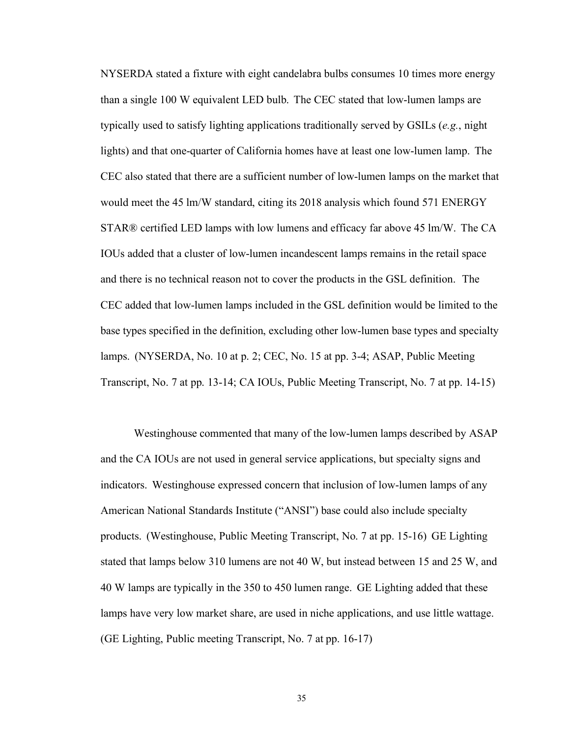NYSERDA stated a fixture with eight candelabra bulbs consumes 10 times more energy than a single 100 W equivalent LED bulb. The CEC stated that low-lumen lamps are typically used to satisfy lighting applications traditionally served by GSILs (*e.g.*, night lights) and that one-quarter of California homes have at least one low-lumen lamp. The CEC also stated that there are a sufficient number of low-lumen lamps on the market that would meet the 45 lm/W standard, citing its 2018 analysis which found 571 ENERGY STAR® certified LED lamps with low lumens and efficacy far above 45 lm/W. The CA IOUs added that a cluster of low-lumen incandescent lamps remains in the retail space and there is no technical reason not to cover the products in the GSL definition. The CEC added that low-lumen lamps included in the GSL definition would be limited to the base types specified in the definition, excluding other low-lumen base types and specialty lamps. (NYSERDA, No. 10 at p. 2; CEC, No. 15 at pp. 3-4; ASAP, Public Meeting Transcript, No. 7 at pp. 13-14; CA IOUs, Public Meeting Transcript, No. 7 at pp. 14-15)

Westinghouse commented that many of the low-lumen lamps described by ASAP and the CA IOUs are not used in general service applications, but specialty signs and indicators. Westinghouse expressed concern that inclusion of low-lumen lamps of any American National Standards Institute ("ANSI") base could also include specialty products. (Westinghouse, Public Meeting Transcript, No. 7 at pp. 15-16) GE Lighting stated that lamps below 310 lumens are not 40 W, but instead between 15 and 25 W, and 40 W lamps are typically in the 350 to 450 lumen range. GE Lighting added that these lamps have very low market share, are used in niche applications, and use little wattage. (GE Lighting, Public meeting Transcript, No. 7 at pp. 16-17)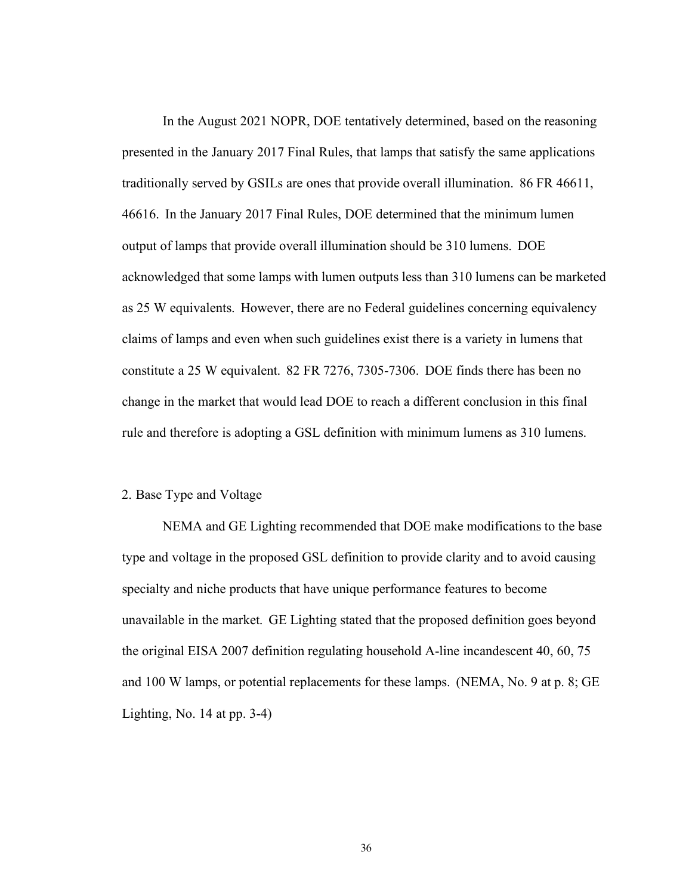In the August 2021 NOPR, DOE tentatively determined, based on the reasoning presented in the January 2017 Final Rules, that lamps that satisfy the same applications traditionally served by GSILs are ones that provide overall illumination. 86 FR 46611, 46616. In the January 2017 Final Rules, DOE determined that the minimum lumen output of lamps that provide overall illumination should be 310 lumens. DOE acknowledged that some lamps with lumen outputs less than 310 lumens can be marketed as 25 W equivalents. However, there are no Federal guidelines concerning equivalency claims of lamps and even when such guidelines exist there is a variety in lumens that constitute a 25 W equivalent. 82 FR 7276, 7305-7306. DOE finds there has been no change in the market that would lead DOE to reach a different conclusion in this final rule and therefore is adopting a GSL definition with minimum lumens as 310 lumens.

2. Base Type and Voltage

NEMA and GE Lighting recommended that DOE make modifications to the base type and voltage in the proposed GSL definition to provide clarity and to avoid causing specialty and niche products that have unique performance features to become unavailable in the market. GE Lighting stated that the proposed definition goes beyond the original EISA 2007 definition regulating household A-line incandescent 40, 60, 75 and 100 W lamps, or potential replacements for these lamps. (NEMA, No. 9 at p. 8; GE Lighting, No. 14 at pp. 3-4)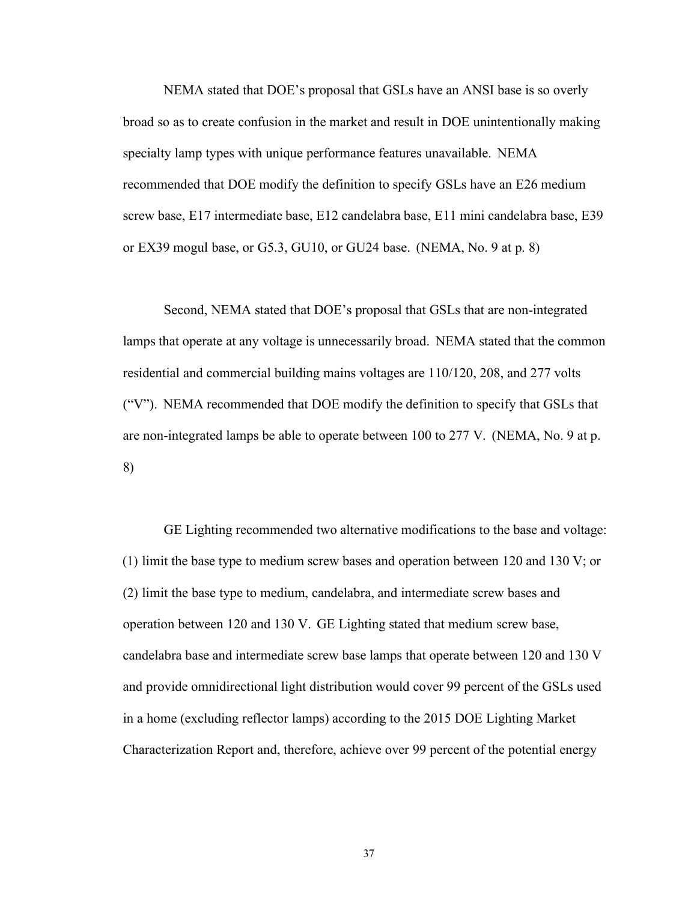NEMA stated that DOE's proposal that GSLs have an ANSI base is so overly broad so as to create confusion in the market and result in DOE unintentionally making specialty lamp types with unique performance features unavailable. NEMA recommended that DOE modify the definition to specify GSLs have an E26 medium screw base, E17 intermediate base, E12 candelabra base, E11 mini candelabra base, E39 or EX39 mogul base, or G5.3, GU10, or GU24 base. (NEMA, No. 9 at p. 8)

Second, NEMA stated that DOE's proposal that GSLs that are non-integrated lamps that operate at any voltage is unnecessarily broad. NEMA stated that the common residential and commercial building mains voltages are 110/120, 208, and 277 volts ("V"). NEMA recommended that DOE modify the definition to specify that GSLs that are non-integrated lamps be able to operate between 100 to 277 V. (NEMA, No. 9 at p. 8)

GE Lighting recommended two alternative modifications to the base and voltage: (1) limit the base type to medium screw bases and operation between 120 and 130 V; or (2) limit the base type to medium, candelabra, and intermediate screw bases and operation between 120 and 130 V. GE Lighting stated that medium screw base, candelabra base and intermediate screw base lamps that operate between 120 and 130 V and provide omnidirectional light distribution would cover 99 percent of the GSLs used in a home (excluding reflector lamps) according to the 2015 DOE Lighting Market Characterization Report and, therefore, achieve over 99 percent of the potential energy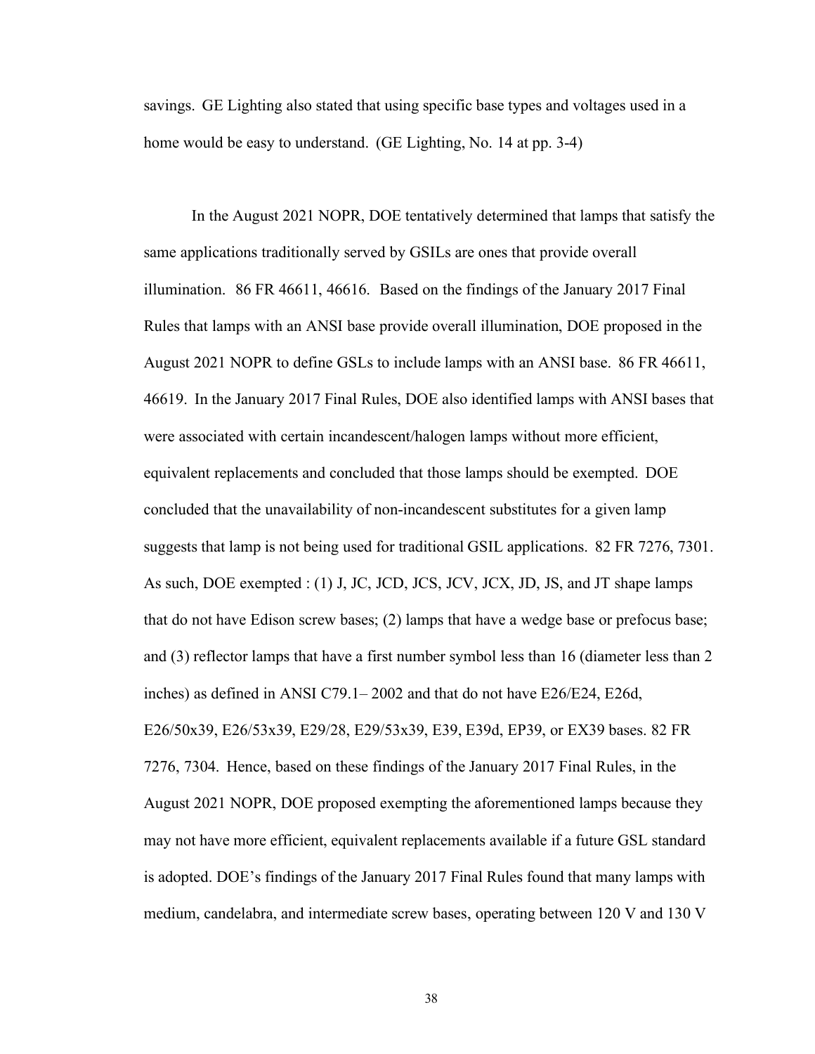savings. GE Lighting also stated that using specific base types and voltages used in a home would be easy to understand. (GE Lighting, No. 14 at pp. 3-4)

In the August 2021 NOPR, DOE tentatively determined that lamps that satisfy the same applications traditionally served by GSILs are ones that provide overall illumination. 86 FR 46611, 46616. Based on the findings of the January 2017 Final Rules that lamps with an ANSI base provide overall illumination, DOE proposed in the August 2021 NOPR to define GSLs to include lamps with an ANSI base. 86 FR 46611, 46619. In the January 2017 Final Rules, DOE also identified lamps with ANSI bases that were associated with certain incandescent/halogen lamps without more efficient, equivalent replacements and concluded that those lamps should be exempted. DOE concluded that the unavailability of non-incandescent substitutes for a given lamp suggests that lamp is not being used for traditional GSIL applications. 82 FR 7276, 7301. As such, DOE exempted : (1) J, JC, JCD, JCS, JCV, JCX, JD, JS, and JT shape lamps that do not have Edison screw bases; (2) lamps that have a wedge base or prefocus base; and (3) reflector lamps that have a first number symbol less than 16 (diameter less than 2 inches) as defined in ANSI C79.1– 2002 and that do not have E26/E24, E26d, E26/50x39, E26/53x39, E29/28, E29/53x39, E39, E39d, EP39, or EX39 bases. 82 FR 7276, 7304. Hence, based on these findings of the January 2017 Final Rules, in the August 2021 NOPR, DOE proposed exempting the aforementioned lamps because they may not have more efficient, equivalent replacements available if a future GSL standard is adopted. DOE's findings of the January 2017 Final Rules found that many lamps with medium, candelabra, and intermediate screw bases, operating between 120 V and 130 V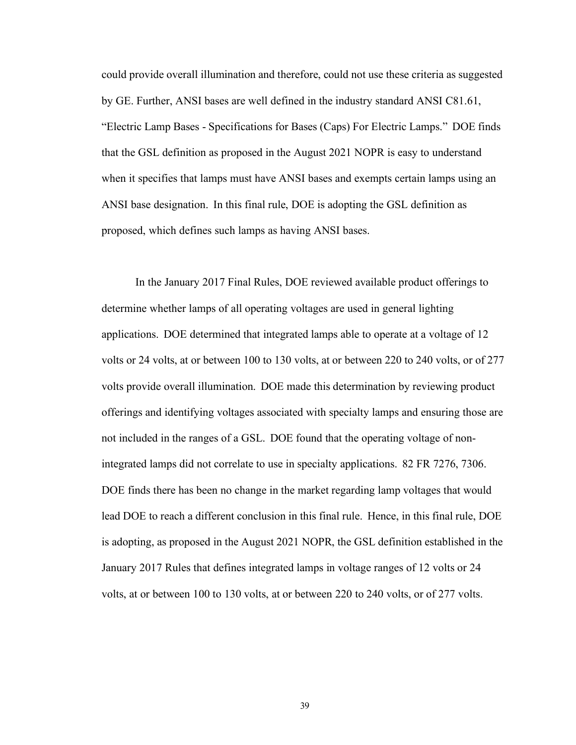could provide overall illumination and therefore, could not use these criteria as suggested by GE. Further, ANSI bases are well defined in the industry standard ANSI C81.61, "Electric Lamp Bases - Specifications for Bases (Caps) For Electric Lamps." DOE finds that the GSL definition as proposed in the August 2021 NOPR is easy to understand when it specifies that lamps must have ANSI bases and exempts certain lamps using an ANSI base designation. In this final rule, DOE is adopting the GSL definition as proposed, which defines such lamps as having ANSI bases.

In the January 2017 Final Rules, DOE reviewed available product offerings to determine whether lamps of all operating voltages are used in general lighting applications. DOE determined that integrated lamps able to operate at a voltage of 12 volts or 24 volts, at or between 100 to 130 volts, at or between 220 to 240 volts, or of 277 volts provide overall illumination. DOE made this determination by reviewing product offerings and identifying voltages associated with specialty lamps and ensuring those are not included in the ranges of a GSL. DOE found that the operating voltage of non-integrated lamps did not correlate to use in specialty applications. 82 FR 7276, 7306. DOE finds there has been no change in the market regarding lamp voltages that would lead DOE to reach a different conclusion in this final rule. Hence, in this final rule, DOE is adopting, as proposed in the August 2021 NOPR, the GSL definition established in the January 2017 Rules that defines integrated lamps in voltage ranges of 12 volts or 24 volts, at or between 100 to 130 volts, at or between 220 to 240 volts, or of 277 volts.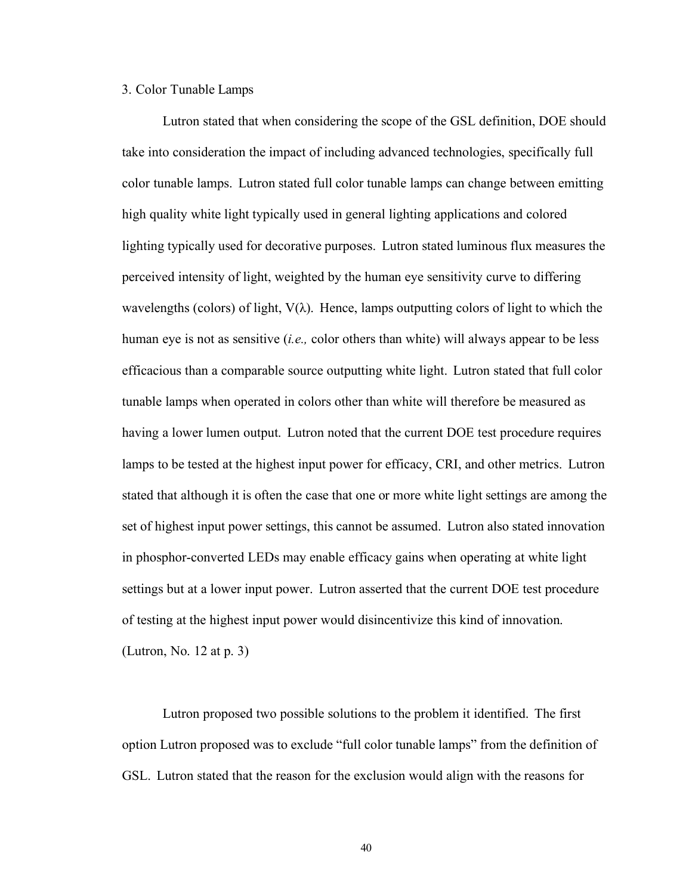### 3. Color Tunable Lamps

Lutron stated that when considering the scope of the GSL definition, DOE should take into consideration the impact of including advanced technologies, specifically full color tunable lamps. Lutron stated full color tunable lamps can change between emitting high quality white light typically used in general lighting applications and colored lighting typically used for decorative purposes. Lutron stated luminous flux measures the perceived intensity of light, weighted by the human eye sensitivity curve to differing wavelengths (colors) of light, $V(\lambda)$. Hence, lamps outputting colors of light to which the human eye is not as sensitive (*i.e.,* color others than white) will always appear to be less efficacious than a comparable source outputting white light. Lutron stated that full color tunable lamps when operated in colors other than white will therefore be measured as having a lower lumen output. Lutron noted that the current DOE test procedure requires lamps to be tested at the highest input power for efficacy, CRI, and other metrics. Lutron stated that although it is often the case that one or more white light settings are among the set of highest input power settings, this cannot be assumed. Lutron also stated innovation in phosphor-converted LEDs may enable efficacy gains when operating at white light settings but at a lower input power. Lutron asserted that the current DOE test procedure of testing at the highest input power would disincentivize this kind of innovation. (Lutron, No. 12 at p. 3)

Lutron proposed two possible solutions to the problem it identified. The first option Lutron proposed was to exclude "full color tunable lamps" from the definition of GSL. Lutron stated that the reason for the exclusion would align with the reasons for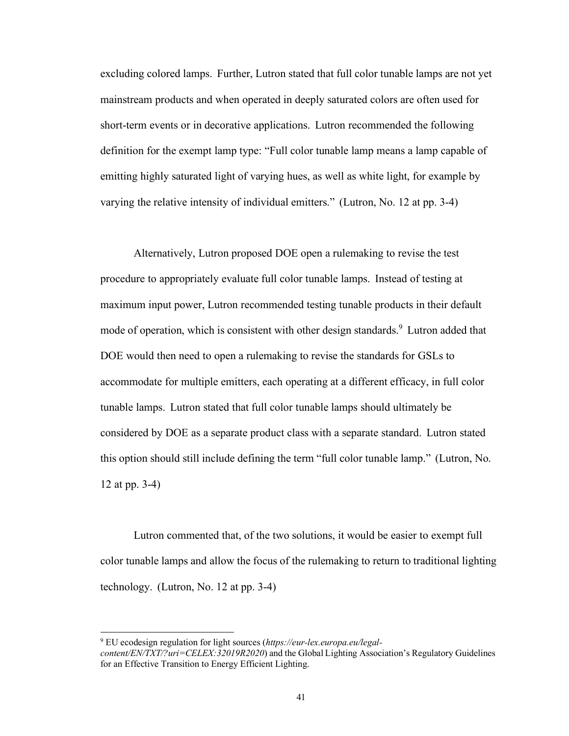excluding colored lamps. Further, Lutron stated that full color tunable lamps are not yet mainstream products and when operated in deeply saturated colors are often used for short-term events or in decorative applications. Lutron recommended the following definition for the exempt lamp type: "Full color tunable lamp means a lamp capable of emitting highly saturated light of varying hues, as well as white light, for example by varying the relative intensity of individual emitters." (Lutron, No. 12 at pp. 3-4)

Alternatively, Lutron proposed DOE open a rulemaking to revise the test procedure to appropriately evaluate full color tunable lamps. Instead of testing at maximum input power, Lutron recommended testing tunable products in their default mode of operation, which is consistent with other design standards.[9] Lutron added that DOE would then need to open a rulemaking to revise the standards for GSLs to accommodate for multiple emitters, each operating at a different efficacy, in full color tunable lamps. Lutron stated that full color tunable lamps should ultimately be considered by DOE as a separate product class with a separate standard. Lutron stated this option should still include defining the term "full color tunable lamp." (Lutron, No. 12 at pp. 3-4)

Lutron commented that, of the two solutions, it would be easier to exempt full color tunable lamps and allow the focus of the rulemaking to return to traditional lighting technology. (Lutron, No. 12 at pp. 3-4)

---

[9] EU ecodesign regulation for light sources (*https://eur-lex.europa.eu/legal-content/EN/TXT/?uri=CELEX:32019R2020*) and the Global Lighting Association's Regulatory Guidelines for an Effective Transition to Energy Efficient Lighting.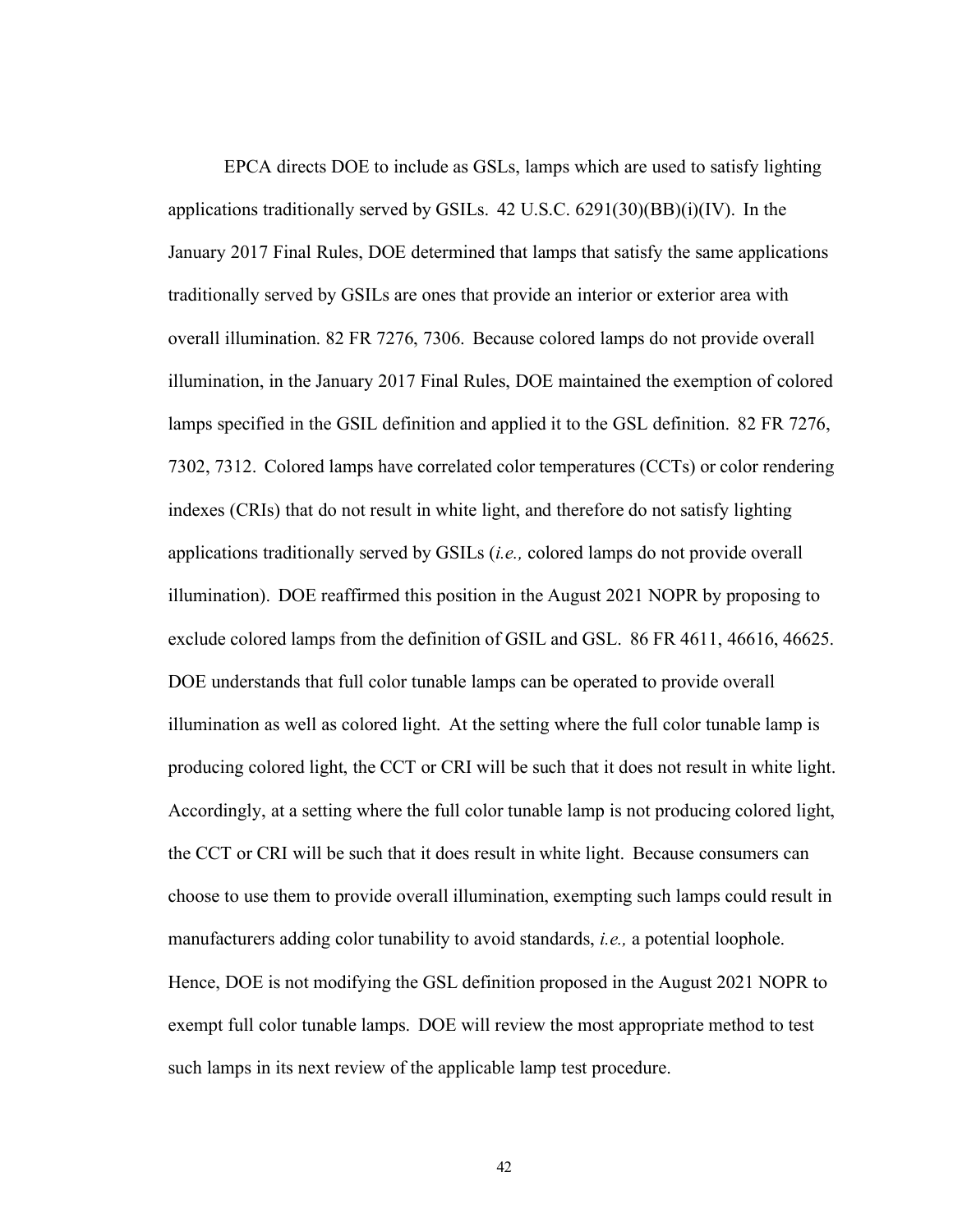EPCA directs DOE to include as GSLs, lamps which are used to satisfy lighting applications traditionally served by GSILs. 42 U.S.C. 6291(30)(BB)(i)(IV). In the January 2017 Final Rules, DOE determined that lamps that satisfy the same applications traditionally served by GSILs are ones that provide an interior or exterior area with overall illumination. 82 FR 7276, 7306. Because colored lamps do not provide overall illumination, in the January 2017 Final Rules, DOE maintained the exemption of colored lamps specified in the GSIL definition and applied it to the GSL definition. 82 FR 7276, 7302, 7312. Colored lamps have correlated color temperatures (CCTs) or color rendering indexes (CRIs) that do not result in white light, and therefore do not satisfy lighting applications traditionally served by GSILs (*i.e.,* colored lamps do not provide overall illumination). DOE reaffirmed this position in the August 2021 NOPR by proposing to exclude colored lamps from the definition of GSIL and GSL. 86 FR 4611, 46616, 46625. DOE understands that full color tunable lamps can be operated to provide overall illumination as well as colored light. At the setting where the full color tunable lamp is producing colored light, the CCT or CRI will be such that it does not result in white light. Accordingly, at a setting where the full color tunable lamp is not producing colored light, the CCT or CRI will be such that it does result in white light. Because consumers can choose to use them to provide overall illumination, exempting such lamps could result in manufacturers adding color tunability to avoid standards, *i.e.,* a potential loophole. Hence, DOE is not modifying the GSL definition proposed in the August 2021 NOPR to exempt full color tunable lamps. DOE will review the most appropriate method to test such lamps in its next review of the applicable lamp test procedure.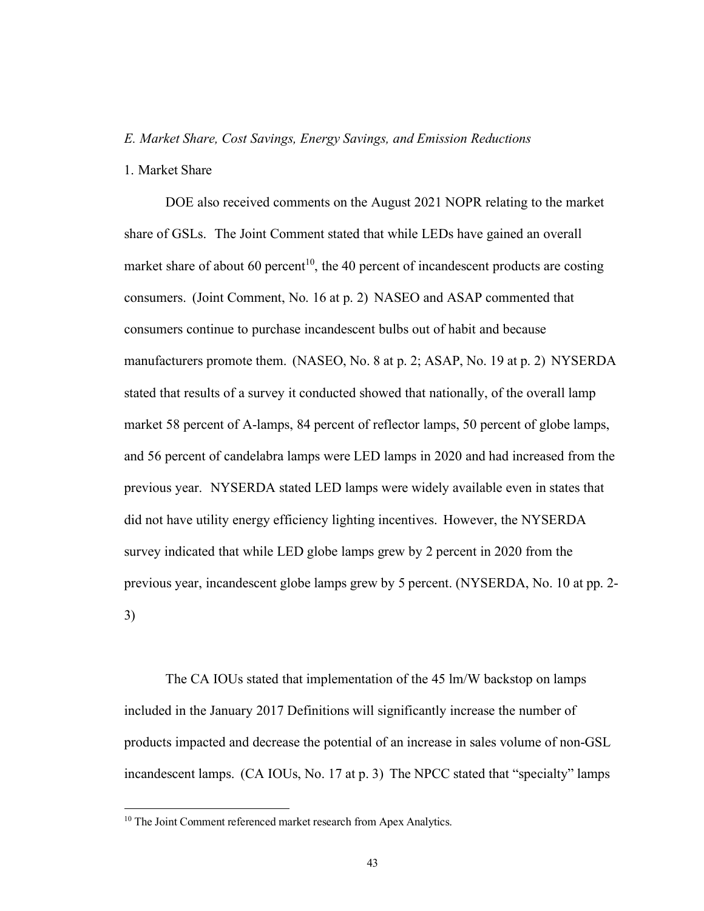*E. Market Share, Cost Savings, Energy Savings, and Emission Reductions*

1. Market Share

DOE also received comments on the August 2021 NOPR relating to the market share of GSLs. The Joint Comment stated that while LEDs have gained an overall market share of about 60 percent[10], the 40 percent of incandescent products are costing consumers. (Joint Comment, No. 16 at p. 2) NASEO and ASAP commented that consumers continue to purchase incandescent bulbs out of habit and because manufacturers promote them. (NASEO, No. 8 at p. 2; ASAP, No. 19 at p. 2) NYSERDA stated that results of a survey it conducted showed that nationally, of the overall lamp market 58 percent of A-lamps, 84 percent of reflector lamps, 50 percent of globe lamps, and 56 percent of candelabra lamps were LED lamps in 2020 and had increased from the previous year. NYSERDA stated LED lamps were widely available even in states that did not have utility energy efficiency lighting incentives. However, the NYSERDA survey indicated that while LED globe lamps grew by 2 percent in 2020 from the previous year, incandescent globe lamps grew by 5 percent. (NYSERDA, No. 10 at pp. 2-3)

The CA IOUs stated that implementation of the 45 lm/W backstop on lamps included in the January 2017 Definitions will significantly increase the number of products impacted and decrease the potential of an increase in sales volume of non-GSL incandescent lamps. (CA IOUs, No. 17 at p. 3) The NPCC stated that "specialty" lamps

[10] The Joint Comment referenced market research from Apex Analytics.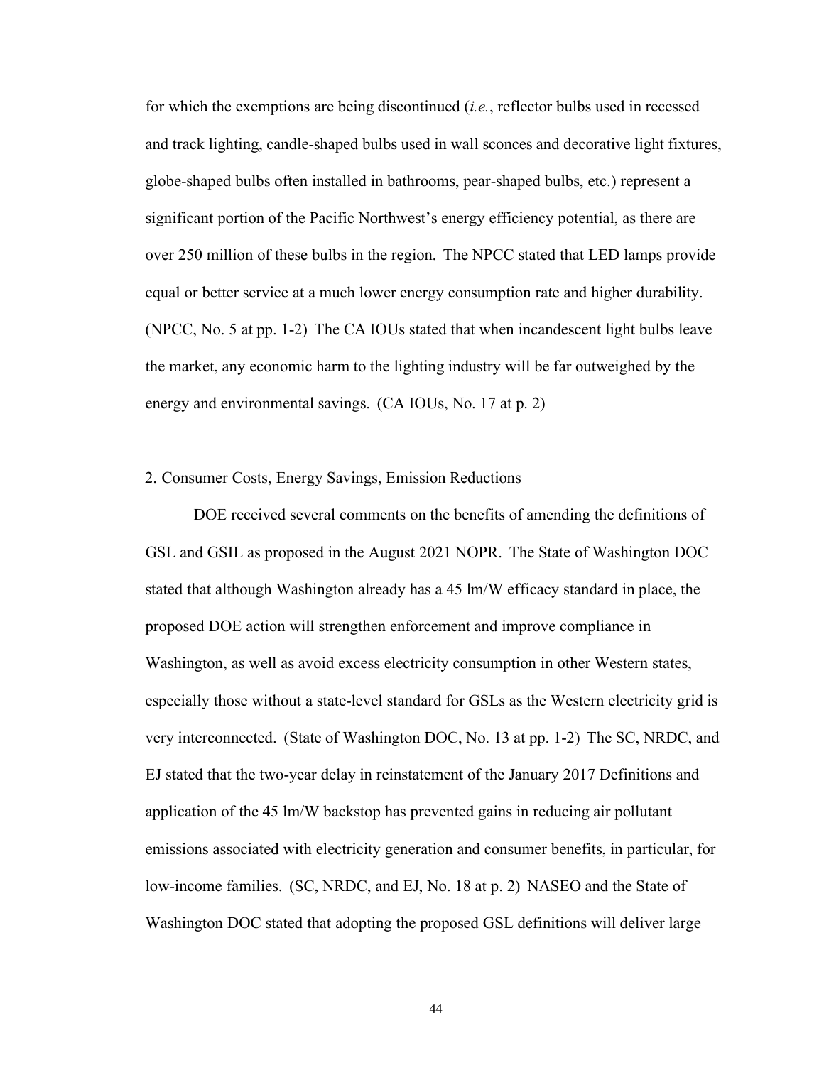for which the exemptions are being discontinued (*i.e.*, reflector bulbs used in recessed and track lighting, candle-shaped bulbs used in wall sconces and decorative light fixtures, globe-shaped bulbs often installed in bathrooms, pear-shaped bulbs, etc.) represent a significant portion of the Pacific Northwest's energy efficiency potential, as there are over 250 million of these bulbs in the region. The NPCC stated that LED lamps provide equal or better service at a much lower energy consumption rate and higher durability. (NPCC, No. 5 at pp. 1-2) The CA IOUs stated that when incandescent light bulbs leave the market, any economic harm to the lighting industry will be far outweighed by the energy and environmental savings. (CA IOUs, No. 17 at p. 2)

2. Consumer Costs, Energy Savings, Emission Reductions

DOE received several comments on the benefits of amending the definitions of GSL and GSIL as proposed in the August 2021 NOPR. The State of Washington DOC stated that although Washington already has a 45 lm/W efficacy standard in place, the proposed DOE action will strengthen enforcement and improve compliance in Washington, as well as avoid excess electricity consumption in other Western states, especially those without a state-level standard for GSLs as the Western electricity grid is very interconnected. (State of Washington DOC, No. 13 at pp. 1-2) The SC, NRDC, and EJ stated that the two-year delay in reinstatement of the January 2017 Definitions and application of the 45 lm/W backstop has prevented gains in reducing air pollutant emissions associated with electricity generation and consumer benefits, in particular, for low-income families. (SC, NRDC, and EJ, No. 18 at p. 2) NASEO and the State of Washington DOC stated that adopting the proposed GSL definitions will deliver large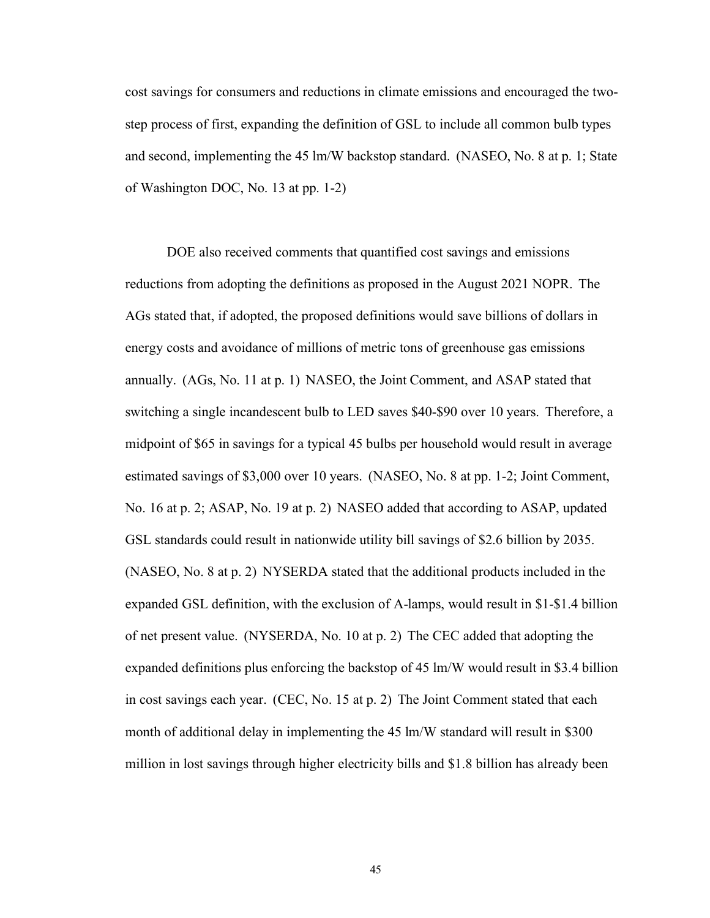cost savings for consumers and reductions in climate emissions and encouraged the two-step process of first, expanding the definition of GSL to include all common bulb types and second, implementing the 45 lm/W backstop standard. (NASEO, No. 8 at p. 1; State of Washington DOC, No. 13 at pp. 1-2)

DOE also received comments that quantified cost savings and emissions reductions from adopting the definitions as proposed in the August 2021 NOPR. The AGs stated that, if adopted, the proposed definitions would save billions of dollars in energy costs and avoidance of millions of metric tons of greenhouse gas emissions annually. (AGs, No. 11 at p. 1) NASEO, the Joint Comment, and ASAP stated that switching a single incandescent bulb to LED saves $40-$90 over 10 years. Therefore, a midpoint of $65 in savings for a typical 45 bulbs per household would result in average estimated savings of $3,000 over 10 years. (NASEO, No. 8 at pp. 1-2; Joint Comment, No. 16 at p. 2; ASAP, No. 19 at p. 2) NASEO added that according to ASAP, updated GSL standards could result in nationwide utility bill savings of $2.6 billion by 2035. (NASEO, No. 8 at p. 2) NYSERDA stated that the additional products included in the expanded GSL definition, with the exclusion of A-lamps, would result in $1-$1.4 billion of net present value. (NYSERDA, No. 10 at p. 2) The CEC added that adopting the expanded definitions plus enforcing the backstop of 45 lm/W would result in $3.4 billion in cost savings each year. (CEC, No. 15 at p. 2) The Joint Comment stated that each month of additional delay in implementing the 45 lm/W standard will result in $300 million in lost savings through higher electricity bills and $1.8 billion has already been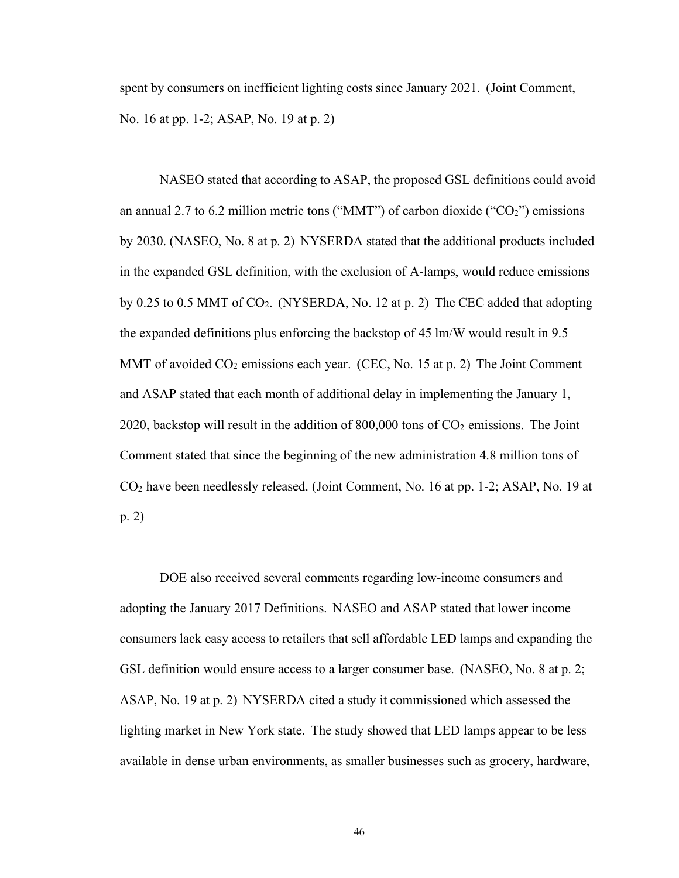spent by consumers on inefficient lighting costs since January 2021. (Joint Comment, No. 16 at pp. 1-2; ASAP, No. 19 at p. 2)

NASEO stated that according to ASAP, the proposed GSL definitions could avoid an annual 2.7 to 6.2 million metric tons ("MMT") of carbon dioxide ("$CO_2$") emissions by 2030. (NASEO, No. 8 at p. 2) NYSERDA stated that the additional products included in the expanded GSL definition, with the exclusion of A-lamps, would reduce emissions by 0.25 to 0.5 MMT of $CO_2$. (NYSERDA, No. 12 at p. 2) The CEC added that adopting the expanded definitions plus enforcing the backstop of 45 lm/W would result in 9.5 MMT of avoided $CO_2$ emissions each year. (CEC, No. 15 at p. 2) The Joint Comment and ASAP stated that each month of additional delay in implementing the January 1, 2020, backstop will result in the addition of 800,000 tons of $CO_2$ emissions. The Joint Comment stated that since the beginning of the new administration 4.8 million tons of $CO_2$ have been needlessly released. (Joint Comment, No. 16 at pp. 1-2; ASAP, No. 19 at p. 2)

DOE also received several comments regarding low-income consumers and adopting the January 2017 Definitions. NASEO and ASAP stated that lower income consumers lack easy access to retailers that sell affordable LED lamps and expanding the GSL definition would ensure access to a larger consumer base. (NASEO, No. 8 at p. 2; ASAP, No. 19 at p. 2) NYSERDA cited a study it commissioned which assessed the lighting market in New York state. The study showed that LED lamps appear to be less available in dense urban environments, as smaller businesses such as grocery, hardware,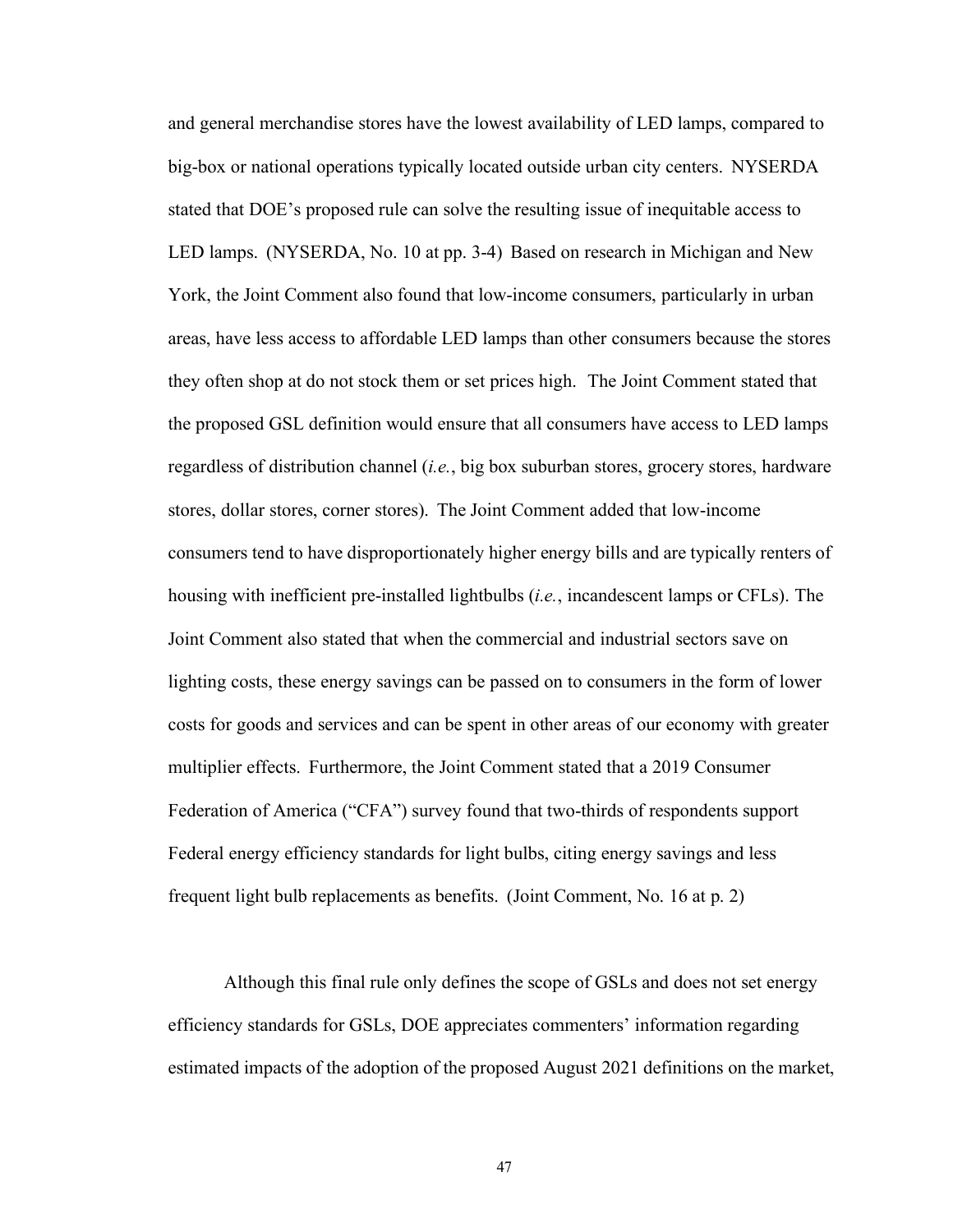and general merchandise stores have the lowest availability of LED lamps, compared to big-box or national operations typically located outside urban city centers. NYSERDA stated that DOE's proposed rule can solve the resulting issue of inequitable access to LED lamps. (NYSERDA, No. 10 at pp. 3-4) Based on research in Michigan and New York, the Joint Comment also found that low-income consumers, particularly in urban areas, have less access to affordable LED lamps than other consumers because the stores they often shop at do not stock them or set prices high. The Joint Comment stated that the proposed GSL definition would ensure that all consumers have access to LED lamps regardless of distribution channel (*i.e.*, big box suburban stores, grocery stores, hardware stores, dollar stores, corner stores). The Joint Comment added that low-income consumers tend to have disproportionately higher energy bills and are typically renters of housing with inefficient pre-installed lightbulbs (*i.e.*, incandescent lamps or CFLs). The Joint Comment also stated that when the commercial and industrial sectors save on lighting costs, these energy savings can be passed on to consumers in the form of lower costs for goods and services and can be spent in other areas of our economy with greater multiplier effects. Furthermore, the Joint Comment stated that a 2019 Consumer Federation of America ("CFA") survey found that two-thirds of respondents support Federal energy efficiency standards for light bulbs, citing energy savings and less frequent light bulb replacements as benefits. (Joint Comment, No. 16 at p. 2)

Although this final rule only defines the scope of GSLs and does not set energy efficiency standards for GSLs, DOE appreciates commenters' information regarding estimated impacts of the adoption of the proposed August 2021 definitions on the market,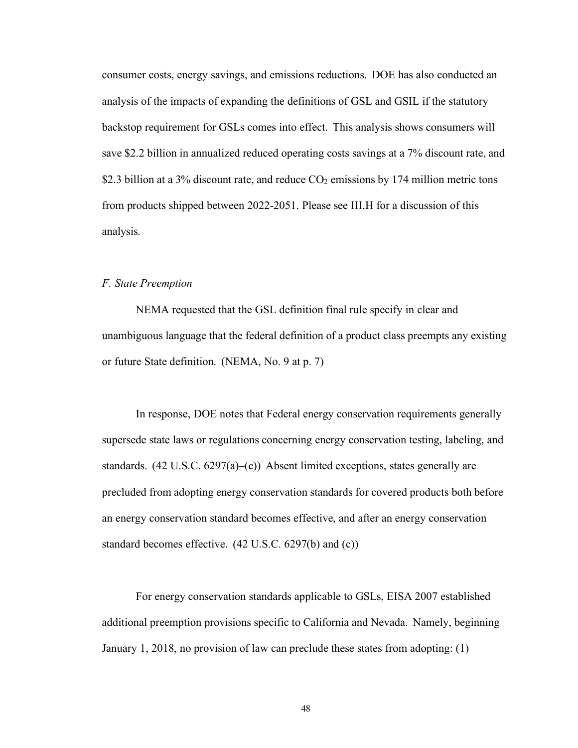consumer costs, energy savings, and emissions reductions. DOE has also conducted an analysis of the impacts of expanding the definitions of GSL and GSIL if the statutory backstop requirement for GSLs comes into effect. This analysis shows consumers will save $2.2 billion in annualized reduced operating costs savings at a 7% discount rate, and $2.3 billion at a 3% discount rate, and reduce $CO_2$ emissions by 174 million metric tons from products shipped between 2022-2051. Please see III.H for a discussion of this analysis.

*F. State Preemption*

NEMA requested that the GSL definition final rule specify in clear and unambiguous language that the federal definition of a product class preempts any existing or future State definition. (NEMA, No. 9 at p. 7)

In response, DOE notes that Federal energy conservation requirements generally supersede state laws or regulations concerning energy conservation testing, labeling, and standards. (42 U.S.C. 6297(a)–(c)) Absent limited exceptions, states generally are precluded from adopting energy conservation standards for covered products both before an energy conservation standard becomes effective, and after an energy conservation standard becomes effective. (42 U.S.C. 6297(b) and (c))

For energy conservation standards applicable to GSLs, EISA 2007 established additional preemption provisions specific to California and Nevada. Namely, beginning January 1, 2018, no provision of law can preclude these states from adopting: (1)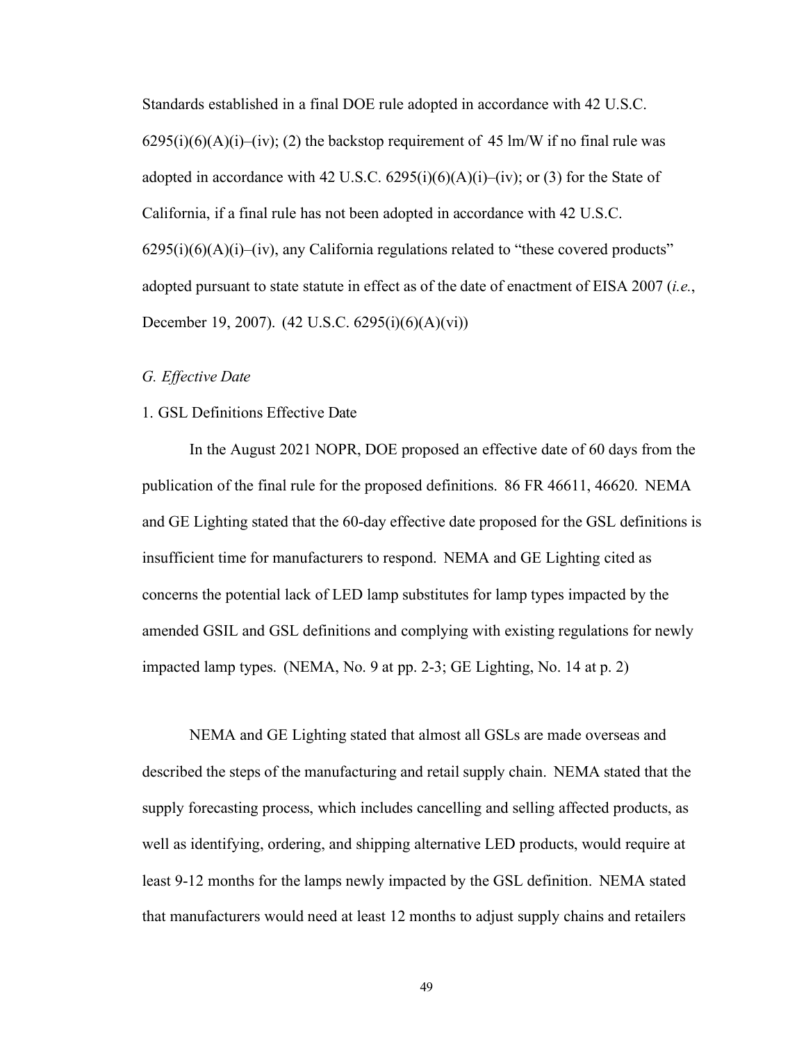Standards established in a final DOE rule adopted in accordance with 42 U.S.C. 6295(i)(6)(A)(i)–(iv); (2) the backstop requirement of 45 lm/W if no final rule was adopted in accordance with 42 U.S.C. 6295(i)(6)(A)(i)–(iv); or (3) for the State of California, if a final rule has not been adopted in accordance with 42 U.S.C. 6295(i)(6)(A)(i)–(iv), any California regulations related to "these covered products" adopted pursuant to state statute in effect as of the date of enactment of EISA 2007 (*i.e.*, December 19, 2007). (42 U.S.C. 6295(i)(6)(A)(vi))

### *G. Effective Date*

#### 1. GSL Definitions Effective Date

In the August 2021 NOPR, DOE proposed an effective date of 60 days from the publication of the final rule for the proposed definitions. 86 FR 46611, 46620. NEMA and GE Lighting stated that the 60-day effective date proposed for the GSL definitions is insufficient time for manufacturers to respond. NEMA and GE Lighting cited as concerns the potential lack of LED lamp substitutes for lamp types impacted by the amended GSIL and GSL definitions and complying with existing regulations for newly impacted lamp types. (NEMA, No. 9 at pp. 2-3; GE Lighting, No. 14 at p. 2)

NEMA and GE Lighting stated that almost all GSLs are made overseas and described the steps of the manufacturing and retail supply chain. NEMA stated that the supply forecasting process, which includes cancelling and selling affected products, as well as identifying, ordering, and shipping alternative LED products, would require at least 9-12 months for the lamps newly impacted by the GSL definition. NEMA stated that manufacturers would need at least 12 months to adjust supply chains and retailers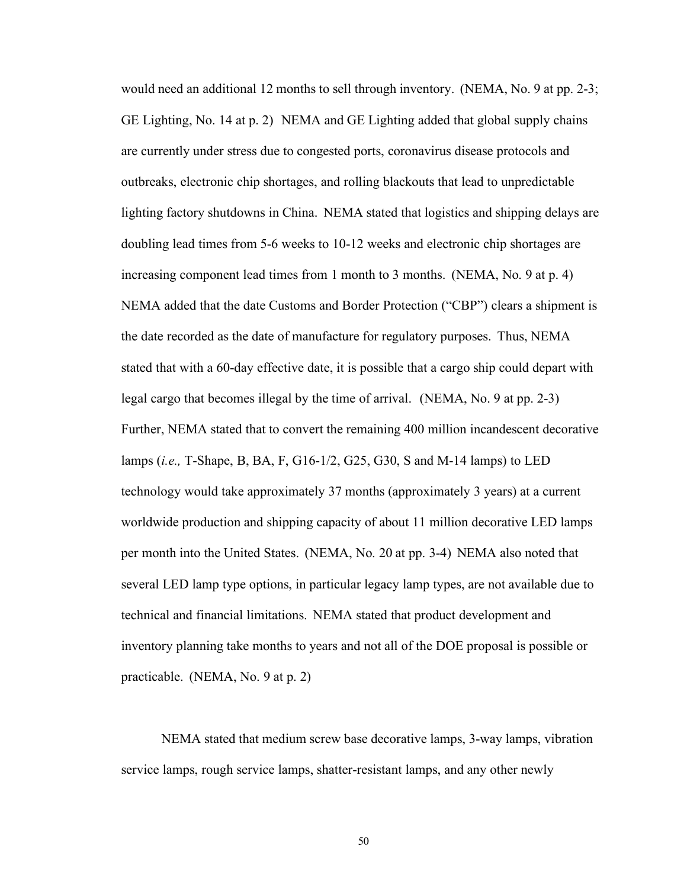would need an additional 12 months to sell through inventory. (NEMA, No. 9 at pp. 2-3; GE Lighting, No. 14 at p. 2) NEMA and GE Lighting added that global supply chains are currently under stress due to congested ports, coronavirus disease protocols and outbreaks, electronic chip shortages, and rolling blackouts that lead to unpredictable lighting factory shutdowns in China. NEMA stated that logistics and shipping delays are doubling lead times from 5-6 weeks to 10-12 weeks and electronic chip shortages are increasing component lead times from 1 month to 3 months. (NEMA, No. 9 at p. 4) NEMA added that the date Customs and Border Protection ("CBP") clears a shipment is the date recorded as the date of manufacture for regulatory purposes. Thus, NEMA stated that with a 60-day effective date, it is possible that a cargo ship could depart with legal cargo that becomes illegal by the time of arrival. (NEMA, No. 9 at pp. 2-3) Further, NEMA stated that to convert the remaining 400 million incandescent decorative lamps (*i.e.,* T-Shape, B, BA, F, G16-1/2, G25, G30, S and M-14 lamps) to LED technology would take approximately 37 months (approximately 3 years) at a current worldwide production and shipping capacity of about 11 million decorative LED lamps per month into the United States. (NEMA, No. 20 at pp. 3-4) NEMA also noted that several LED lamp type options, in particular legacy lamp types, are not available due to technical and financial limitations. NEMA stated that product development and inventory planning take months to years and not all of the DOE proposal is possible or practicable. (NEMA, No. 9 at p. 2)

NEMA stated that medium screw base decorative lamps, 3-way lamps, vibration service lamps, rough service lamps, shatter-resistant lamps, and any other newly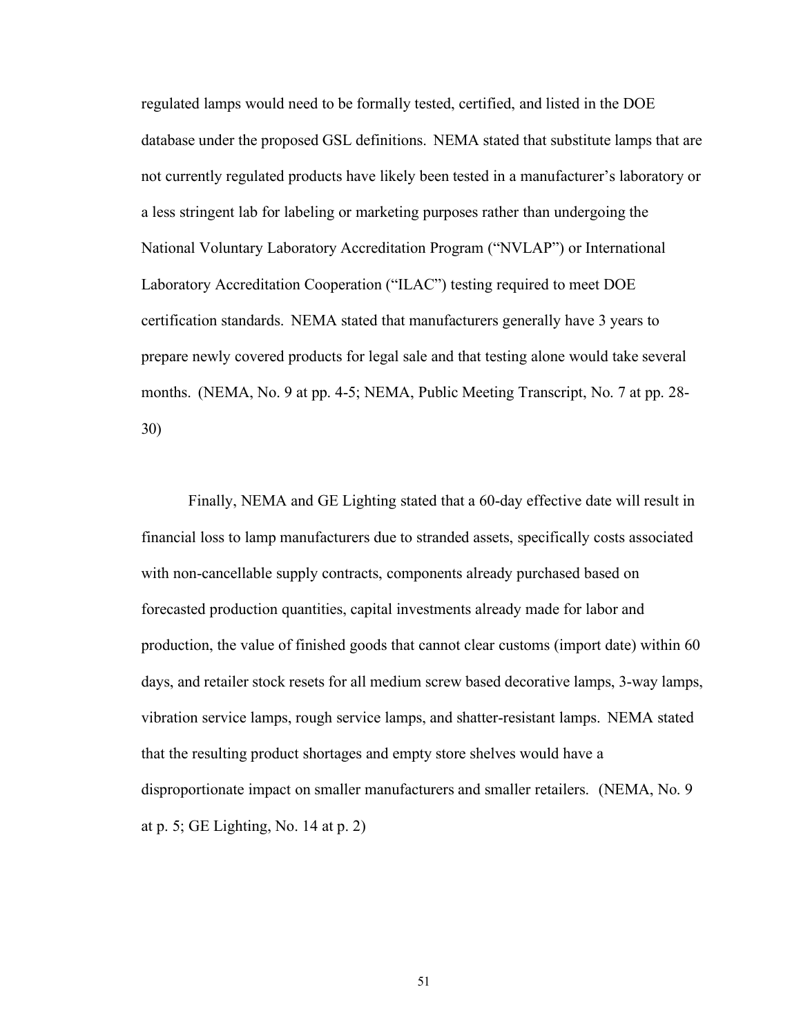regulated lamps would need to be formally tested, certified, and listed in the DOE database under the proposed GSL definitions. NEMA stated that substitute lamps that are not currently regulated products have likely been tested in a manufacturer's laboratory or a less stringent lab for labeling or marketing purposes rather than undergoing the National Voluntary Laboratory Accreditation Program ("NVLAP") or International Laboratory Accreditation Cooperation ("ILAC") testing required to meet DOE certification standards. NEMA stated that manufacturers generally have 3 years to prepare newly covered products for legal sale and that testing alone would take several months. (NEMA, No. 9 at pp. 4-5; NEMA, Public Meeting Transcript, No. 7 at pp. 28-30)

Finally, NEMA and GE Lighting stated that a 60-day effective date will result in financial loss to lamp manufacturers due to stranded assets, specifically costs associated with non-cancellable supply contracts, components already purchased based on forecasted production quantities, capital investments already made for labor and production, the value of finished goods that cannot clear customs (import date) within 60 days, and retailer stock resets for all medium screw based decorative lamps, 3-way lamps, vibration service lamps, rough service lamps, and shatter-resistant lamps. NEMA stated that the resulting product shortages and empty store shelves would have a disproportionate impact on smaller manufacturers and smaller retailers. (NEMA, No. 9 at p. 5; GE Lighting, No. 14 at p. 2)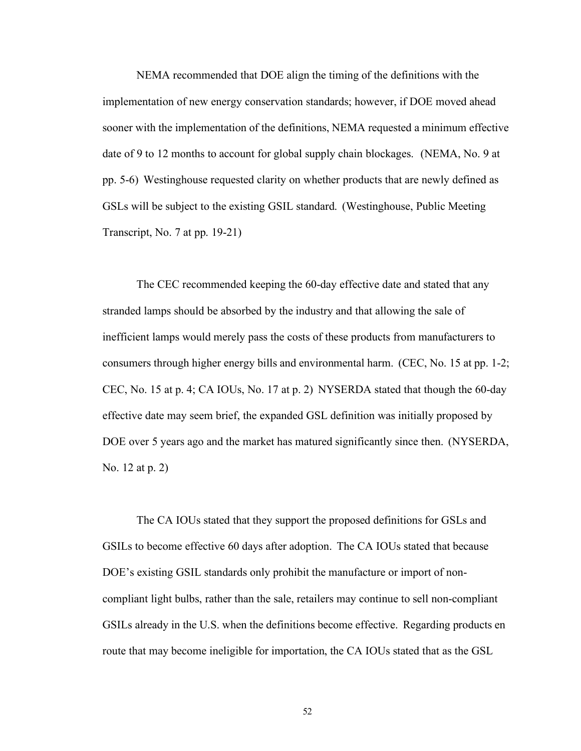NEMA recommended that DOE align the timing of the definitions with the implementation of new energy conservation standards; however, if DOE moved ahead sooner with the implementation of the definitions, NEMA requested a minimum effective date of 9 to 12 months to account for global supply chain blockages. (NEMA, No. 9 at pp. 5-6) Westinghouse requested clarity on whether products that are newly defined as GSLs will be subject to the existing GSIL standard. (Westinghouse, Public Meeting Transcript, No. 7 at pp. 19-21)

The CEC recommended keeping the 60-day effective date and stated that any stranded lamps should be absorbed by the industry and that allowing the sale of inefficient lamps would merely pass the costs of these products from manufacturers to consumers through higher energy bills and environmental harm. (CEC, No. 15 at pp. 1-2; CEC, No. 15 at p. 4; CA IOUs, No. 17 at p. 2) NYSERDA stated that though the 60-day effective date may seem brief, the expanded GSL definition was initially proposed by DOE over 5 years ago and the market has matured significantly since then. (NYSERDA, No. 12 at p. 2)

The CA IOUs stated that they support the proposed definitions for GSLs and GSILs to become effective 60 days after adoption. The CA IOUs stated that because DOE's existing GSIL standards only prohibit the manufacture or import of non-compliant light bulbs, rather than the sale, retailers may continue to sell non-compliant GSILs already in the U.S. when the definitions become effective. Regarding products en route that may become ineligible for importation, the CA IOUs stated that as the GSL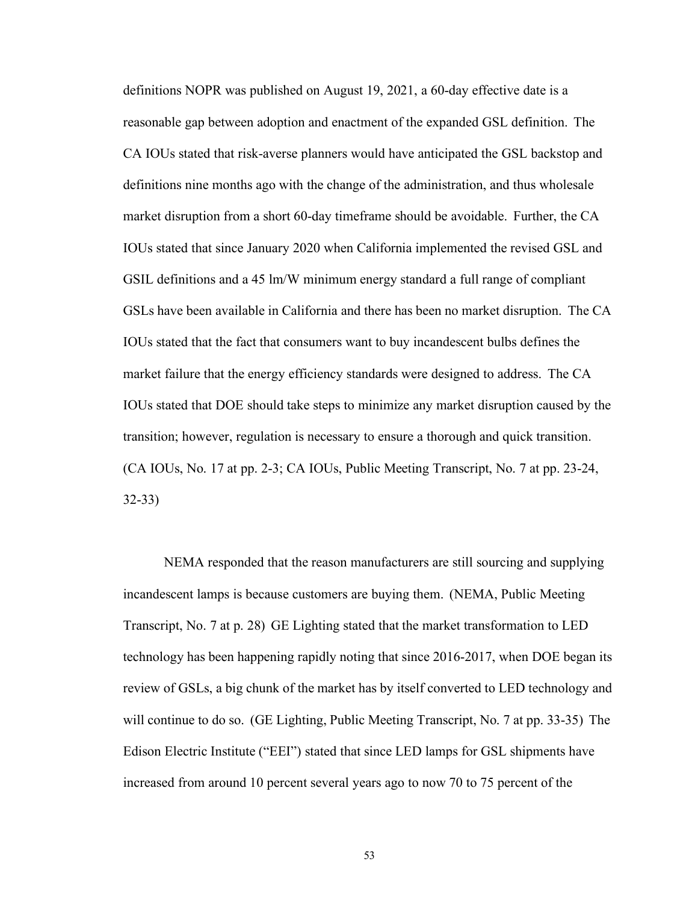definitions NOPR was published on August 19, 2021, a 60-day effective date is a reasonable gap between adoption and enactment of the expanded GSL definition. The CA IOUs stated that risk-averse planners would have anticipated the GSL backstop and definitions nine months ago with the change of the administration, and thus wholesale market disruption from a short 60-day timeframe should be avoidable. Further, the CA IOUs stated that since January 2020 when California implemented the revised GSL and GSIL definitions and a 45 lm/W minimum energy standard a full range of compliant GSLs have been available in California and there has been no market disruption. The CA IOUs stated that the fact that consumers want to buy incandescent bulbs defines the market failure that the energy efficiency standards were designed to address. The CA IOUs stated that DOE should take steps to minimize any market disruption caused by the transition; however, regulation is necessary to ensure a thorough and quick transition. (CA IOUs, No. 17 at pp. 2-3; CA IOUs, Public Meeting Transcript, No. 7 at pp. 23-24, 32-33)

NEMA responded that the reason manufacturers are still sourcing and supplying incandescent lamps is because customers are buying them. (NEMA, Public Meeting Transcript, No. 7 at p. 28) GE Lighting stated that the market transformation to LED technology has been happening rapidly noting that since 2016-2017, when DOE began its review of GSLs, a big chunk of the market has by itself converted to LED technology and will continue to do so. (GE Lighting, Public Meeting Transcript, No. 7 at pp. 33-35) The Edison Electric Institute ("EEI") stated that since LED lamps for GSL shipments have increased from around 10 percent several years ago to now 70 to 75 percent of the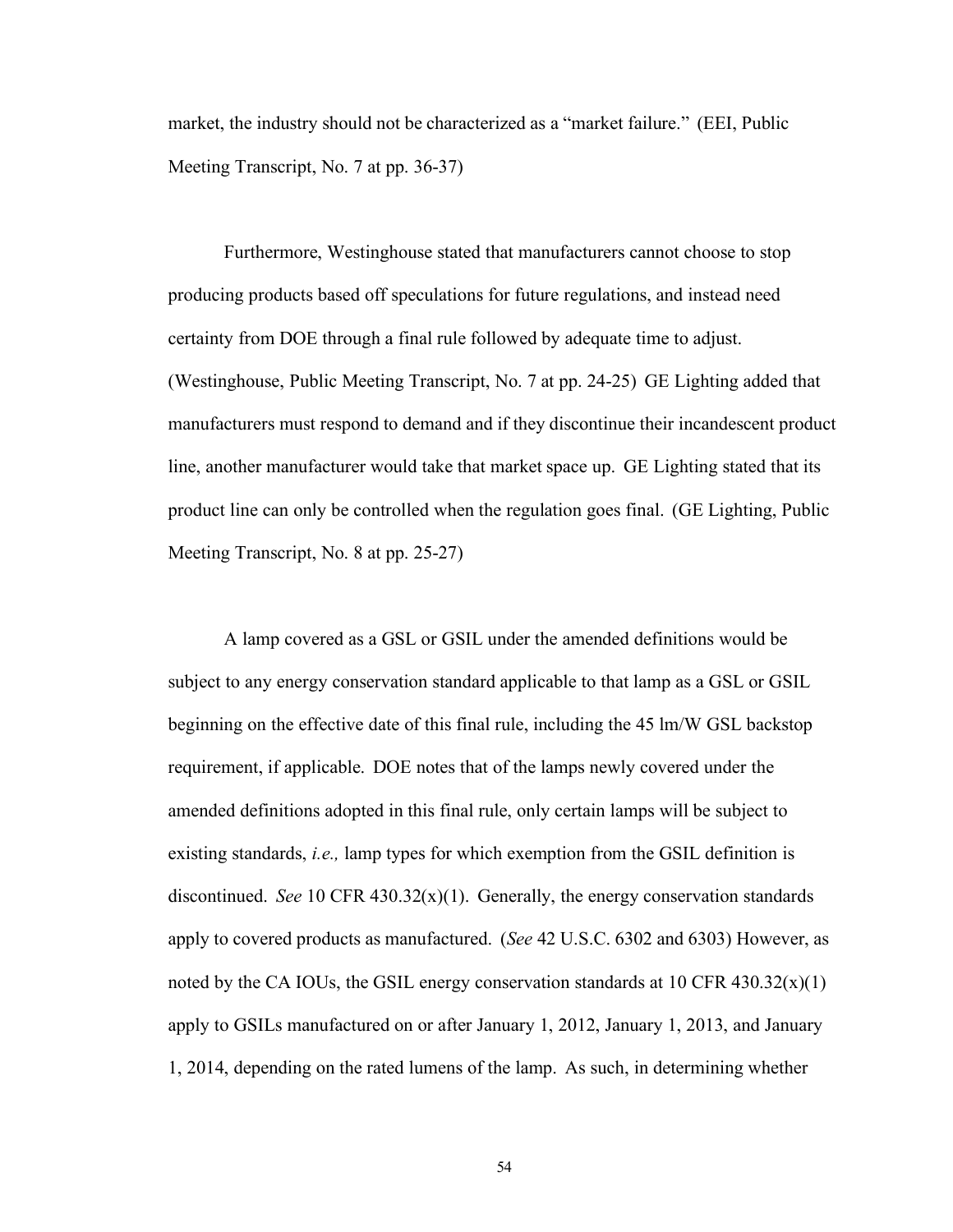market, the industry should not be characterized as a "market failure." (EEI, Public Meeting Transcript, No. 7 at pp. 36-37)

Furthermore, Westinghouse stated that manufacturers cannot choose to stop producing products based off speculations for future regulations, and instead need certainty from DOE through a final rule followed by adequate time to adjust. (Westinghouse, Public Meeting Transcript, No. 7 at pp. 24-25) GE Lighting added that manufacturers must respond to demand and if they discontinue their incandescent product line, another manufacturer would take that market space up. GE Lighting stated that its product line can only be controlled when the regulation goes final. (GE Lighting, Public Meeting Transcript, No. 8 at pp. 25-27)

A lamp covered as a GSL or GSIL under the amended definitions would be subject to any energy conservation standard applicable to that lamp as a GSL or GSIL beginning on the effective date of this final rule, including the 45 lm/W GSL backstop requirement, if applicable. DOE notes that of the lamps newly covered under the amended definitions adopted in this final rule, only certain lamps will be subject to existing standards, *i.e.,* lamp types for which exemption from the GSIL definition is discontinued. *See* 10 CFR 430.32(x)(1). Generally, the energy conservation standards apply to covered products as manufactured. (*See* 42 U.S.C. 6302 and 6303) However, as noted by the CA IOUs, the GSIL energy conservation standards at 10 CFR 430.32(x)(1) apply to GSILs manufactured on or after January 1, 2012, January 1, 2013, and January 1, 2014, depending on the rated lumens of the lamp. As such, in determining whether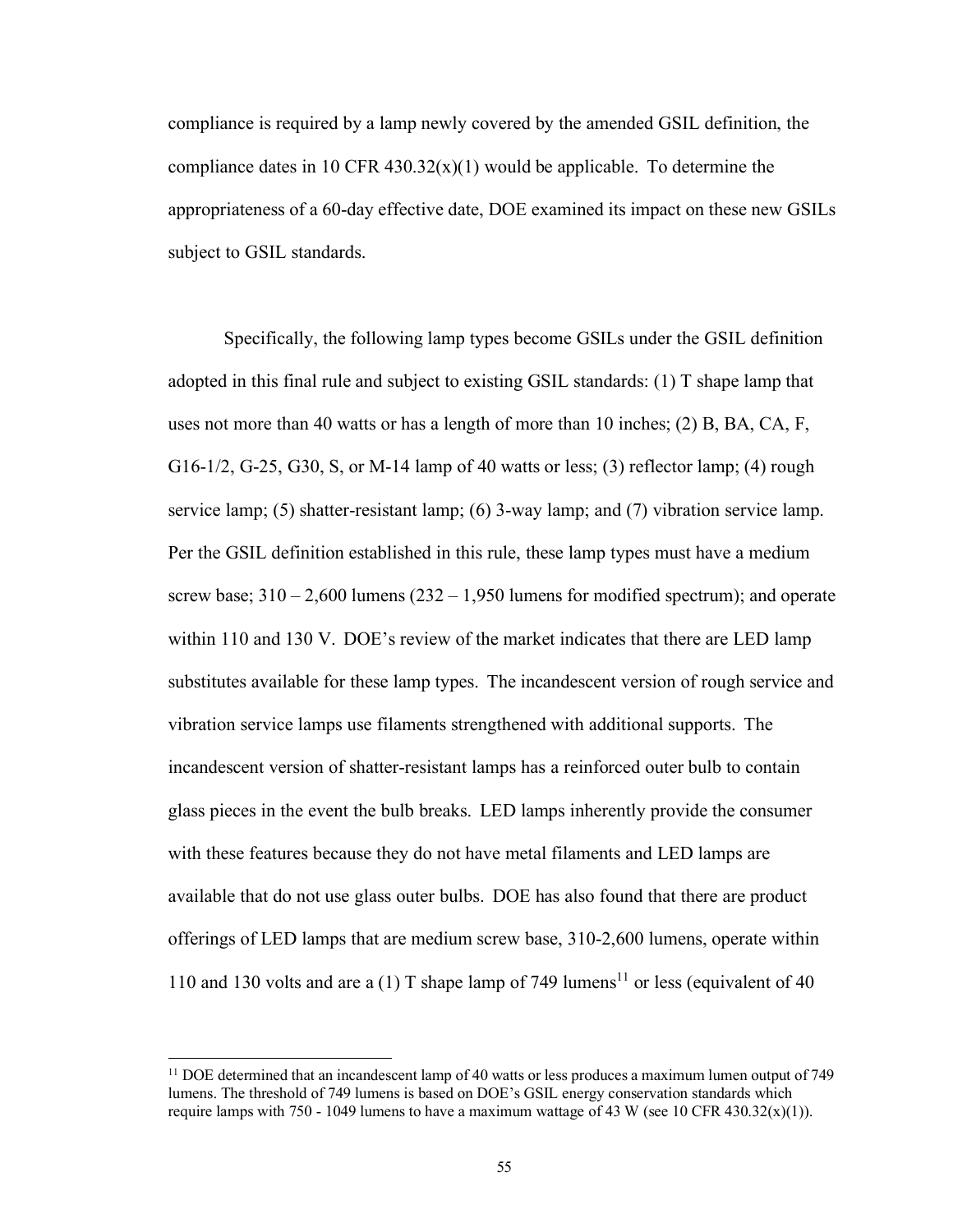compliance is required by a lamp newly covered by the amended GSIL definition, the compliance dates in 10 CFR 430.32(x)(1) would be applicable. To determine the appropriateness of a 60-day effective date, DOE examined its impact on these new GSILs subject to GSIL standards.

Specifically, the following lamp types become GSILs under the GSIL definition adopted in this final rule and subject to existing GSIL standards: (1) T shape lamp that uses not more than 40 watts or has a length of more than 10 inches; (2) B, BA, CA, F, G16-1/2, G-25, G30, S, or M-14 lamp of 40 watts or less; (3) reflector lamp; (4) rough service lamp; (5) shatter-resistant lamp; (6) 3-way lamp; and (7) vibration service lamp. Per the GSIL definition established in this rule, these lamp types must have a medium screw base; 310 – 2,600 lumens (232 – 1,950 lumens for modified spectrum); and operate within 110 and 130 V. DOE's review of the market indicates that there are LED lamp substitutes available for these lamp types. The incandescent version of rough service and vibration service lamps use filaments strengthened with additional supports. The incandescent version of shatter-resistant lamps has a reinforced outer bulb to contain glass pieces in the event the bulb breaks. LED lamps inherently provide the consumer with these features because they do not have metal filaments and LED lamps are available that do not use glass outer bulbs. DOE has also found that there are product offerings of LED lamps that are medium screw base, 310-2,600 lumens, operate within 110 and 130 volts and are a (1) T shape lamp of 749 lumens[11] or less (equivalent of 40

[11] DOE determined that an incandescent lamp of 40 watts or less produces a maximum lumen output of 749 lumens. The threshold of 749 lumens is based on DOE's GSIL energy conservation standards which require lamps with 750 - 1049 lumens to have a maximum wattage of 43 W (see 10 CFR 430.32(x)(1)).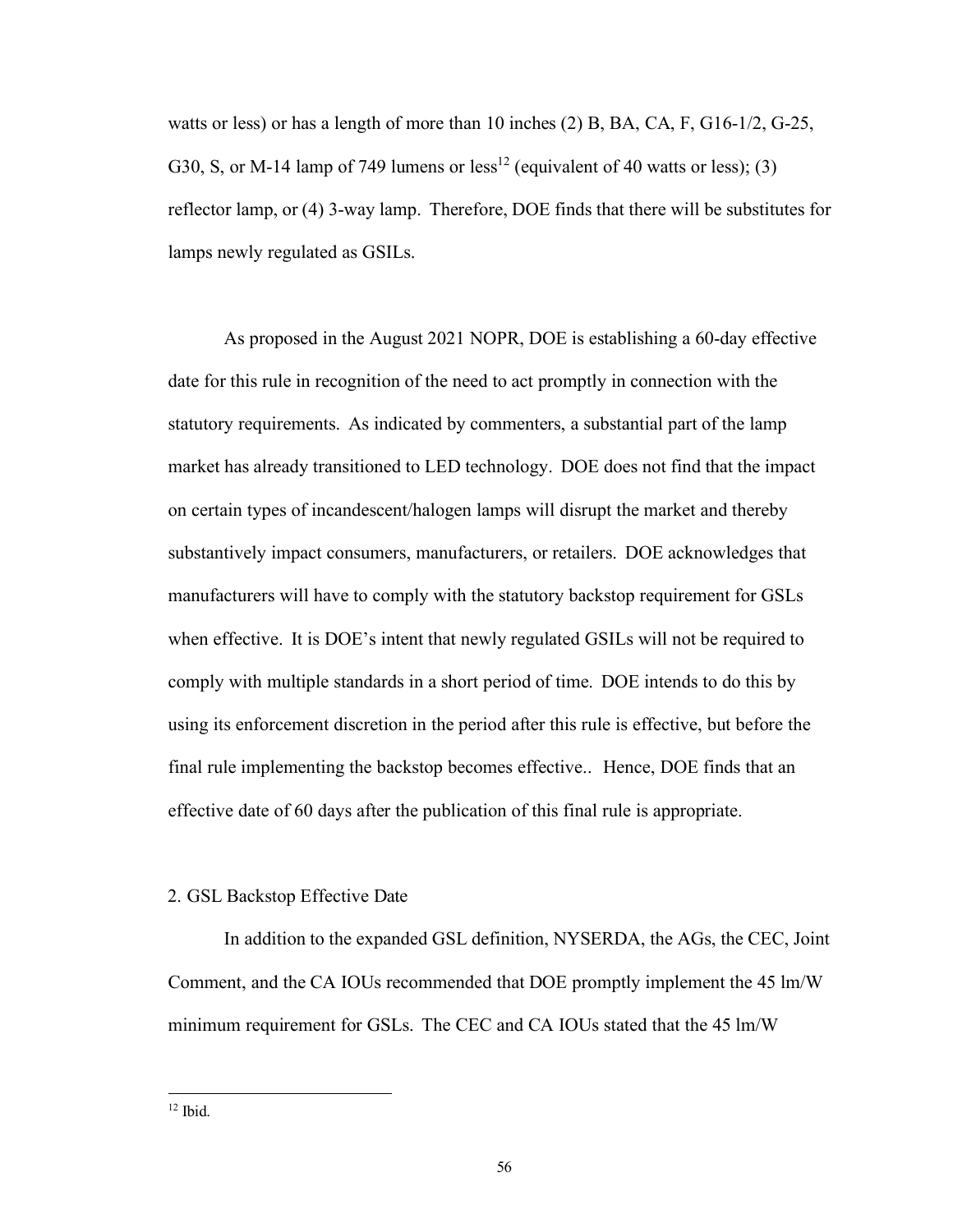watts or less) or has a length of more than 10 inches (2) B, BA, CA, F, G16-1/2, G-25, G30, S, or M-14 lamp of 749 lumens or less[12] (equivalent of 40 watts or less); (3) reflector lamp, or (4) 3-way lamp. Therefore, DOE finds that there will be substitutes for lamps newly regulated as GSILs.

As proposed in the August 2021 NOPR, DOE is establishing a 60-day effective date for this rule in recognition of the need to act promptly in connection with the statutory requirements. As indicated by commenters, a substantial part of the lamp market has already transitioned to LED technology. DOE does not find that the impact on certain types of incandescent/halogen lamps will disrupt the market and thereby substantively impact consumers, manufacturers, or retailers. DOE acknowledges that manufacturers will have to comply with the statutory backstop requirement for GSLs when effective. It is DOE's intent that newly regulated GSILs will not be required to comply with multiple standards in a short period of time. DOE intends to do this by using its enforcement discretion in the period after this rule is effective, but before the final rule implementing the backstop becomes effective.. Hence, DOE finds that an effective date of 60 days after the publication of this final rule is appropriate.

2. GSL Backstop Effective Date

In addition to the expanded GSL definition, NYSERDA, the AGs, the CEC, Joint Comment, and the CA IOUs recommended that DOE promptly implement the 45 lm/W minimum requirement for GSLs. The CEC and CA IOUs stated that the 45 lm/W

[12] Ibid.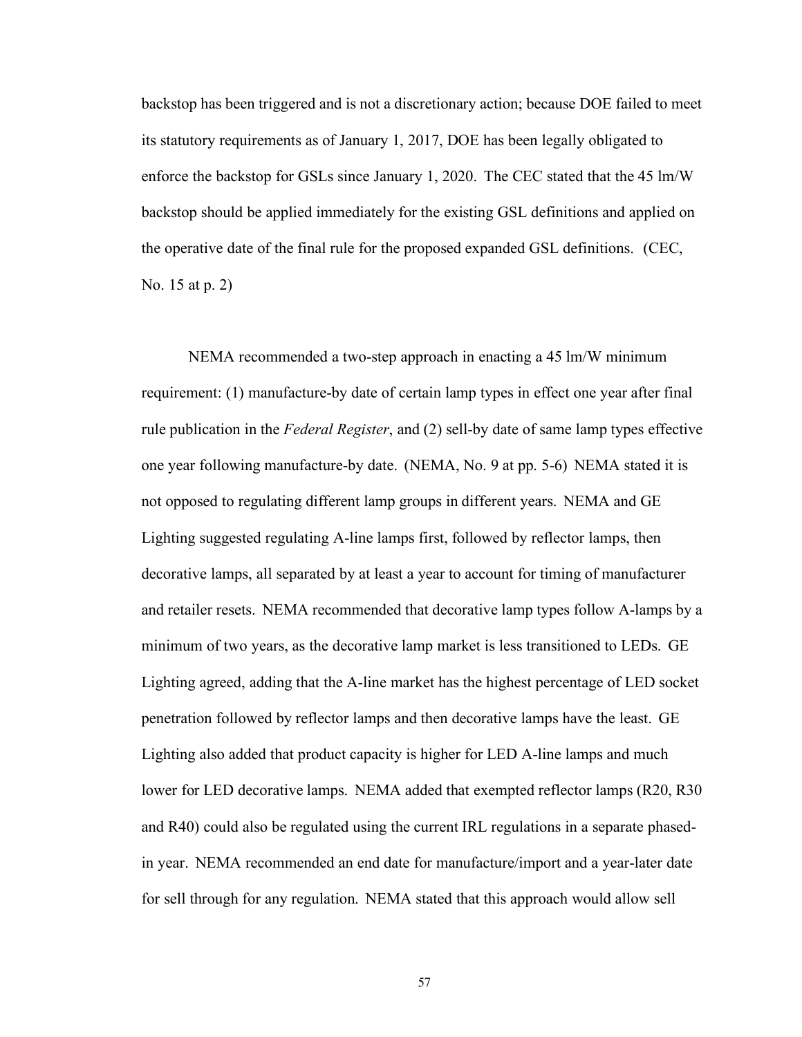backstop has been triggered and is not a discretionary action; because DOE failed to meet its statutory requirements as of January 1, 2017, DOE has been legally obligated to enforce the backstop for GSLs since January 1, 2020. The CEC stated that the 45 lm/W backstop should be applied immediately for the existing GSL definitions and applied on the operative date of the final rule for the proposed expanded GSL definitions. (CEC, No. 15 at p. 2)

NEMA recommended a two-step approach in enacting a 45 lm/W minimum requirement: (1) manufacture-by date of certain lamp types in effect one year after final rule publication in the *Federal Register*, and (2) sell-by date of same lamp types effective one year following manufacture-by date. (NEMA, No. 9 at pp. 5-6) NEMA stated it is not opposed to regulating different lamp groups in different years. NEMA and GE Lighting suggested regulating A-line lamps first, followed by reflector lamps, then decorative lamps, all separated by at least a year to account for timing of manufacturer and retailer resets. NEMA recommended that decorative lamp types follow A-lamps by a minimum of two years, as the decorative lamp market is less transitioned to LEDs. GE Lighting agreed, adding that the A-line market has the highest percentage of LED socket penetration followed by reflector lamps and then decorative lamps have the least. GE Lighting also added that product capacity is higher for LED A-line lamps and much lower for LED decorative lamps. NEMA added that exempted reflector lamps (R20, R30 and R40) could also be regulated using the current IRL regulations in a separate phased-in year. NEMA recommended an end date for manufacture/import and a year-later date for sell through for any regulation. NEMA stated that this approach would allow sell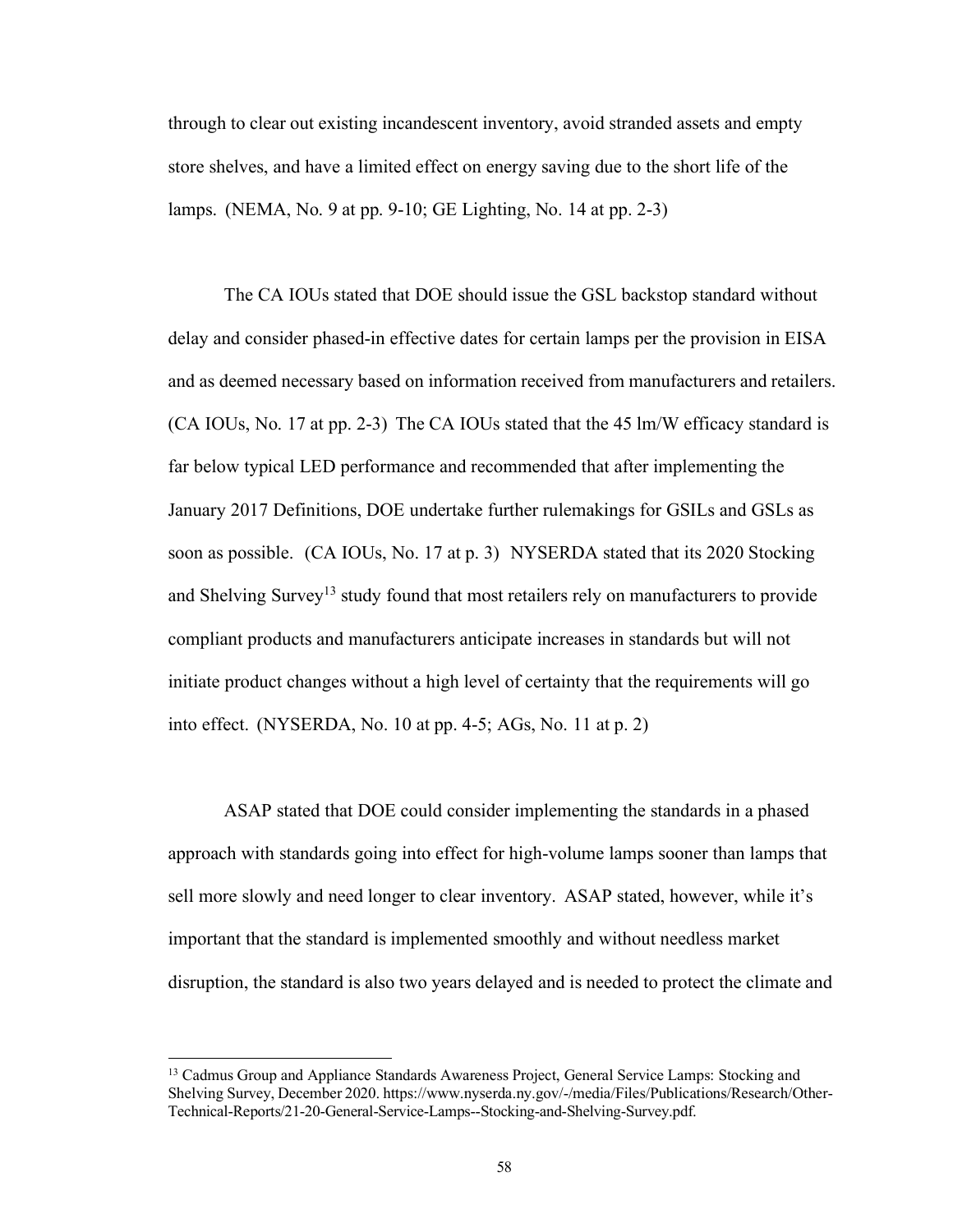through to clear out existing incandescent inventory, avoid stranded assets and empty store shelves, and have a limited effect on energy saving due to the short life of the lamps. (NEMA, No. 9 at pp. 9-10; GE Lighting, No. 14 at pp. 2-3)

The CA IOUs stated that DOE should issue the GSL backstop standard without delay and consider phased-in effective dates for certain lamps per the provision in EISA and as deemed necessary based on information received from manufacturers and retailers. (CA IOUs, No. 17 at pp. 2-3) The CA IOUs stated that the 45 lm/W efficacy standard is far below typical LED performance and recommended that after implementing the January 2017 Definitions, DOE undertake further rulemakings for GSILs and GSLs as soon as possible. (CA IOUs, No. 17 at p. 3) NYSERDA stated that its 2020 Stocking and Shelving Survey[13] study found that most retailers rely on manufacturers to provide compliant products and manufacturers anticipate increases in standards but will not initiate product changes without a high level of certainty that the requirements will go into effect. (NYSERDA, No. 10 at pp. 4-5; AGs, No. 11 at p. 2)

ASAP stated that DOE could consider implementing the standards in a phased approach with standards going into effect for high-volume lamps sooner than lamps that sell more slowly and need longer to clear inventory. ASAP stated, however, while it's important that the standard is implemented smoothly and without needless market disruption, the standard is also two years delayed and is needed to protect the climate and

[13] Cadmus Group and Appliance Standards Awareness Project, General Service Lamps: Stocking and Shelving Survey, December 2020. https://www.nyserda.ny.gov/-/media/Files/Publications/Research/Other-Technical-Reports/21-20-General-Service-Lamps--Stocking-and-Shelving-Survey.pdf.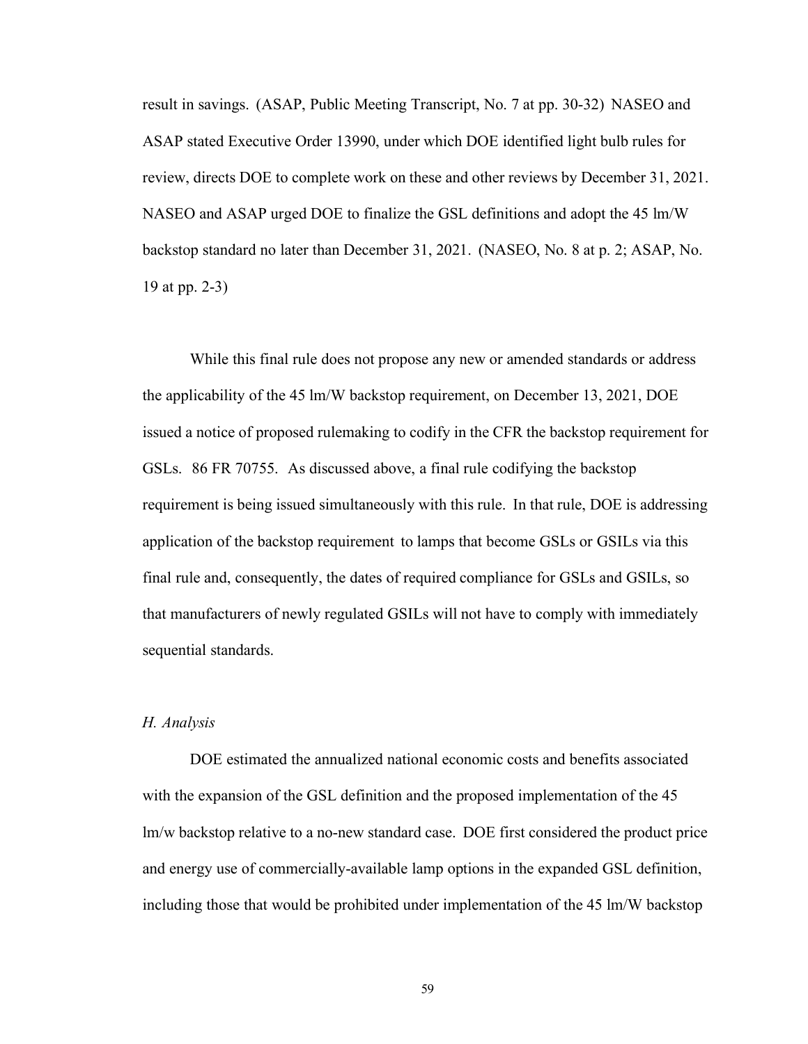result in savings. (ASAP, Public Meeting Transcript, No. 7 at pp. 30-32) NASEO and ASAP stated Executive Order 13990, under which DOE identified light bulb rules for review, directs DOE to complete work on these and other reviews by December 31, 2021. NASEO and ASAP urged DOE to finalize the GSL definitions and adopt the 45 lm/W backstop standard no later than December 31, 2021. (NASEO, No. 8 at p. 2; ASAP, No. 19 at pp. 2-3)

While this final rule does not propose any new or amended standards or address the applicability of the 45 lm/W backstop requirement, on December 13, 2021, DOE issued a notice of proposed rulemaking to codify in the CFR the backstop requirement for GSLs. 86 FR 70755. As discussed above, a final rule codifying the backstop requirement is being issued simultaneously with this rule. In that rule, DOE is addressing application of the backstop requirement to lamps that become GSLs or GSILs via this final rule and, consequently, the dates of required compliance for GSLs and GSILs, so that manufacturers of newly regulated GSILs will not have to comply with immediately sequential standards.

*H. Analysis*

DOE estimated the annualized national economic costs and benefits associated with the expansion of the GSL definition and the proposed implementation of the 45 lm/w backstop relative to a no-new standard case. DOE first considered the product price and energy use of commercially-available lamp options in the expanded GSL definition, including those that would be prohibited under implementation of the 45 lm/W backstop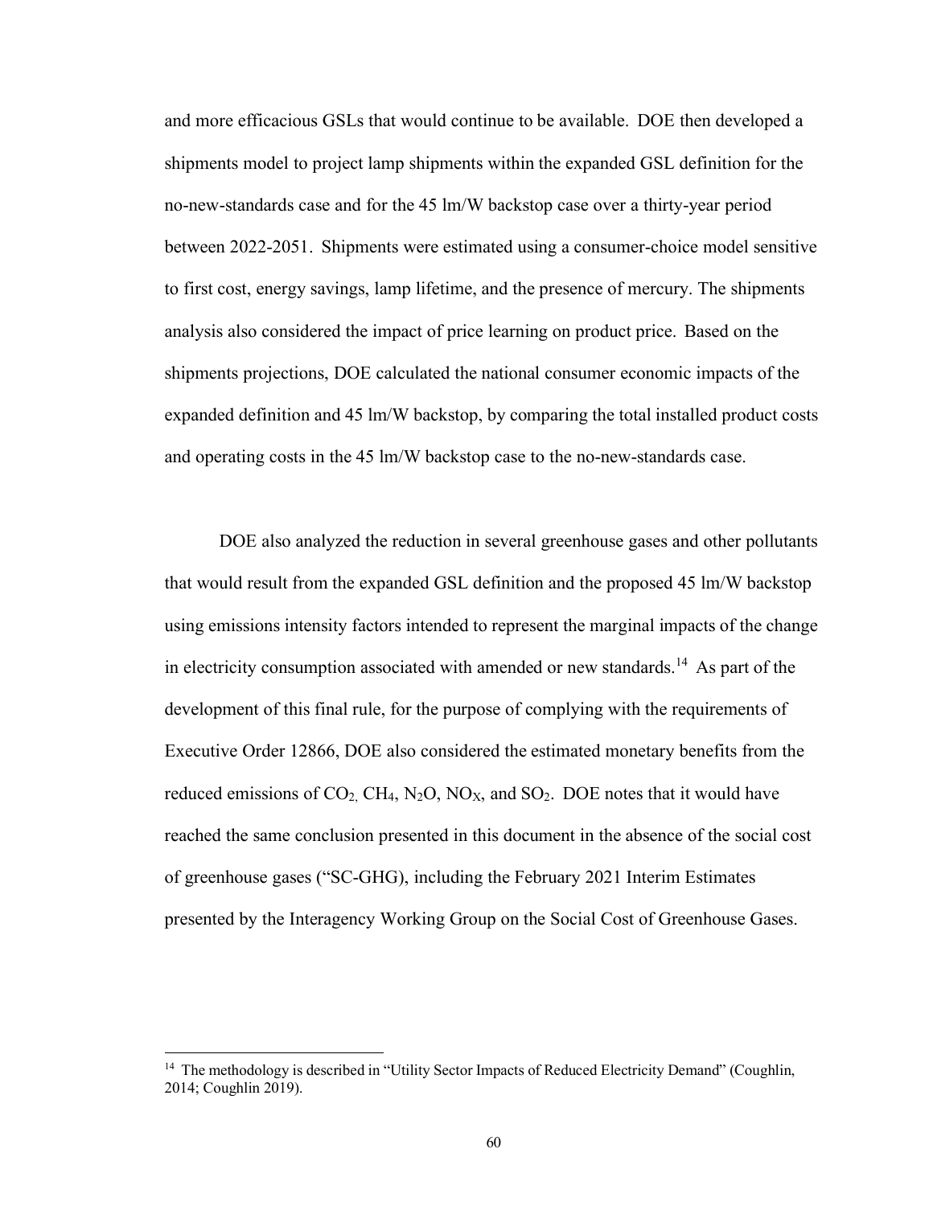and more efficacious GSLs that would continue to be available. DOE then developed a shipments model to project lamp shipments within the expanded GSL definition for the no-new-standards case and for the 45 lm/W backstop case over a thirty-year period between 2022-2051. Shipments were estimated using a consumer-choice model sensitive to first cost, energy savings, lamp lifetime, and the presence of mercury. The shipments analysis also considered the impact of price learning on product price. Based on the shipments projections, DOE calculated the national consumer economic impacts of the expanded definition and 45 lm/W backstop, by comparing the total installed product costs and operating costs in the 45 lm/W backstop case to the no-new-standards case.

DOE also analyzed the reduction in several greenhouse gases and other pollutants that would result from the expanded GSL definition and the proposed 45 lm/W backstop using emissions intensity factors intended to represent the marginal impacts of the change in electricity consumption associated with amended or new standards.[14] As part of the development of this final rule, for the purpose of complying with the requirements of Executive Order 12866, DOE also considered the estimated monetary benefits from the reduced emissions of $CO_2$, $CH_4$, $N_2O$, $NO_X$, and $SO_2$. DOE notes that it would have reached the same conclusion presented in this document in the absence of the social cost of greenhouse gases ("SC-GHG), including the February 2021 Interim Estimates presented by the Interagency Working Group on the Social Cost of Greenhouse Gases.

[14] The methodology is described in "Utility Sector Impacts of Reduced Electricity Demand" (Coughlin, 2014; Coughlin 2019).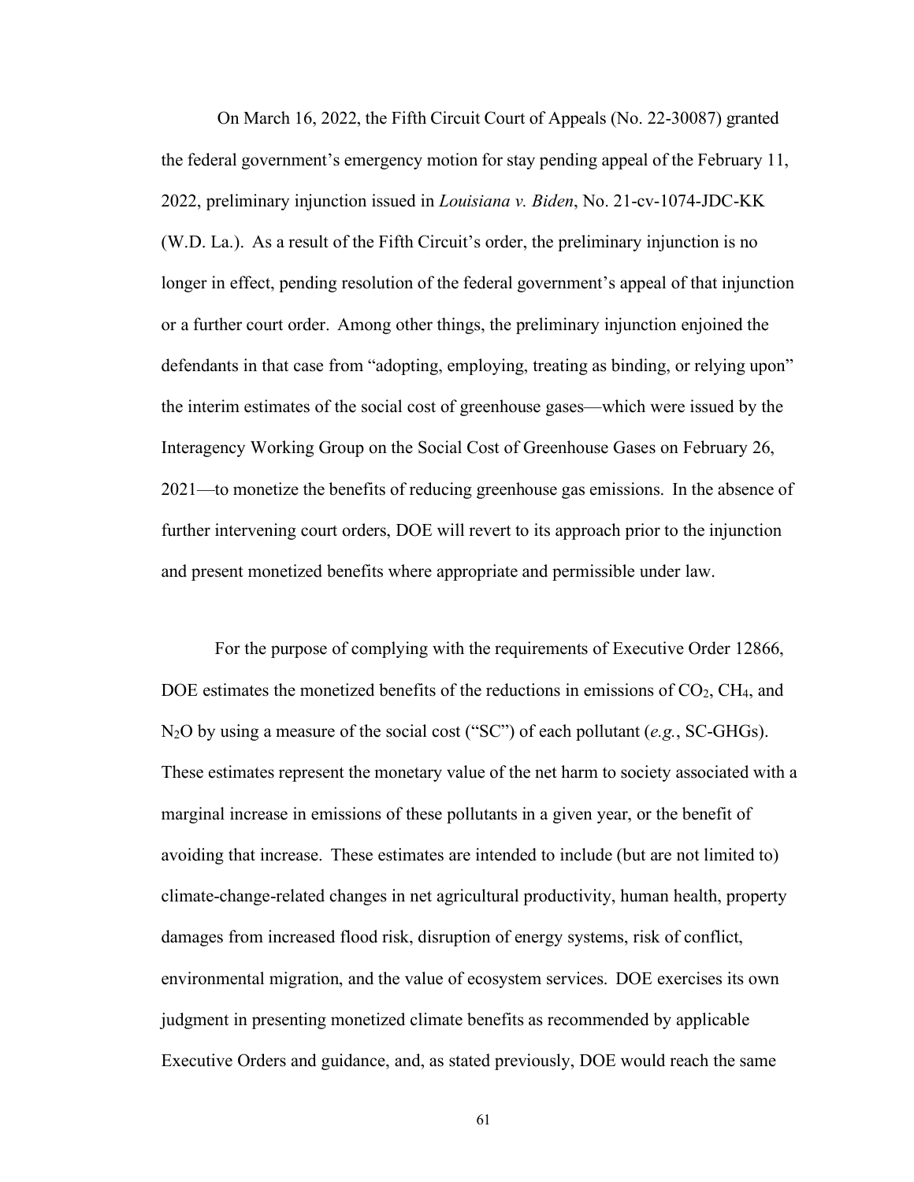On March 16, 2022, the Fifth Circuit Court of Appeals (No. 22-30087) granted the federal government's emergency motion for stay pending appeal of the February 11, 2022, preliminary injunction issued in *Louisiana v. Biden*, No. 21-cv-1074-JDC-KK (W.D. La.). As a result of the Fifth Circuit's order, the preliminary injunction is no longer in effect, pending resolution of the federal government's appeal of that injunction or a further court order. Among other things, the preliminary injunction enjoined the defendants in that case from "adopting, employing, treating as binding, or relying upon" the interim estimates of the social cost of greenhouse gases—which were issued by the Interagency Working Group on the Social Cost of Greenhouse Gases on February 26, 2021—to monetize the benefits of reducing greenhouse gas emissions. In the absence of further intervening court orders, DOE will revert to its approach prior to the injunction and present monetized benefits where appropriate and permissible under law.

For the purpose of complying with the requirements of Executive Order 12866, DOE estimates the monetized benefits of the reductions in emissions of $CO_2$, $CH_4$, and $N_2O$ by using a measure of the social cost ("SC") of each pollutant (*e.g.*, SC-GHGs). These estimates represent the monetary value of the net harm to society associated with a marginal increase in emissions of these pollutants in a given year, or the benefit of avoiding that increase. These estimates are intended to include (but are not limited to) climate-change-related changes in net agricultural productivity, human health, property damages from increased flood risk, disruption of energy systems, risk of conflict, environmental migration, and the value of ecosystem services. DOE exercises its own judgment in presenting monetized climate benefits as recommended by applicable Executive Orders and guidance, and, as stated previously, DOE would reach the same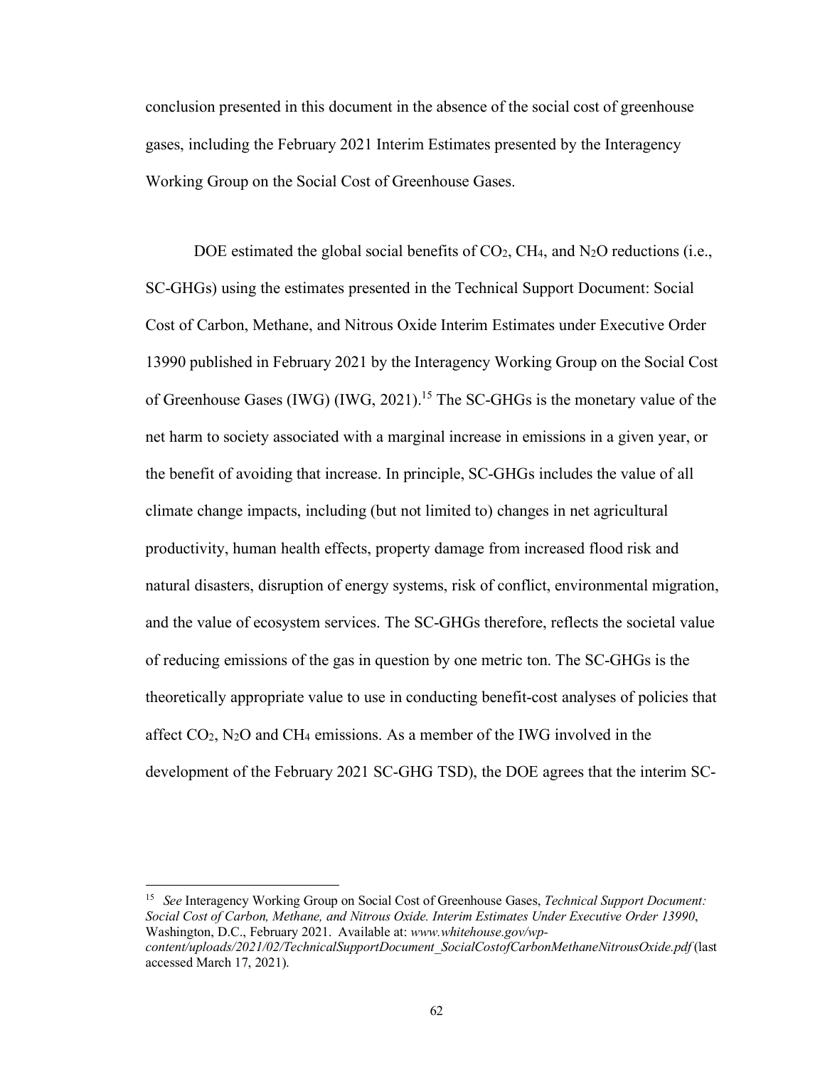conclusion presented in this document in the absence of the social cost of greenhouse gases, including the February 2021 Interim Estimates presented by the Interagency Working Group on the Social Cost of Greenhouse Gases.

DOE estimated the global social benefits of $CO_2$, $CH_4$, and $N_2O$ reductions (i.e., SC-GHGs) using the estimates presented in the Technical Support Document: Social Cost of Carbon, Methane, and Nitrous Oxide Interim Estimates under Executive Order 13990 published in February 2021 by the Interagency Working Group on the Social Cost of Greenhouse Gases (IWG) (IWG, 2021).[15] The SC-GHGs is the monetary value of the net harm to society associated with a marginal increase in emissions in a given year, or the benefit of avoiding that increase. In principle, SC-GHGs includes the value of all climate change impacts, including (but not limited to) changes in net agricultural productivity, human health effects, property damage from increased flood risk and natural disasters, disruption of energy systems, risk of conflict, environmental migration, and the value of ecosystem services. The SC-GHGs therefore, reflects the societal value of reducing emissions of the gas in question by one metric ton. The SC-GHGs is the theoretically appropriate value to use in conducting benefit-cost analyses of policies that affect $CO_2$, $N_2O$ and $CH_4$ emissions. As a member of the IWG involved in the development of the February 2021 SC-GHG TSD), the DOE agrees that the interim SC-

---

[15] *See* Interagency Working Group on Social Cost of Greenhouse Gases, *Technical Support Document: Social Cost of Carbon, Methane, and Nitrous Oxide. Interim Estimates Under Executive Order 13990*, Washington, D.C., February 2021. Available at: *www.whitehouse.gov/wp-content/uploads/2021/02/TechnicalSupportDocument_SocialCostofCarbonMethaneNitrousOxide.pdf* (last accessed March 17, 2021).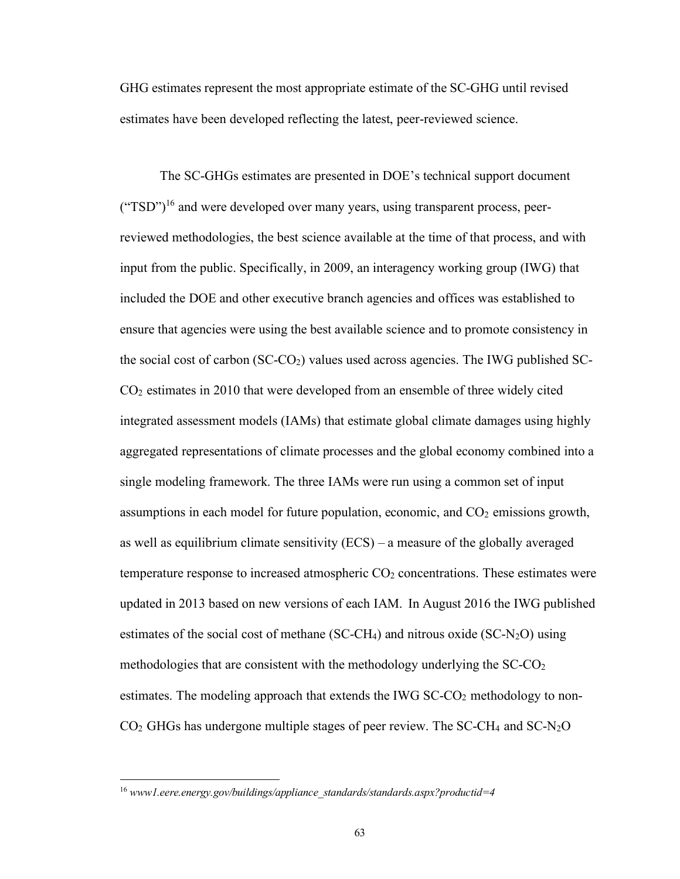GHG estimates represent the most appropriate estimate of the SC-GHG until revised estimates have been developed reflecting the latest, peer-reviewed science.

The SC-GHGs estimates are presented in DOE's technical support document ("TSD")[16] and were developed over many years, using transparent process, peer-reviewed methodologies, the best science available at the time of that process, and with input from the public. Specifically, in 2009, an interagency working group (IWG) that included the DOE and other executive branch agencies and offices was established to ensure that agencies were using the best available science and to promote consistency in the social cost of carbon (SC-$CO_2$) values used across agencies. The IWG published SC-$CO_2$ estimates in 2010 that were developed from an ensemble of three widely cited integrated assessment models (IAMs) that estimate global climate damages using highly aggregated representations of climate processes and the global economy combined into a single modeling framework. The three IAMs were run using a common set of input assumptions in each model for future population, economic, and $CO_2$ emissions growth, as well as equilibrium climate sensitivity (ECS) – a measure of the globally averaged temperature response to increased atmospheric $CO_2$ concentrations. These estimates were updated in 2013 based on new versions of each IAM. In August 2016 the IWG published estimates of the social cost of methane (SC-$CH_4$) and nitrous oxide (SC-$N_2O$) using methodologies that are consistent with the methodology underlying the SC-$CO_2$ estimates. The modeling approach that extends the IWG SC-$CO_2$ methodology to non-$CO_2$ GHGs has undergone multiple stages of peer review. The SC-$CH_4$ and SC-$N_2O$

[16] *www1.eere.energy.gov/buildings/appliance_standards/standards.aspx?productid=4*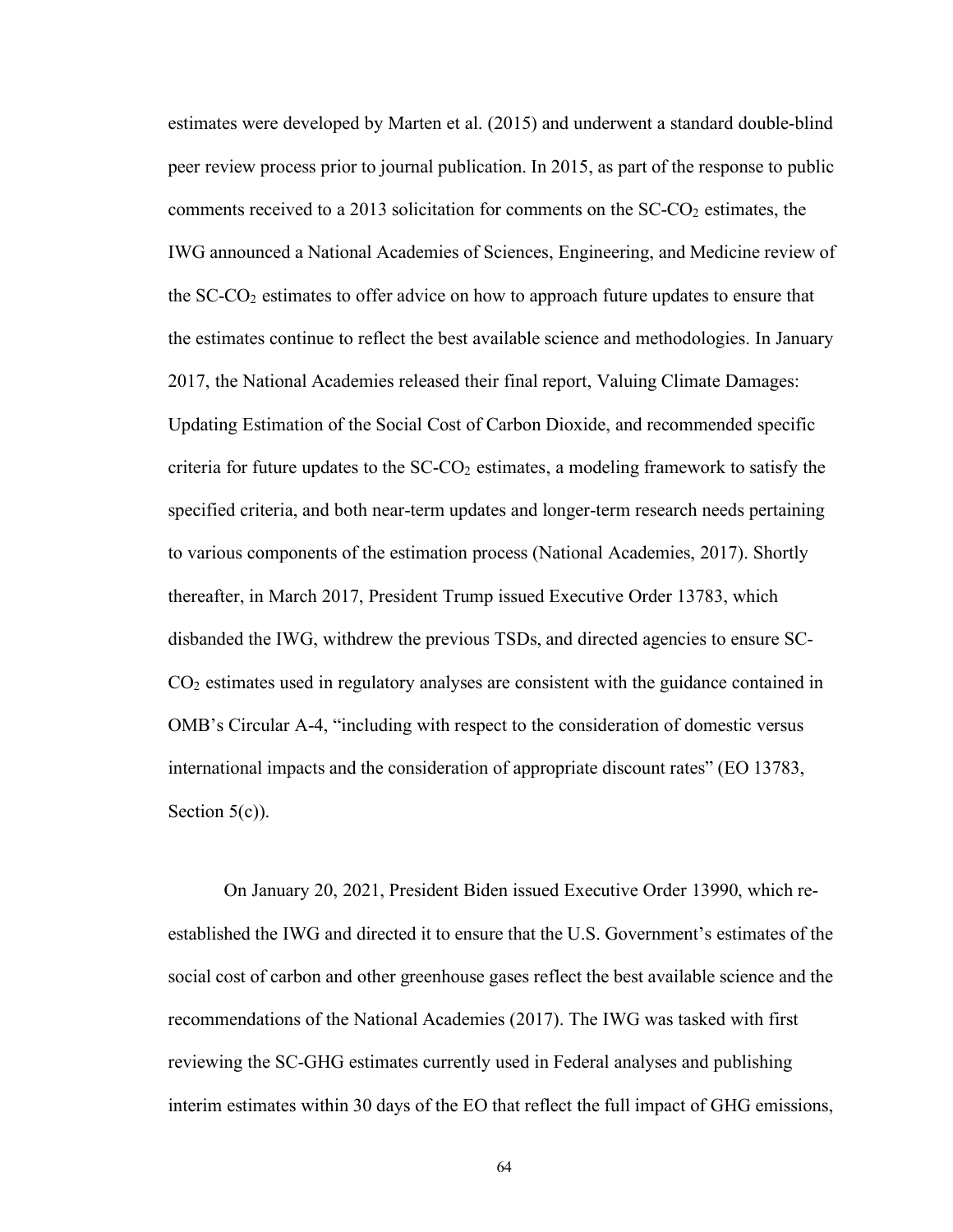estimates were developed by Marten et al. (2015) and underwent a standard double-blind peer review process prior to journal publication. In 2015, as part of the response to public comments received to a 2013 solicitation for comments on the SC-$CO_2$ estimates, the IWG announced a National Academies of Sciences, Engineering, and Medicine review of the SC-$CO_2$ estimates to offer advice on how to approach future updates to ensure that the estimates continue to reflect the best available science and methodologies. In January 2017, the National Academies released their final report, Valuing Climate Damages: Updating Estimation of the Social Cost of Carbon Dioxide, and recommended specific criteria for future updates to the SC-$CO_2$ estimates, a modeling framework to satisfy the specified criteria, and both near-term updates and longer-term research needs pertaining to various components of the estimation process (National Academies, 2017). Shortly thereafter, in March 2017, President Trump issued Executive Order 13783, which disbanded the IWG, withdrew the previous TSDs, and directed agencies to ensure SC-$CO_2$ estimates used in regulatory analyses are consistent with the guidance contained in OMB's Circular A-4, "including with respect to the consideration of domestic versus international impacts and the consideration of appropriate discount rates" (EO 13783, Section 5(c)).

On January 20, 2021, President Biden issued Executive Order 13990, which re-established the IWG and directed it to ensure that the U.S. Government's estimates of the social cost of carbon and other greenhouse gases reflect the best available science and the recommendations of the National Academies (2017). The IWG was tasked with first reviewing the SC-GHG estimates currently used in Federal analyses and publishing interim estimates within 30 days of the EO that reflect the full impact of GHG emissions,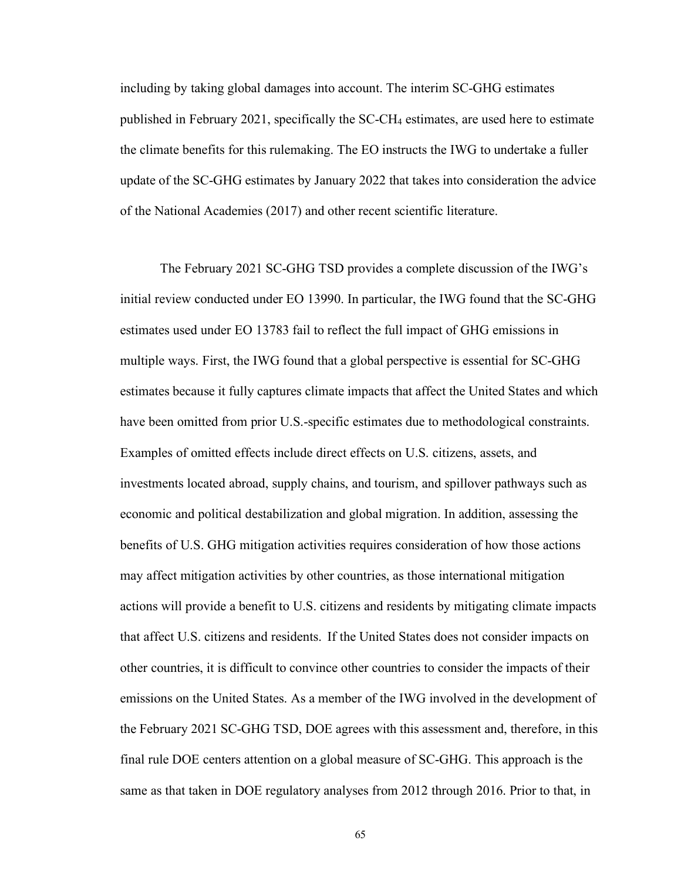including by taking global damages into account. The interim SC-GHG estimates published in February 2021, specifically the SC-$CH_4$ estimates, are used here to estimate the climate benefits for this rulemaking. The EO instructs the IWG to undertake a fuller update of the SC-GHG estimates by January 2022 that takes into consideration the advice of the National Academies (2017) and other recent scientific literature.

The February 2021 SC-GHG TSD provides a complete discussion of the IWG's initial review conducted under EO 13990. In particular, the IWG found that the SC-GHG estimates used under EO 13783 fail to reflect the full impact of GHG emissions in multiple ways. First, the IWG found that a global perspective is essential for SC-GHG estimates because it fully captures climate impacts that affect the United States and which have been omitted from prior U.S.-specific estimates due to methodological constraints. Examples of omitted effects include direct effects on U.S. citizens, assets, and investments located abroad, supply chains, and tourism, and spillover pathways such as economic and political destabilization and global migration. In addition, assessing the benefits of U.S. GHG mitigation activities requires consideration of how those actions may affect mitigation activities by other countries, as those international mitigation actions will provide a benefit to U.S. citizens and residents by mitigating climate impacts that affect U.S. citizens and residents. If the United States does not consider impacts on other countries, it is difficult to convince other countries to consider the impacts of their emissions on the United States. As a member of the IWG involved in the development of the February 2021 SC-GHG TSD, DOE agrees with this assessment and, therefore, in this final rule DOE centers attention on a global measure of SC-GHG. This approach is the same as that taken in DOE regulatory analyses from 2012 through 2016. Prior to that, in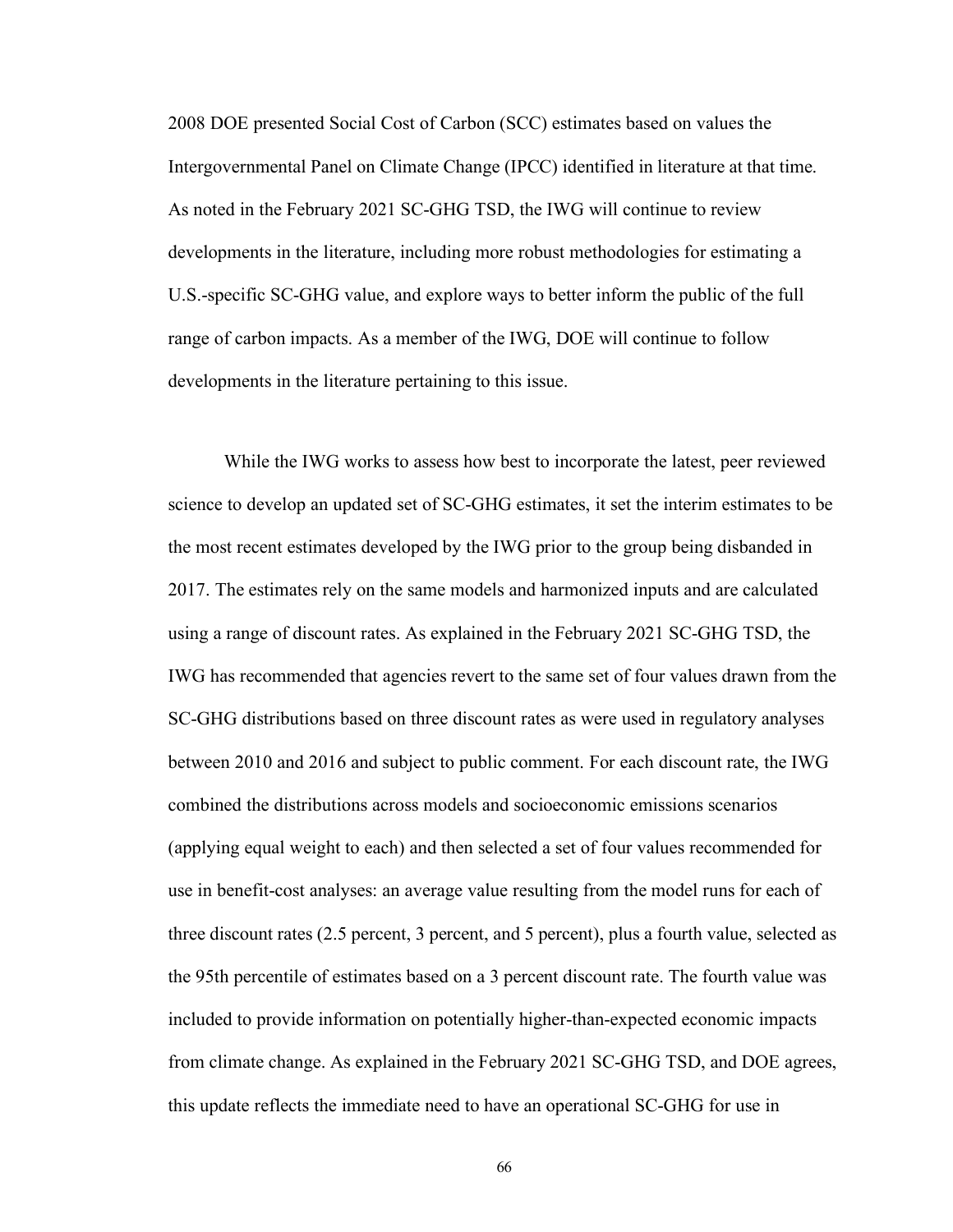2008 DOE presented Social Cost of Carbon (SCC) estimates based on values the Intergovernmental Panel on Climate Change (IPCC) identified in literature at that time. As noted in the February 2021 SC-GHG TSD, the IWG will continue to review developments in the literature, including more robust methodologies for estimating a U.S.-specific SC-GHG value, and explore ways to better inform the public of the full range of carbon impacts. As a member of the IWG, DOE will continue to follow developments in the literature pertaining to this issue.

While the IWG works to assess how best to incorporate the latest, peer reviewed science to develop an updated set of SC-GHG estimates, it set the interim estimates to be the most recent estimates developed by the IWG prior to the group being disbanded in 2017. The estimates rely on the same models and harmonized inputs and are calculated using a range of discount rates. As explained in the February 2021 SC-GHG TSD, the IWG has recommended that agencies revert to the same set of four values drawn from the SC-GHG distributions based on three discount rates as were used in regulatory analyses between 2010 and 2016 and subject to public comment. For each discount rate, the IWG combined the distributions across models and socioeconomic emissions scenarios (applying equal weight to each) and then selected a set of four values recommended for use in benefit-cost analyses: an average value resulting from the model runs for each of three discount rates (2.5 percent, 3 percent, and 5 percent), plus a fourth value, selected as the 95th percentile of estimates based on a 3 percent discount rate. The fourth value was included to provide information on potentially higher-than-expected economic impacts from climate change. As explained in the February 2021 SC-GHG TSD, and DOE agrees, this update reflects the immediate need to have an operational SC-GHG for use in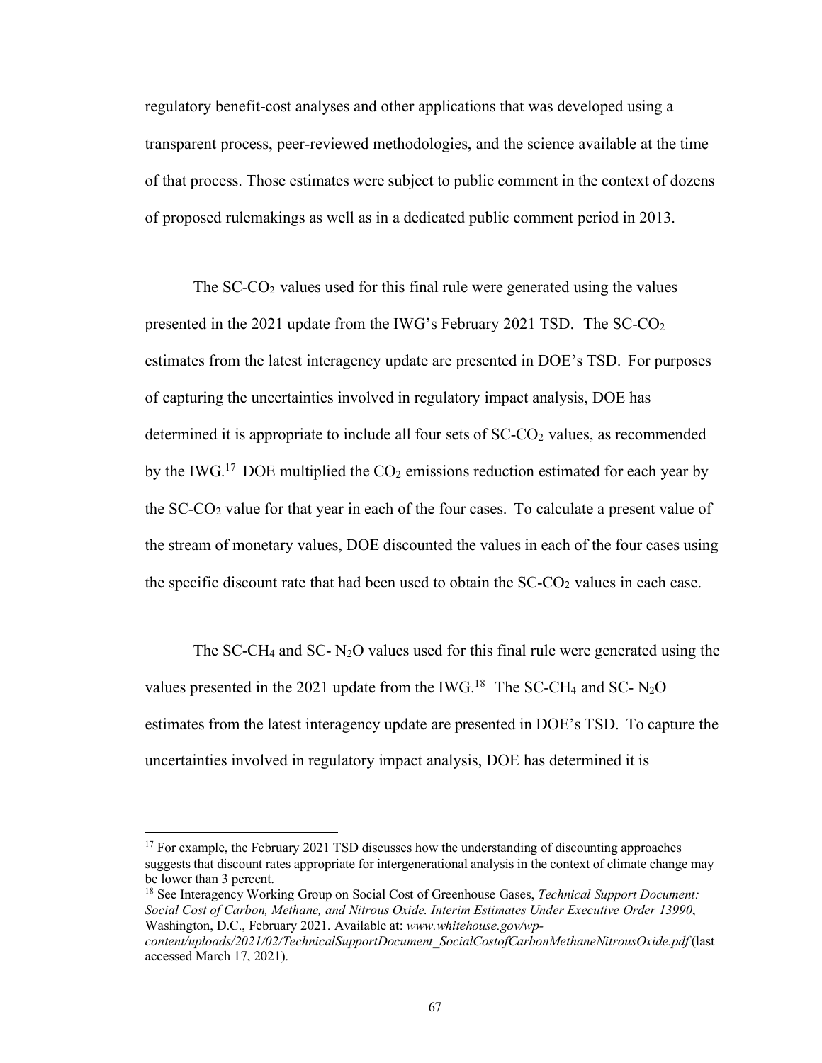regulatory benefit-cost analyses and other applications that was developed using a transparent process, peer-reviewed methodologies, and the science available at the time of that process. Those estimates were subject to public comment in the context of dozens of proposed rulemakings as well as in a dedicated public comment period in 2013.

The SC-$CO_2$ values used for this final rule were generated using the values presented in the 2021 update from the IWG's February 2021 TSD. The SC-$CO_2$ estimates from the latest interagency update are presented in DOE's TSD. For purposes of capturing the uncertainties involved in regulatory impact analysis, DOE has determined it is appropriate to include all four sets of SC-$CO_2$ values, as recommended by the IWG.[17] DOE multiplied the $CO_2$ emissions reduction estimated for each year by the SC-$CO_2$ value for that year in each of the four cases. To calculate a present value of the stream of monetary values, DOE discounted the values in each of the four cases using the specific discount rate that had been used to obtain the SC-$CO_2$ values in each case.

The SC-$CH_4$ and SC- $N_2O$ values used for this final rule were generated using the values presented in the 2021 update from the IWG.[18] The SC-$CH_4$ and SC- $N_2O$ estimates from the latest interagency update are presented in DOE's TSD. To capture the uncertainties involved in regulatory impact analysis, DOE has determined it is

[17] For example, the February 2021 TSD discusses how the understanding of discounting approaches suggests that discount rates appropriate for intergenerational analysis in the context of climate change may be lower than 3 percent.

[18] See Interagency Working Group on Social Cost of Greenhouse Gases, *Technical Support Document: Social Cost of Carbon, Methane, and Nitrous Oxide. Interim Estimates Under Executive Order 13990*, Washington, D.C., February 2021. Available at: *www.whitehouse.gov/wp-content/uploads/2021/02/TechnicalSupportDocument_SocialCostofCarbonMethaneNitrousOxide.pdf* (last accessed March 17, 2021).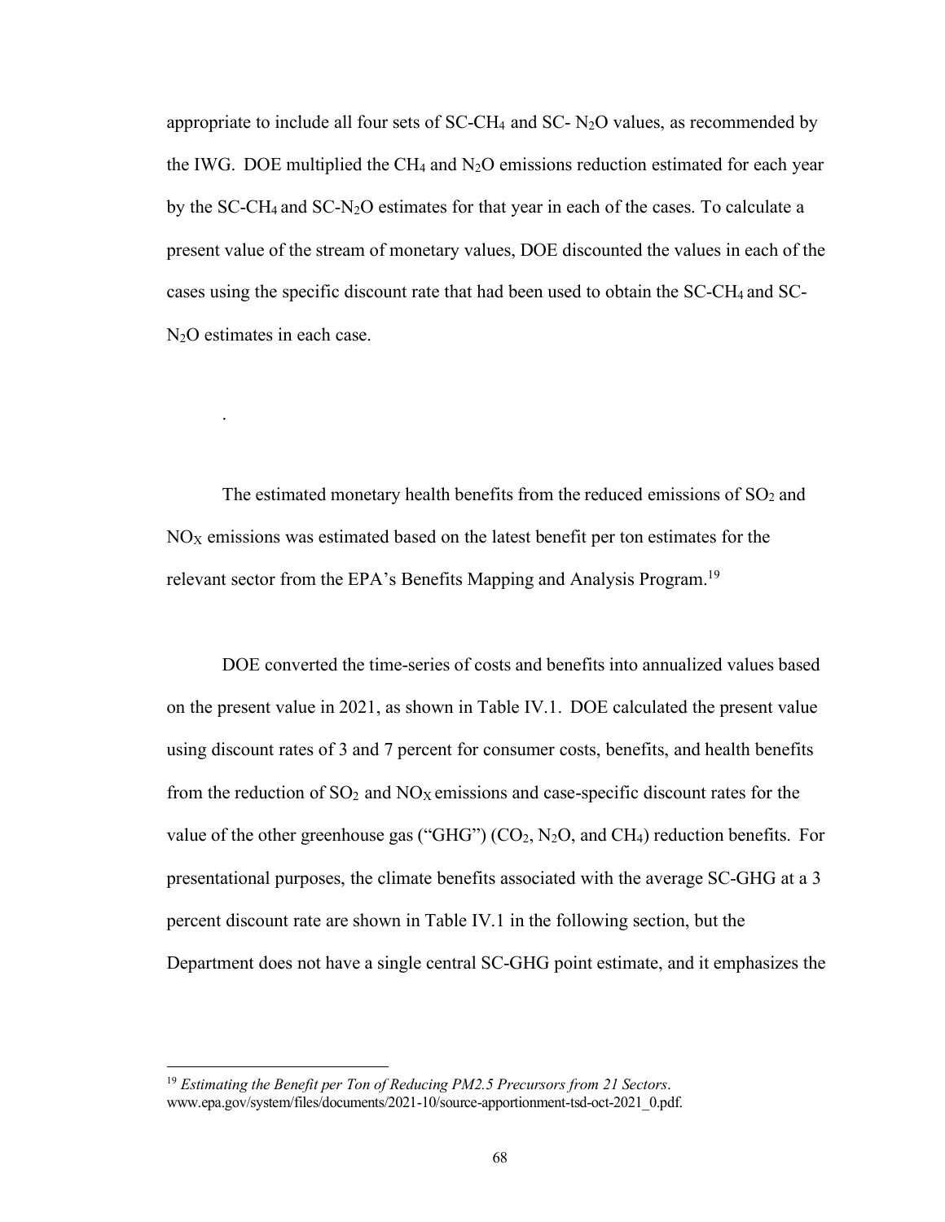appropriate to include all four sets of SC-$CH_4$ and SC- $N_2O$ values, as recommended by the IWG. DOE multiplied the $CH_4$ and $N_2O$ emissions reduction estimated for each year by the SC-$CH_4$ and SC-$N_2O$ estimates for that year in each of the cases. To calculate a present value of the stream of monetary values, DOE discounted the values in each of the cases using the specific discount rate that had been used to obtain the SC-$CH_4$ and SC-$N_2O$ estimates in each case.

.

The estimated monetary health benefits from the reduced emissions of $SO_2$ and $NO_X$ emissions was estimated based on the latest benefit per ton estimates for the relevant sector from the EPA's Benefits Mapping and Analysis Program.[19]

DOE converted the time-series of costs and benefits into annualized values based on the present value in 2021, as shown in Table IV.1. DOE calculated the present value using discount rates of 3 and 7 percent for consumer costs, benefits, and health benefits from the reduction of $SO_2$ and $NO_X$ emissions and case-specific discount rates for the value of the other greenhouse gas ("GHG") ($CO_2$, $N_2O$, and $CH_4$) reduction benefits. For presentational purposes, the climate benefits associated with the average SC-GHG at a 3 percent discount rate are shown in Table IV.1 in the following section, but the Department does not have a single central SC-GHG point estimate, and it emphasizes the

---

[19] *Estimating the Benefit per Ton of Reducing PM2.5 Precursors from 21 Sectors*. www.epa.gov/system/files/documents/2021-10/source-apportionment-tsd-oct-2021_0.pdf.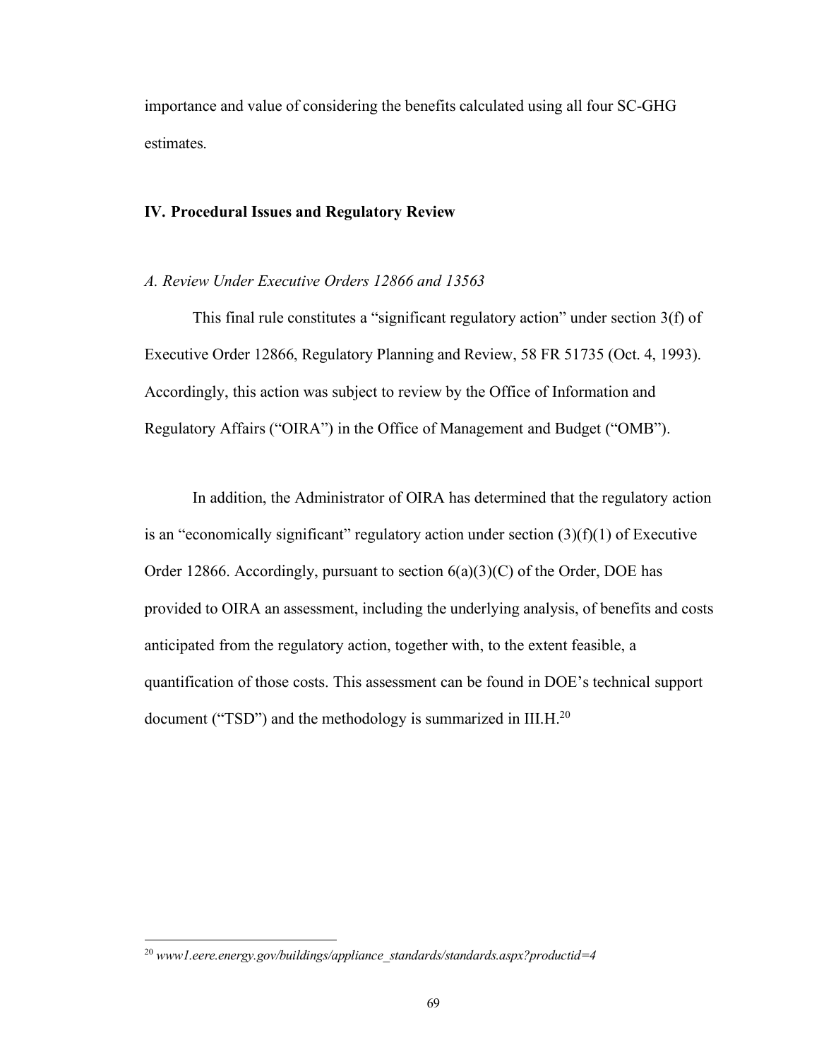importance and value of considering the benefits calculated using all four SC-GHG estimates.

## IV. Procedural Issues and Regulatory Review

### *A. Review Under Executive Orders 12866 and 13563*

This final rule constitutes a "significant regulatory action" under section 3(f) of Executive Order 12866, Regulatory Planning and Review, 58 FR 51735 (Oct. 4, 1993). Accordingly, this action was subject to review by the Office of Information and Regulatory Affairs ("OIRA") in the Office of Management and Budget ("OMB").

In addition, the Administrator of OIRA has determined that the regulatory action is an "economically significant" regulatory action under section (3)(f)(1) of Executive Order 12866. Accordingly, pursuant to section 6(a)(3)(C) of the Order, DOE has provided to OIRA an assessment, including the underlying analysis, of benefits and costs anticipated from the regulatory action, together with, to the extent feasible, a quantification of those costs. This assessment can be found in DOE's technical support document ("TSD") and the methodology is summarized in III.H.[20]

---

[20] *www1.eere.energy.gov/buildings/appliance_standards/standards.aspx?productid=4*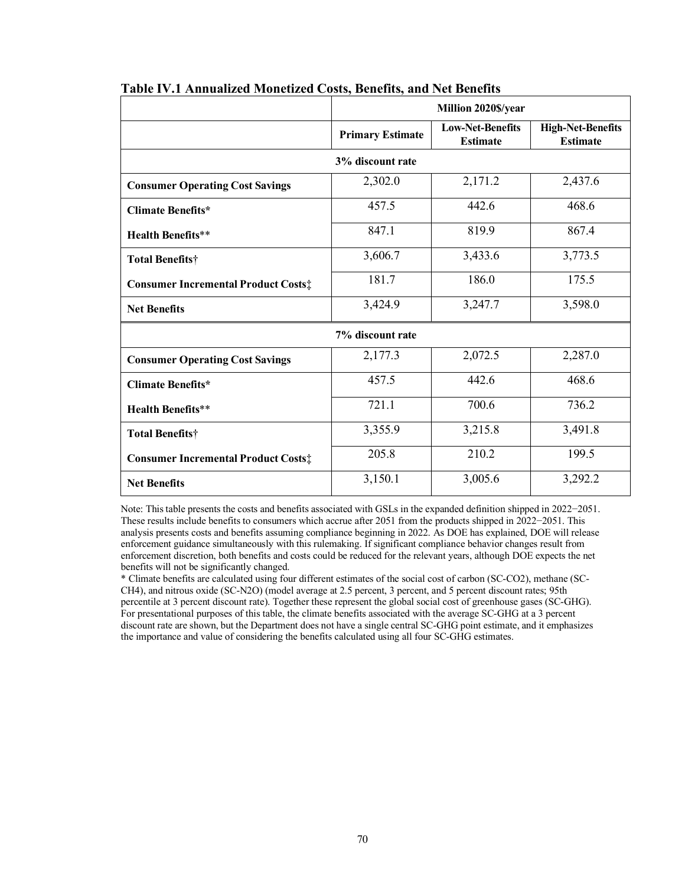**Table IV.1 Annualized Monetized Costs, Benefits, and Net Benefits**

| | Million 2020$/year | | |
|---|---|---|---|
| | **Primary Estimate** | **Low-Net-Benefits Estimate** | **High-Net-Benefits Estimate** |
| | **3% discount rate** | | |
| **Consumer Operating Cost Savings** | 2,302.0 | 2,171.2 | 2,437.6 |
| **Climate Benefits*** | 457.5 | 442.6 | 468.6 |
| **Health Benefits**** | 847.1 | 819.9 | 867.4 |
| **Total Benefits†** | 3,606.7 | 3,433.6 | 3,773.5 |
| **Consumer Incremental Product Costs‡** | 181.7 | 186.0 | 175.5 |
| **Net Benefits** | 3,424.9 | 3,247.7 | 3,598.0 |
| | **7% discount rate** | | |
| **Consumer Operating Cost Savings** | 2,177.3 | 2,072.5 | 2,287.0 |
| **Climate Benefits*** | 457.5 | 442.6 | 468.6 |
| **Health Benefits**** | 721.1 | 700.6 | 736.2 |
| **Total Benefits†** | 3,355.9 | 3,215.8 | 3,491.8 |
| **Consumer Incremental Product Costs‡** | 205.8 | 210.2 | 199.5 |
| **Net Benefits** | 3,150.1 | 3,005.6 | 3,292.2 |

Note: This table presents the costs and benefits associated with GSLs in the expanded definition shipped in 2022−2051. These results include benefits to consumers which accrue after 2051 from the products shipped in 2022−2051. This analysis presents costs and benefits assuming compliance beginning in 2022. As DOE has explained, DOE will release enforcement guidance simultaneously with this rulemaking. If significant compliance behavior changes result from enforcement discretion, both benefits and costs could be reduced for the relevant years, although DOE expects the net benefits will not be significantly changed.

* Climate benefits are calculated using four different estimates of the social cost of carbon (SC-CO2), methane (SC-CH4), and nitrous oxide (SC-N2O) (model average at 2.5 percent, 3 percent, and 5 percent discount rates; 95th percentile at 3 percent discount rate). Together these represent the global social cost of greenhouse gases (SC-GHG). For presentational purposes of this table, the climate benefits associated with the average SC-GHG at a 3 percent discount rate are shown, but the Department does not have a single central SC-GHG point estimate, and it emphasizes the importance and value of considering the benefits calculated using all four SC-GHG estimates.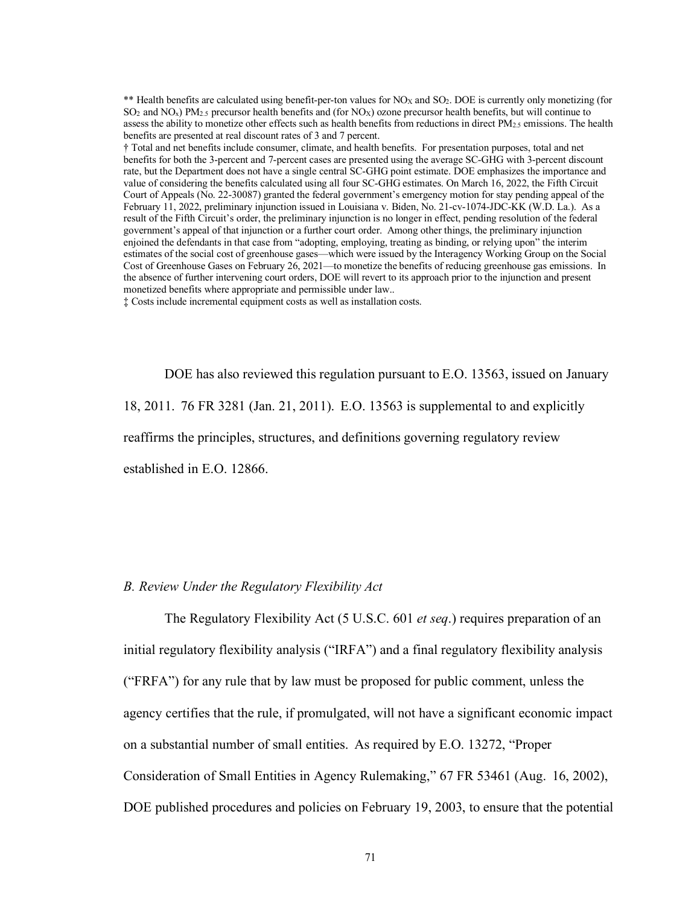** Health benefits are calculated using benefit-per-ton values for $NO_X$ and $SO_2$. DOE is currently only monetizing (for $SO_2$ and $NO_x$) $PM_{2.5}$ precursor health benefits and (for $NO_X$) ozone precursor health benefits, but will continue to assess the ability to monetize other effects such as health benefits from reductions in direct $PM_{2.5}$ emissions. The health benefits are presented at real discount rates of 3 and 7 percent.

† Total and net benefits include consumer, climate, and health benefits. For presentation purposes, total and net benefits for both the 3-percent and 7-percent cases are presented using the average SC-GHG with 3-percent discount rate, but the Department does not have a single central SC-GHG point estimate. DOE emphasizes the importance and value of considering the benefits calculated using all four SC-GHG estimates. On March 16, 2022, the Fifth Circuit Court of Appeals (No. 22-30087) granted the federal government's emergency motion for stay pending appeal of the February 11, 2022, preliminary injunction issued in Louisiana v. Biden, No. 21-cv-1074-JDC-KK (W.D. La.). As a result of the Fifth Circuit's order, the preliminary injunction is no longer in effect, pending resolution of the federal government's appeal of that injunction or a further court order. Among other things, the preliminary injunction enjoined the defendants in that case from "adopting, employing, treating as binding, or relying upon" the interim estimates of the social cost of greenhouse gases—which were issued by the Interagency Working Group on the Social Cost of Greenhouse Gases on February 26, 2021—to monetize the benefits of reducing greenhouse gas emissions. In the absence of further intervening court orders, DOE will revert to its approach prior to the injunction and present monetized benefits where appropriate and permissible under law..

‡ Costs include incremental equipment costs as well as installation costs.

DOE has also reviewed this regulation pursuant to E.O. 13563, issued on January 18, 2011. 76 FR 3281 (Jan. 21, 2011). E.O. 13563 is supplemental to and explicitly reaffirms the principles, structures, and definitions governing regulatory review established in E.O. 12866.

### *B. Review Under the Regulatory Flexibility Act*

The Regulatory Flexibility Act (5 U.S.C. 601 *et seq*.) requires preparation of an initial regulatory flexibility analysis ("IRFA") and a final regulatory flexibility analysis ("FRFA") for any rule that by law must be proposed for public comment, unless the agency certifies that the rule, if promulgated, will not have a significant economic impact on a substantial number of small entities. As required by E.O. 13272, "Proper Consideration of Small Entities in Agency Rulemaking," 67 FR 53461 (Aug. 16, 2002), DOE published procedures and policies on February 19, 2003, to ensure that the potential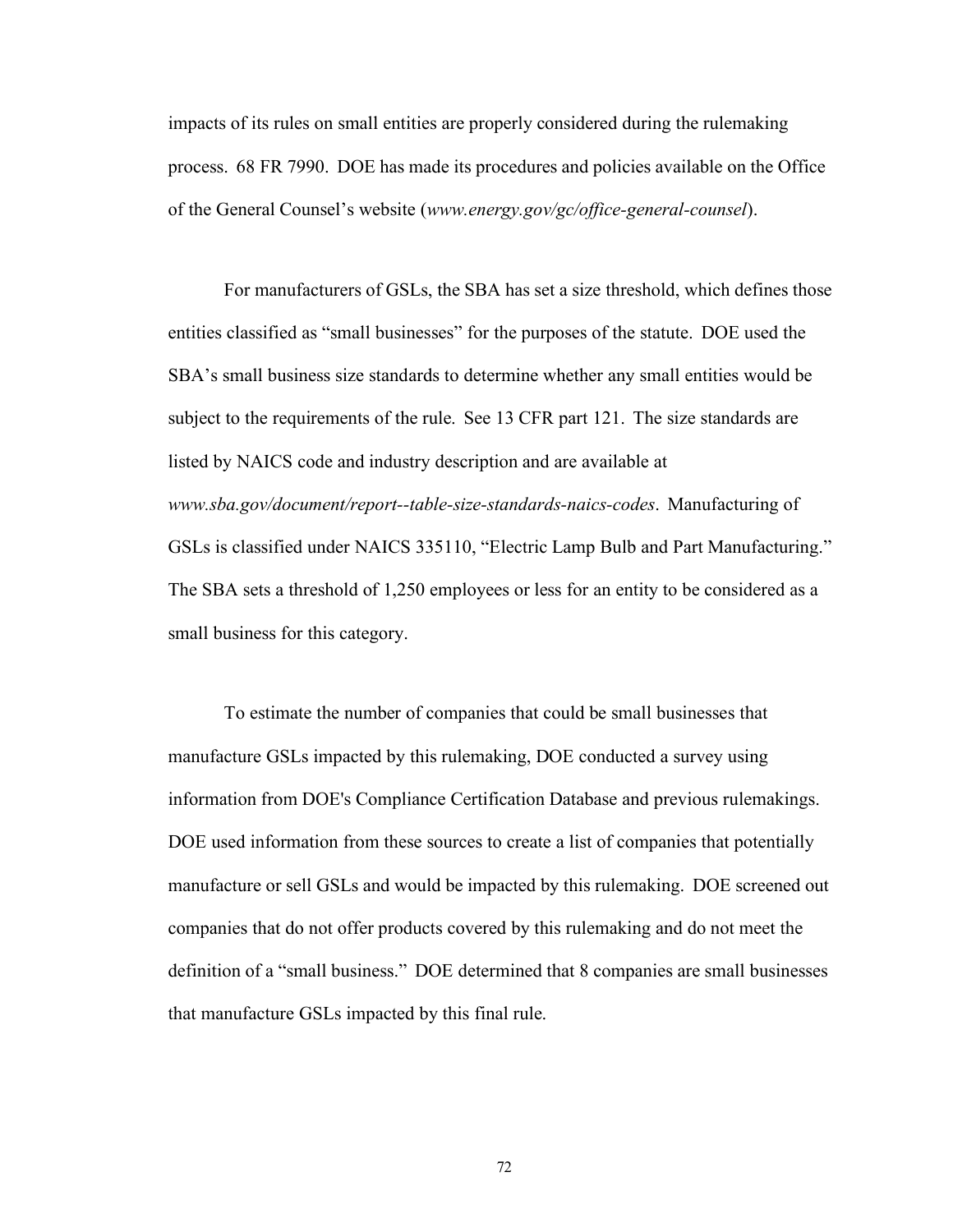impacts of its rules on small entities are properly considered during the rulemaking process. 68 FR 7990. DOE has made its procedures and policies available on the Office of the General Counsel's website (*www.energy.gov/gc/office-general-counsel*).

For manufacturers of GSLs, the SBA has set a size threshold, which defines those entities classified as "small businesses" for the purposes of the statute. DOE used the SBA's small business size standards to determine whether any small entities would be subject to the requirements of the rule. See 13 CFR part 121. The size standards are listed by NAICS code and industry description and are available at *www.sba.gov/document/report--table-size-standards-naics-codes*. Manufacturing of GSLs is classified under NAICS 335110, "Electric Lamp Bulb and Part Manufacturing." The SBA sets a threshold of 1,250 employees or less for an entity to be considered as a small business for this category.

To estimate the number of companies that could be small businesses that manufacture GSLs impacted by this rulemaking, DOE conducted a survey using information from DOE's Compliance Certification Database and previous rulemakings. DOE used information from these sources to create a list of companies that potentially manufacture or sell GSLs and would be impacted by this rulemaking. DOE screened out companies that do not offer products covered by this rulemaking and do not meet the definition of a "small business." DOE determined that 8 companies are small businesses that manufacture GSLs impacted by this final rule.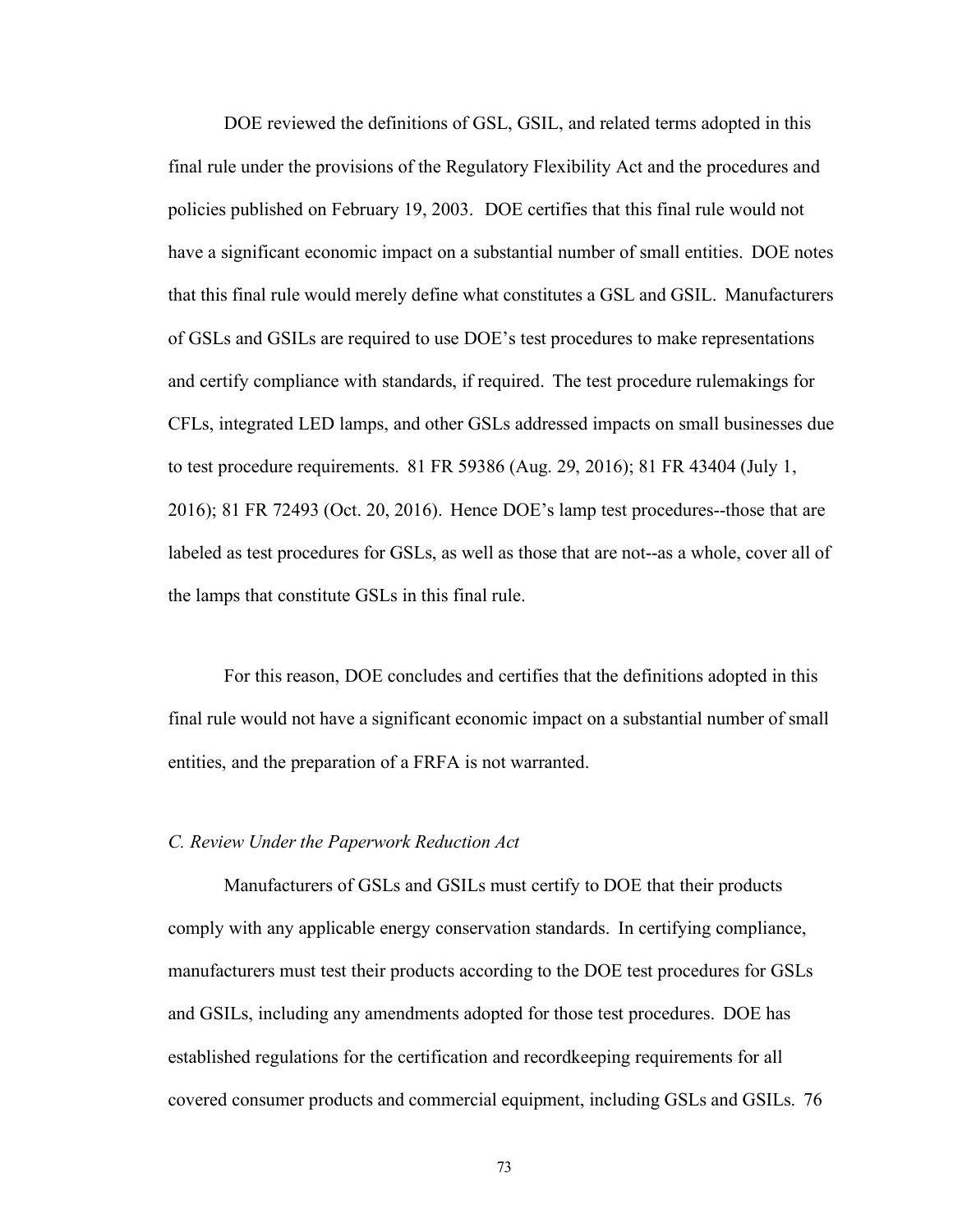DOE reviewed the definitions of GSL, GSIL, and related terms adopted in this final rule under the provisions of the Regulatory Flexibility Act and the procedures and policies published on February 19, 2003. DOE certifies that this final rule would not have a significant economic impact on a substantial number of small entities. DOE notes that this final rule would merely define what constitutes a GSL and GSIL. Manufacturers of GSLs and GSILs are required to use DOE's test procedures to make representations and certify compliance with standards, if required. The test procedure rulemakings for CFLs, integrated LED lamps, and other GSLs addressed impacts on small businesses due to test procedure requirements. 81 FR 59386 (Aug. 29, 2016); 81 FR 43404 (July 1, 2016); 81 FR 72493 (Oct. 20, 2016). Hence DOE's lamp test procedures--those that are labeled as test procedures for GSLs, as well as those that are not--as a whole, cover all of the lamps that constitute GSLs in this final rule.

For this reason, DOE concludes and certifies that the definitions adopted in this final rule would not have a significant economic impact on a substantial number of small entities, and the preparation of a FRFA is not warranted.

*C. Review Under the Paperwork Reduction Act*

Manufacturers of GSLs and GSILs must certify to DOE that their products comply with any applicable energy conservation standards. In certifying compliance, manufacturers must test their products according to the DOE test procedures for GSLs and GSILs, including any amendments adopted for those test procedures. DOE has established regulations for the certification and recordkeeping requirements for all covered consumer products and commercial equipment, including GSLs and GSILs. 76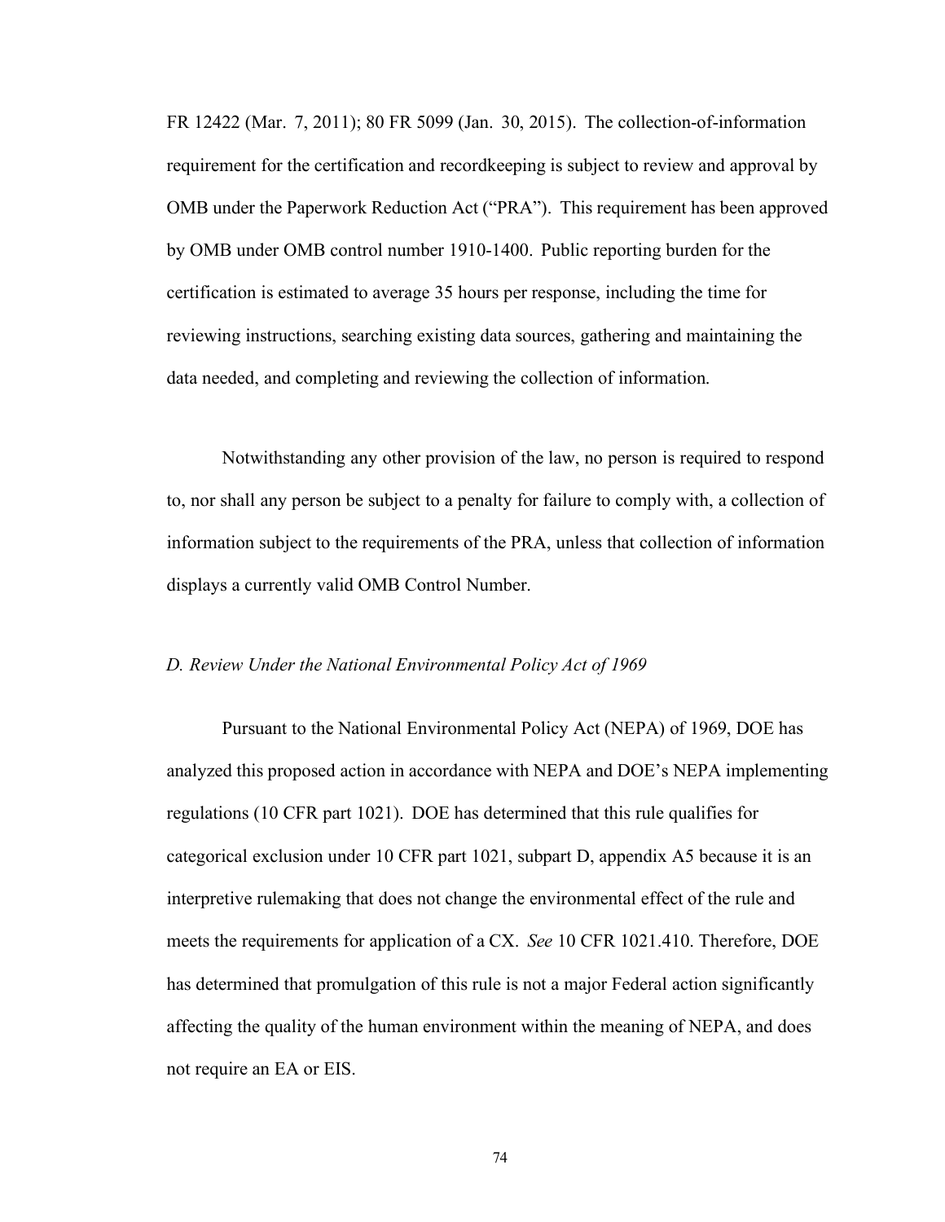FR 12422 (Mar. 7, 2011); 80 FR 5099 (Jan. 30, 2015). The collection-of-information requirement for the certification and recordkeeping is subject to review and approval by OMB under the Paperwork Reduction Act ("PRA"). This requirement has been approved by OMB under OMB control number 1910-1400. Public reporting burden for the certification is estimated to average 35 hours per response, including the time for reviewing instructions, searching existing data sources, gathering and maintaining the data needed, and completing and reviewing the collection of information.

Notwithstanding any other provision of the law, no person is required to respond to, nor shall any person be subject to a penalty for failure to comply with, a collection of information subject to the requirements of the PRA, unless that collection of information displays a currently valid OMB Control Number.

*D. Review Under the National Environmental Policy Act of 1969*

Pursuant to the National Environmental Policy Act (NEPA) of 1969, DOE has analyzed this proposed action in accordance with NEPA and DOE's NEPA implementing regulations (10 CFR part 1021). DOE has determined that this rule qualifies for categorical exclusion under 10 CFR part 1021, subpart D, appendix A5 because it is an interpretive rulemaking that does not change the environmental effect of the rule and meets the requirements for application of a CX. *See* 10 CFR 1021.410. Therefore, DOE has determined that promulgation of this rule is not a major Federal action significantly affecting the quality of the human environment within the meaning of NEPA, and does not require an EA or EIS.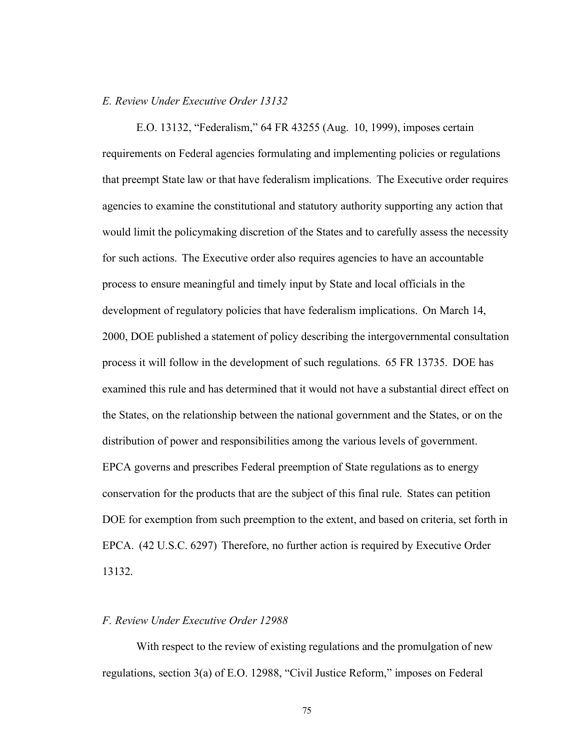### *E. Review Under Executive Order 13132*

E.O. 13132, "Federalism," 64 FR 43255 (Aug. 10, 1999), imposes certain requirements on Federal agencies formulating and implementing policies or regulations that preempt State law or that have federalism implications. The Executive order requires agencies to examine the constitutional and statutory authority supporting any action that would limit the policymaking discretion of the States and to carefully assess the necessity for such actions. The Executive order also requires agencies to have an accountable process to ensure meaningful and timely input by State and local officials in the development of regulatory policies that have federalism implications. On March 14, 2000, DOE published a statement of policy describing the intergovernmental consultation process it will follow in the development of such regulations. 65 FR 13735. DOE has examined this rule and has determined that it would not have a substantial direct effect on the States, on the relationship between the national government and the States, or on the distribution of power and responsibilities among the various levels of government. EPCA governs and prescribes Federal preemption of State regulations as to energy conservation for the products that are the subject of this final rule. States can petition DOE for exemption from such preemption to the extent, and based on criteria, set forth in EPCA. (42 U.S.C. 6297) Therefore, no further action is required by Executive Order 13132.

### *F. Review Under Executive Order 12988*

With respect to the review of existing regulations and the promulgation of new regulations, section 3(a) of E.O. 12988, "Civil Justice Reform," imposes on Federal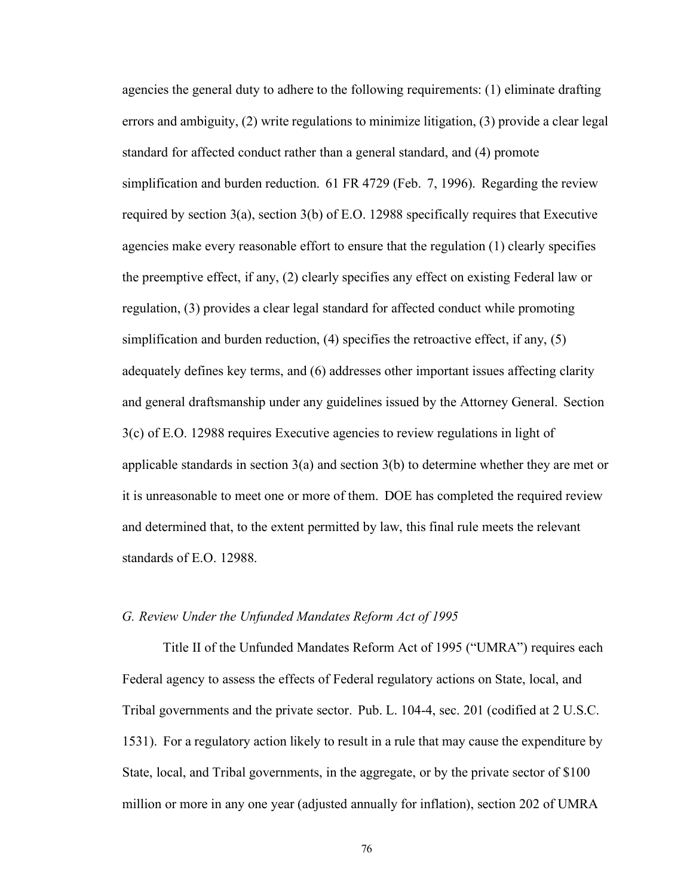agencies the general duty to adhere to the following requirements: (1) eliminate drafting errors and ambiguity, (2) write regulations to minimize litigation, (3) provide a clear legal standard for affected conduct rather than a general standard, and (4) promote simplification and burden reduction. 61 FR 4729 (Feb. 7, 1996). Regarding the review required by section 3(a), section 3(b) of E.O. 12988 specifically requires that Executive agencies make every reasonable effort to ensure that the regulation (1) clearly specifies the preemptive effect, if any, (2) clearly specifies any effect on existing Federal law or regulation, (3) provides a clear legal standard for affected conduct while promoting simplification and burden reduction, (4) specifies the retroactive effect, if any, (5) adequately defines key terms, and (6) addresses other important issues affecting clarity and general draftsmanship under any guidelines issued by the Attorney General. Section 3(c) of E.O. 12988 requires Executive agencies to review regulations in light of applicable standards in section 3(a) and section 3(b) to determine whether they are met or it is unreasonable to meet one or more of them. DOE has completed the required review and determined that, to the extent permitted by law, this final rule meets the relevant standards of E.O. 12988.

### *G. Review Under the Unfunded Mandates Reform Act of 1995*

Title II of the Unfunded Mandates Reform Act of 1995 ("UMRA") requires each Federal agency to assess the effects of Federal regulatory actions on State, local, and Tribal governments and the private sector. Pub. L. 104-4, sec. 201 (codified at 2 U.S.C. 1531). For a regulatory action likely to result in a rule that may cause the expenditure by State, local, and Tribal governments, in the aggregate, or by the private sector of $100 million or more in any one year (adjusted annually for inflation), section 202 of UMRA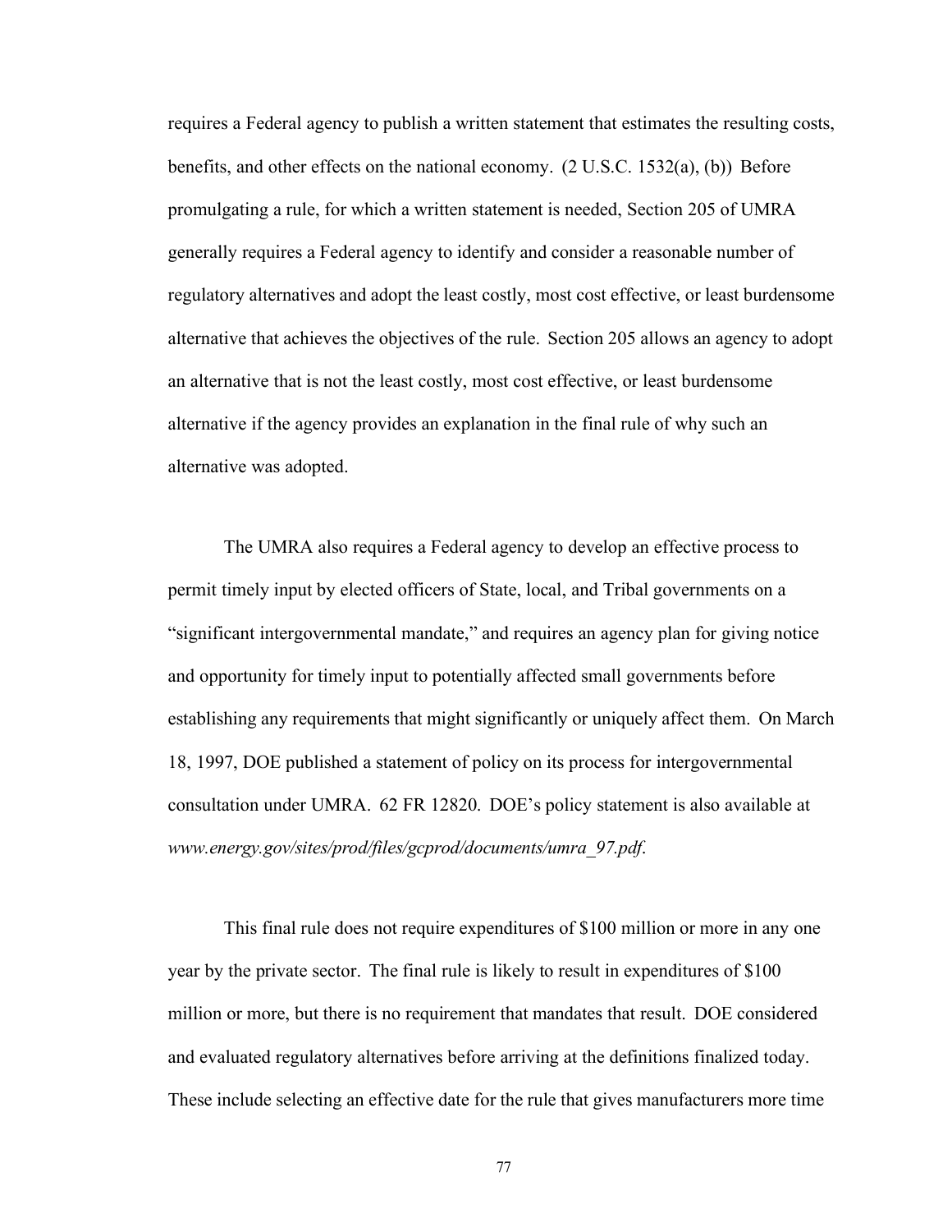requires a Federal agency to publish a written statement that estimates the resulting costs, benefits, and other effects on the national economy. (2 U.S.C. 1532(a), (b)) Before promulgating a rule, for which a written statement is needed, Section 205 of UMRA generally requires a Federal agency to identify and consider a reasonable number of regulatory alternatives and adopt the least costly, most cost effective, or least burdensome alternative that achieves the objectives of the rule. Section 205 allows an agency to adopt an alternative that is not the least costly, most cost effective, or least burdensome alternative if the agency provides an explanation in the final rule of why such an alternative was adopted.

The UMRA also requires a Federal agency to develop an effective process to permit timely input by elected officers of State, local, and Tribal governments on a "significant intergovernmental mandate," and requires an agency plan for giving notice and opportunity for timely input to potentially affected small governments before establishing any requirements that might significantly or uniquely affect them. On March 18, 1997, DOE published a statement of policy on its process for intergovernmental consultation under UMRA. 62 FR 12820. DOE's policy statement is also available at *www.energy.gov/sites/prod/files/gcprod/documents/umra_97.pdf*.

This final rule does not require expenditures of $100 million or more in any one year by the private sector. The final rule is likely to result in expenditures of $100 million or more, but there is no requirement that mandates that result. DOE considered and evaluated regulatory alternatives before arriving at the definitions finalized today. These include selecting an effective date for the rule that gives manufacturers more time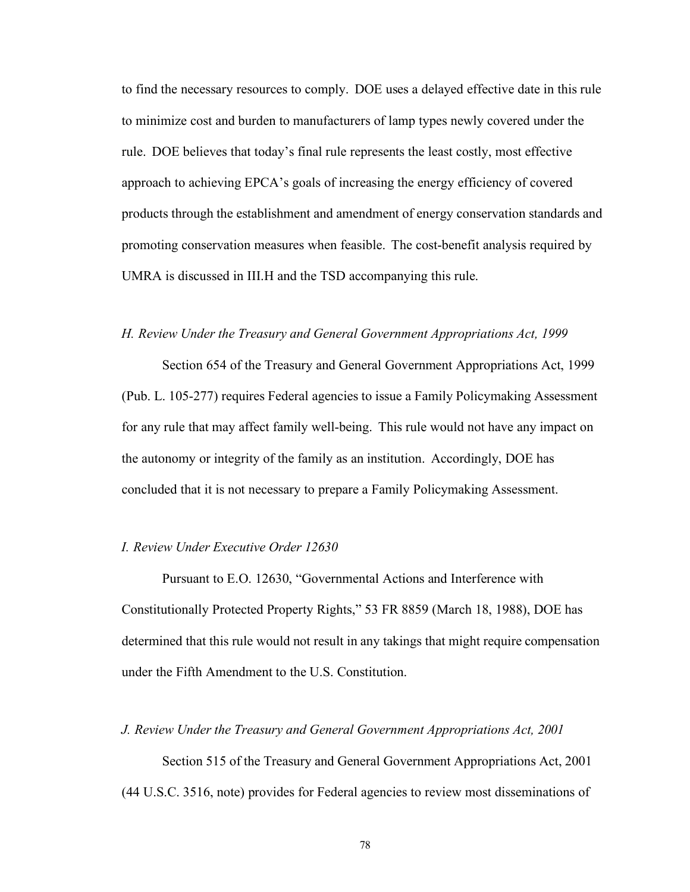to find the necessary resources to comply. DOE uses a delayed effective date in this rule to minimize cost and burden to manufacturers of lamp types newly covered under the rule. DOE believes that today's final rule represents the least costly, most effective approach to achieving EPCA's goals of increasing the energy efficiency of covered products through the establishment and amendment of energy conservation standards and promoting conservation measures when feasible. The cost-benefit analysis required by UMRA is discussed in III.H and the TSD accompanying this rule.

### *H. Review Under the Treasury and General Government Appropriations Act, 1999*

Section 654 of the Treasury and General Government Appropriations Act, 1999 (Pub. L. 105-277) requires Federal agencies to issue a Family Policymaking Assessment for any rule that may affect family well-being. This rule would not have any impact on the autonomy or integrity of the family as an institution. Accordingly, DOE has concluded that it is not necessary to prepare a Family Policymaking Assessment.

### *I. Review Under Executive Order 12630*

Pursuant to E.O. 12630, "Governmental Actions and Interference with Constitutionally Protected Property Rights," 53 FR 8859 (March 18, 1988), DOE has determined that this rule would not result in any takings that might require compensation under the Fifth Amendment to the U.S. Constitution.

### *J. Review Under the Treasury and General Government Appropriations Act, 2001*

Section 515 of the Treasury and General Government Appropriations Act, 2001 (44 U.S.C. 3516, note) provides for Federal agencies to review most disseminations of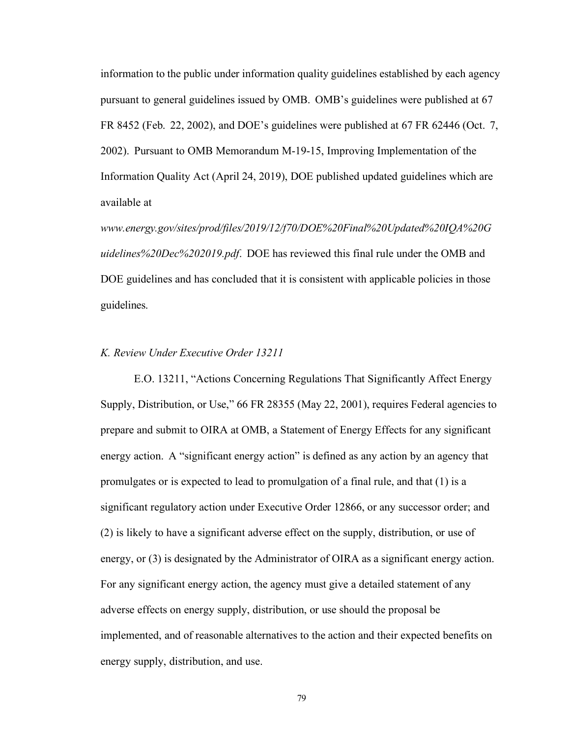information to the public under information quality guidelines established by each agency pursuant to general guidelines issued by OMB. OMB's guidelines were published at 67 FR 8452 (Feb. 22, 2002), and DOE's guidelines were published at 67 FR 62446 (Oct. 7, 2002). Pursuant to OMB Memorandum M-19-15, Improving Implementation of the Information Quality Act (April 24, 2019), DOE published updated guidelines which are available at *www.energy.gov/sites/prod/files/2019/12/f70/DOE%20Final%20Updated%20IQA%20Guidelines%20Dec%202019.pdf*. DOE has reviewed this final rule under the OMB and DOE guidelines and has concluded that it is consistent with applicable policies in those guidelines.

### *K. Review Under Executive Order 13211*

E.O. 13211, "Actions Concerning Regulations That Significantly Affect Energy Supply, Distribution, or Use," 66 FR 28355 (May 22, 2001), requires Federal agencies to prepare and submit to OIRA at OMB, a Statement of Energy Effects for any significant energy action. A "significant energy action" is defined as any action by an agency that promulgates or is expected to lead to promulgation of a final rule, and that (1) is a significant regulatory action under Executive Order 12866, or any successor order; and (2) is likely to have a significant adverse effect on the supply, distribution, or use of energy, or (3) is designated by the Administrator of OIRA as a significant energy action. For any significant energy action, the agency must give a detailed statement of any adverse effects on energy supply, distribution, or use should the proposal be implemented, and of reasonable alternatives to the action and their expected benefits on energy supply, distribution, and use.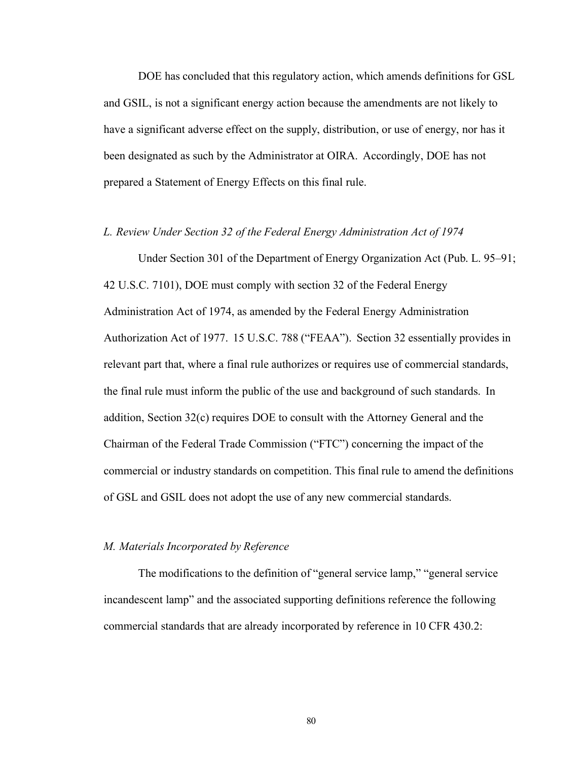DOE has concluded that this regulatory action, which amends definitions for GSL and GSIL, is not a significant energy action because the amendments are not likely to have a significant adverse effect on the supply, distribution, or use of energy, nor has it been designated as such by the Administrator at OIRA. Accordingly, DOE has not prepared a Statement of Energy Effects on this final rule.

*L. Review Under Section 32 of the Federal Energy Administration Act of 1974*

Under Section 301 of the Department of Energy Organization Act (Pub. L. 95–91; 42 U.S.C. 7101), DOE must comply with section 32 of the Federal Energy Administration Act of 1974, as amended by the Federal Energy Administration Authorization Act of 1977. 15 U.S.C. 788 ("FEAA"). Section 32 essentially provides in relevant part that, where a final rule authorizes or requires use of commercial standards, the final rule must inform the public of the use and background of such standards. In addition, Section 32(c) requires DOE to consult with the Attorney General and the Chairman of the Federal Trade Commission ("FTC") concerning the impact of the commercial or industry standards on competition. This final rule to amend the definitions of GSL and GSIL does not adopt the use of any new commercial standards.

*M. Materials Incorporated by Reference*

The modifications to the definition of "general service lamp," "general service incandescent lamp" and the associated supporting definitions reference the following commercial standards that are already incorporated by reference in 10 CFR 430.2: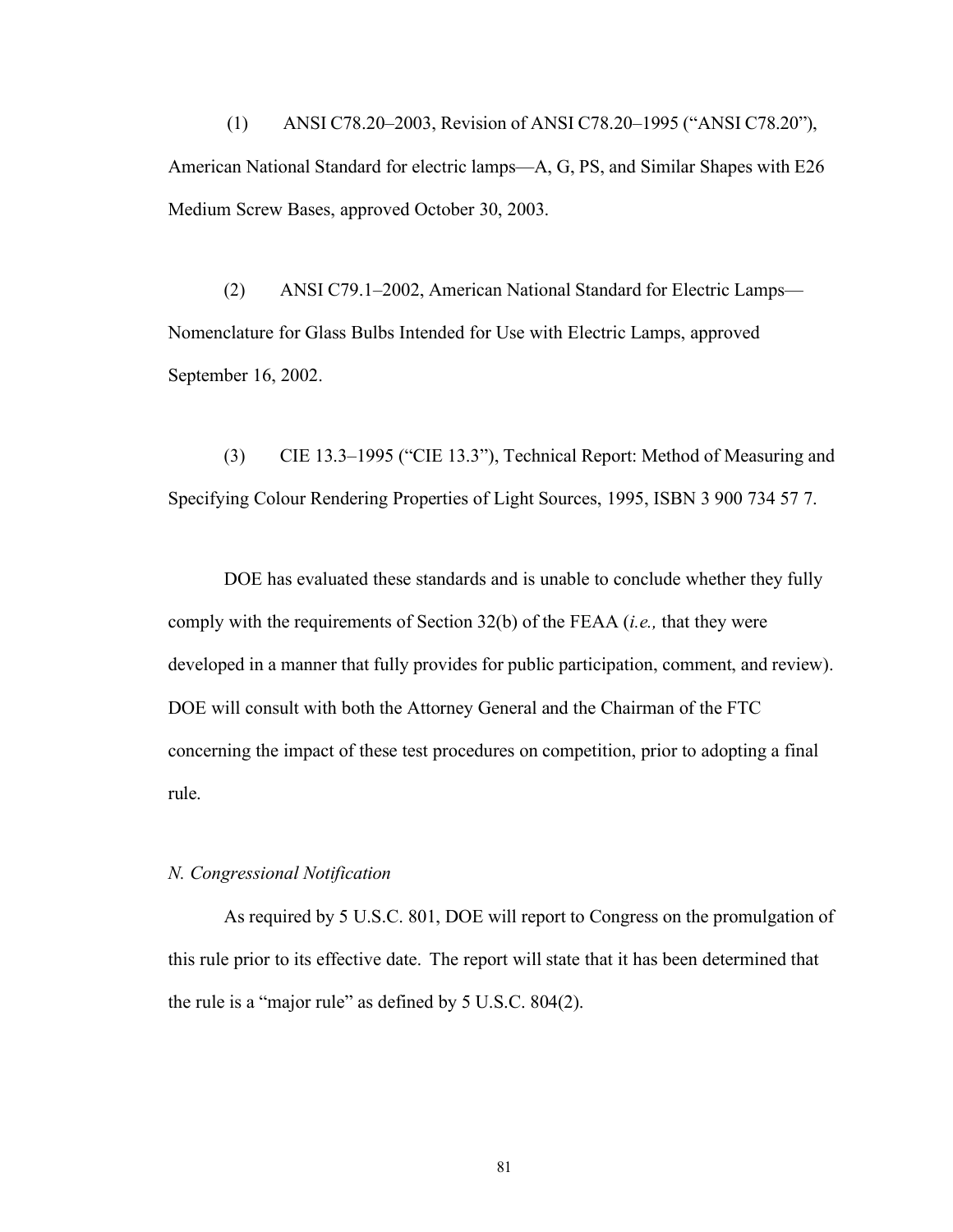(1) ANSI C78.20–2003, Revision of ANSI C78.20–1995 ("ANSI C78.20"), American National Standard for electric lamps—A, G, PS, and Similar Shapes with E26 Medium Screw Bases, approved October 30, 2003.

(2) ANSI C79.1–2002, American National Standard for Electric Lamps—Nomenclature for Glass Bulbs Intended for Use with Electric Lamps, approved September 16, 2002.

(3) CIE 13.3–1995 ("CIE 13.3"), Technical Report: Method of Measuring and Specifying Colour Rendering Properties of Light Sources, 1995, ISBN 3 900 734 57 7.

DOE has evaluated these standards and is unable to conclude whether they fully comply with the requirements of Section 32(b) of the FEAA (*i.e.,* that they were developed in a manner that fully provides for public participation, comment, and review). DOE will consult with both the Attorney General and the Chairman of the FTC concerning the impact of these test procedures on competition, prior to adopting a final rule.

### *N. Congressional Notification*

As required by 5 U.S.C. 801, DOE will report to Congress on the promulgation of this rule prior to its effective date. The report will state that it has been determined that the rule is a "major rule" as defined by 5 U.S.C. 804(2).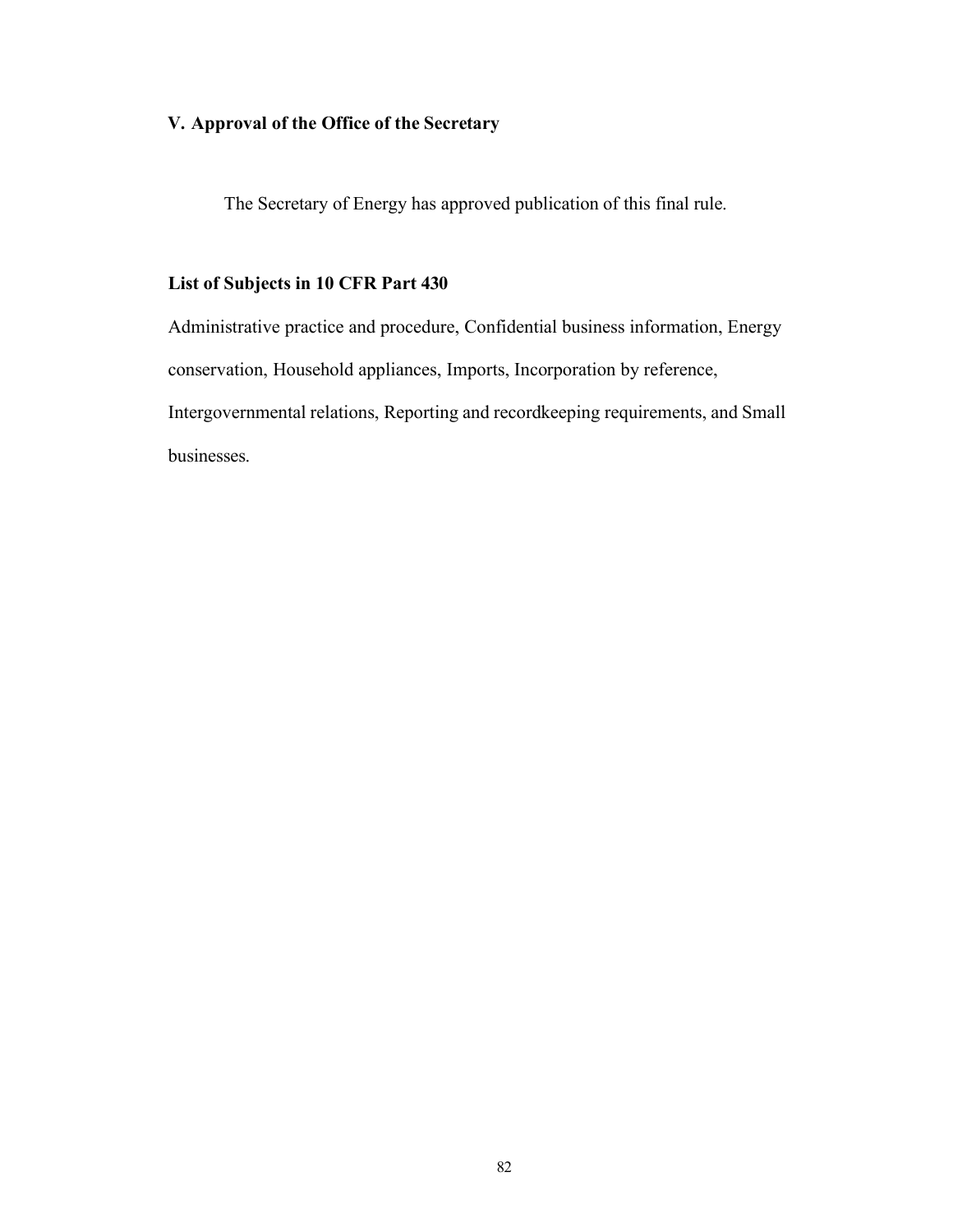## V. Approval of the Office of the Secretary

The Secretary of Energy has approved publication of this final rule.

### List of Subjects in 10 CFR Part 430

Administrative practice and procedure, Confidential business information, Energy conservation, Household appliances, Imports, Incorporation by reference, Intergovernmental relations, Reporting and recordkeeping requirements, and Small businesses.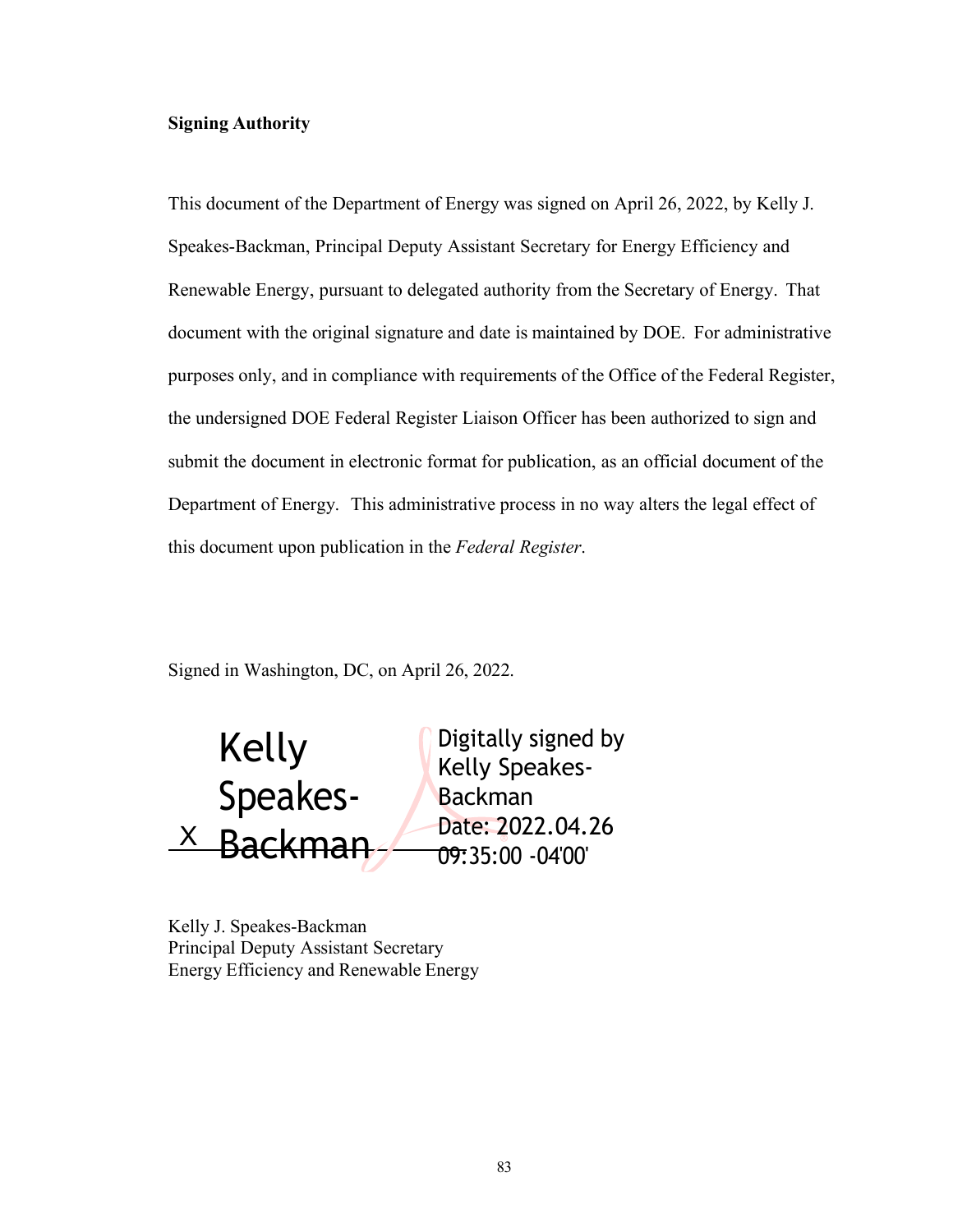**Signing Authority**

This document of the Department of Energy was signed on April 26, 2022, by Kelly J. Speakes-Backman, Principal Deputy Assistant Secretary for Energy Efficiency and Renewable Energy, pursuant to delegated authority from the Secretary of Energy. That document with the original signature and date is maintained by DOE. For administrative purposes only, and in compliance with requirements of the Office of the Federal Register, the undersigned DOE Federal Register Liaison Officer has been authorized to sign and submit the document in electronic format for publication, as an official document of the Department of Energy. This administrative process in no way alters the legal effect of this document upon publication in the *Federal Register*.

Signed in Washington, DC, on April 26, 2022.

X Kelly Speakes-Backman

Digitally signed by Kelly Speakes-Backman
Date: 2022.04.26 09:35:00 -04'00'

Kelly J. Speakes-Backman
Principal Deputy Assistant Secretary
Energy Efficiency and Renewable Energy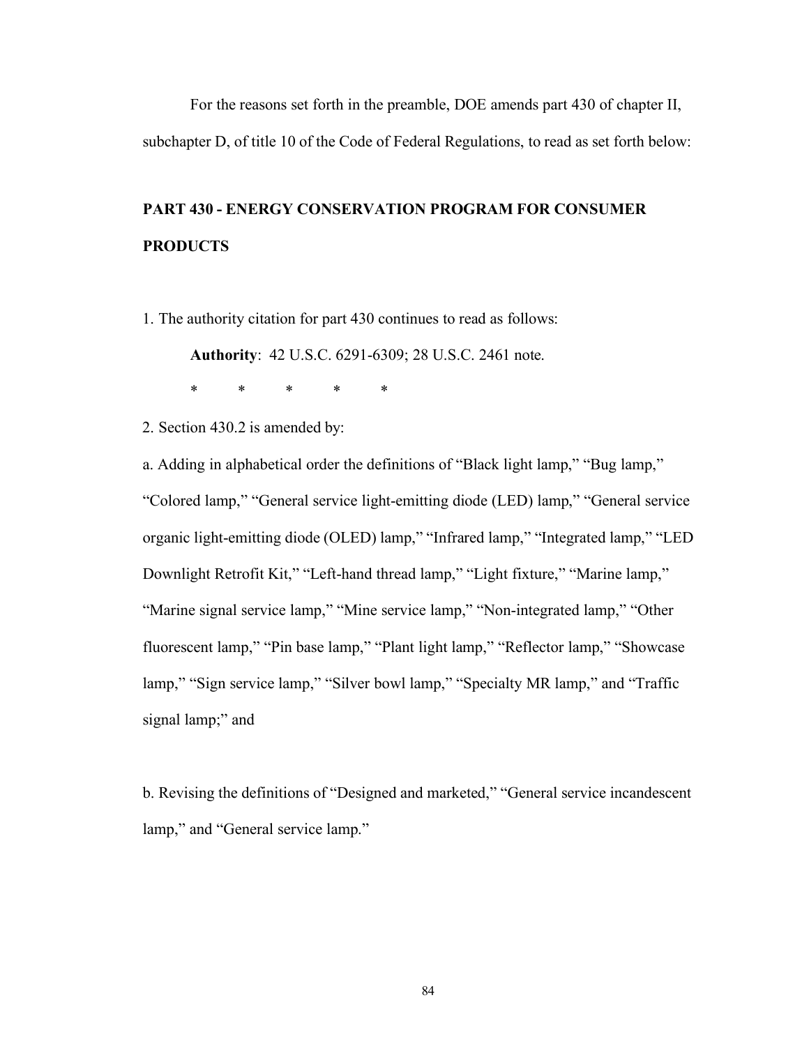For the reasons set forth in the preamble, DOE amends part 430 of chapter II, subchapter D, of title 10 of the Code of Federal Regulations, to read as set forth below:

**PART 430 - ENERGY CONSERVATION PROGRAM FOR CONSUMER PRODUCTS**

1. The authority citation for part 430 continues to read as follows:

**Authority**: 42 U.S.C. 6291-6309; 28 U.S.C. 2461 note.

\* \* \* \* \*

2. Section 430.2 is amended by:

a. Adding in alphabetical order the definitions of "Black light lamp," "Bug lamp," "Colored lamp," "General service light-emitting diode (LED) lamp," "General service organic light-emitting diode (OLED) lamp," "Infrared lamp," "Integrated lamp," "LED Downlight Retrofit Kit," "Left-hand thread lamp," "Light fixture," "Marine lamp," "Marine signal service lamp," "Mine service lamp," "Non-integrated lamp," "Other fluorescent lamp," "Pin base lamp," "Plant light lamp," "Reflector lamp," "Showcase lamp," "Sign service lamp," "Silver bowl lamp," "Specialty MR lamp," and "Traffic signal lamp;" and

b. Revising the definitions of "Designed and marketed," "General service incandescent lamp," and "General service lamp."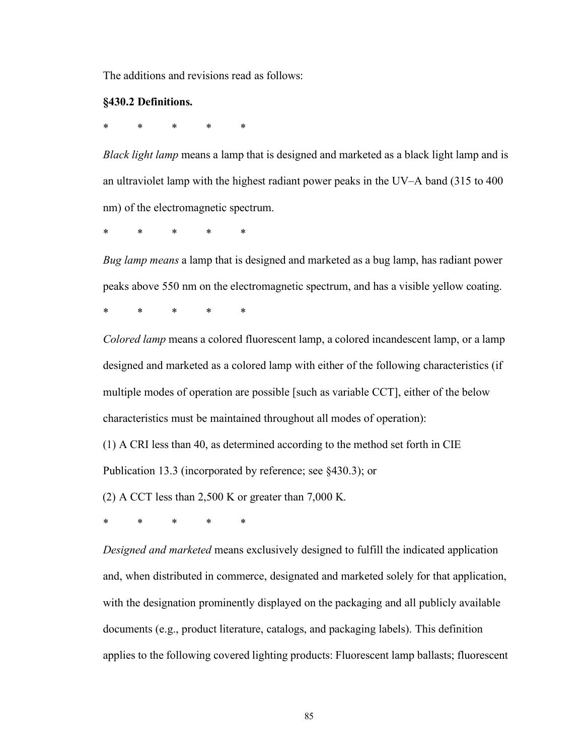The additions and revisions read as follows:

**§430.2 Definitions.**

\* \* \* \* \*

*Black light lamp* means a lamp that is designed and marketed as a black light lamp and is an ultraviolet lamp with the highest radiant power peaks in the UV–A band (315 to 400 nm) of the electromagnetic spectrum.

\* \* \* \* \*

*Bug lamp means* a lamp that is designed and marketed as a bug lamp, has radiant power peaks above 550 nm on the electromagnetic spectrum, and has a visible yellow coating.

\* \* \* \* \*

*Colored lamp* means a colored fluorescent lamp, a colored incandescent lamp, or a lamp designed and marketed as a colored lamp with either of the following characteristics (if multiple modes of operation are possible [such as variable CCT], either of the below characteristics must be maintained throughout all modes of operation):

(1) A CRI less than 40, as determined according to the method set forth in CIE Publication 13.3 (incorporated by reference; see §430.3); or

(2) A CCT less than 2,500 K or greater than 7,000 K.

\* \* \* \* \*

*Designed and marketed* means exclusively designed to fulfill the indicated application and, when distributed in commerce, designated and marketed solely for that application, with the designation prominently displayed on the packaging and all publicly available documents (e.g., product literature, catalogs, and packaging labels). This definition applies to the following covered lighting products: Fluorescent lamp ballasts; fluorescent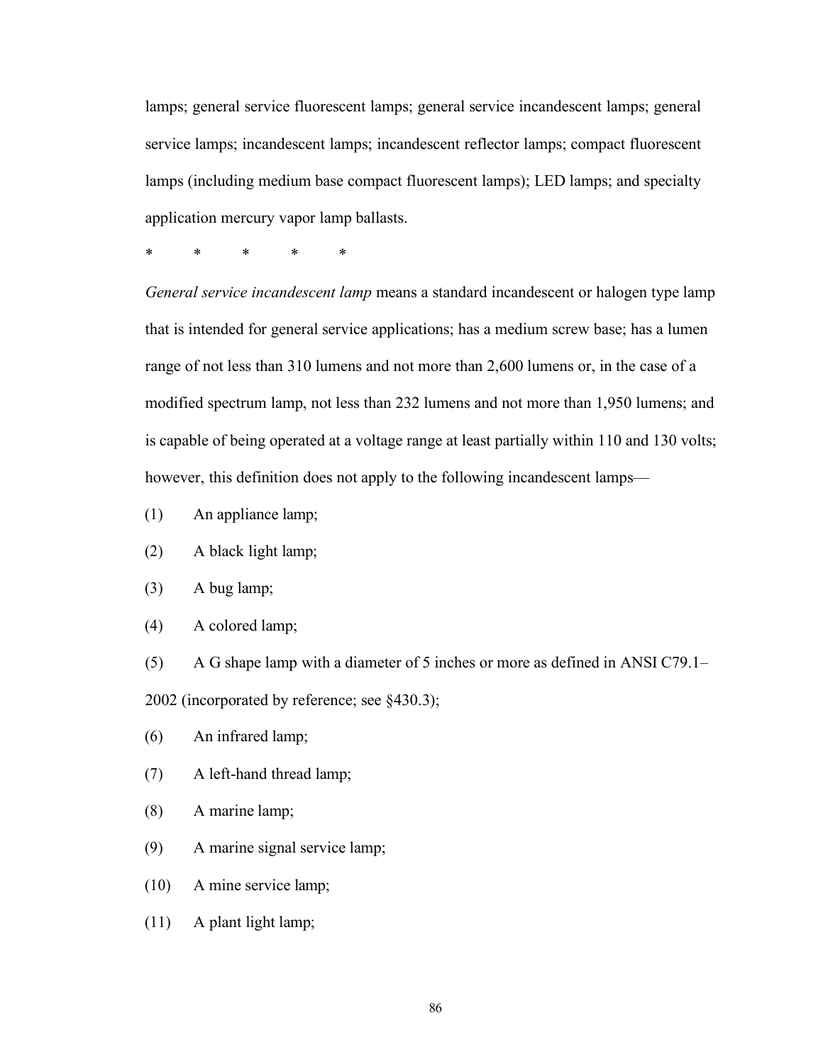lamps; general service fluorescent lamps; general service incandescent lamps; general service lamps; incandescent lamps; incandescent reflector lamps; compact fluorescent lamps (including medium base compact fluorescent lamps); LED lamps; and specialty application mercury vapor lamp ballasts.

\*         \*         \*         \*         \*

*General service incandescent lamp* means a standard incandescent or halogen type lamp that is intended for general service applications; has a medium screw base; has a lumen range of not less than 310 lumens and not more than 2,600 lumens or, in the case of a modified spectrum lamp, not less than 232 lumens and not more than 1,950 lumens; and is capable of being operated at a voltage range at least partially within 110 and 130 volts; however, this definition does not apply to the following incandescent lamps—

(1) An appliance lamp;

(2) A black light lamp;

(3) A bug lamp;

(4) A colored lamp;

(5) A G shape lamp with a diameter of 5 inches or more as defined in ANSI C79.1–2002 (incorporated by reference; see §430.3);

(6) An infrared lamp;

(7) A left-hand thread lamp;

(8) A marine lamp;

(9) A marine signal service lamp;

(10) A mine service lamp;

(11) A plant light lamp;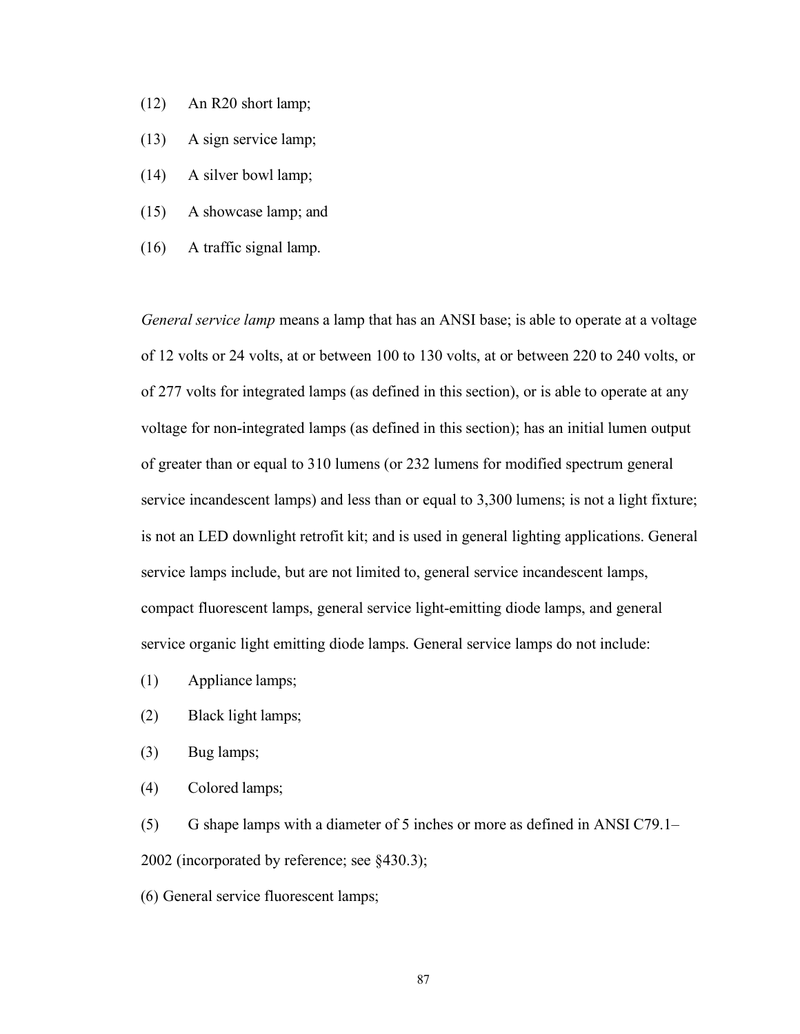(12) An R20 short lamp;

(13) A sign service lamp;

(14) A silver bowl lamp;

(15) A showcase lamp; and

(16) A traffic signal lamp.

*General service lamp* means a lamp that has an ANSI base; is able to operate at a voltage of 12 volts or 24 volts, at or between 100 to 130 volts, at or between 220 to 240 volts, or of 277 volts for integrated lamps (as defined in this section), or is able to operate at any voltage for non-integrated lamps (as defined in this section); has an initial lumen output of greater than or equal to 310 lumens (or 232 lumens for modified spectrum general service incandescent lamps) and less than or equal to 3,300 lumens; is not a light fixture; is not an LED downlight retrofit kit; and is used in general lighting applications. General service lamps include, but are not limited to, general service incandescent lamps, compact fluorescent lamps, general service light-emitting diode lamps, and general service organic light emitting diode lamps. General service lamps do not include:

(1) Appliance lamps;

(2) Black light lamps;

(3) Bug lamps;

(4) Colored lamps;

(5) G shape lamps with a diameter of 5 inches or more as defined in ANSI C79.1–2002 (incorporated by reference; see §430.3);

(6) General service fluorescent lamps;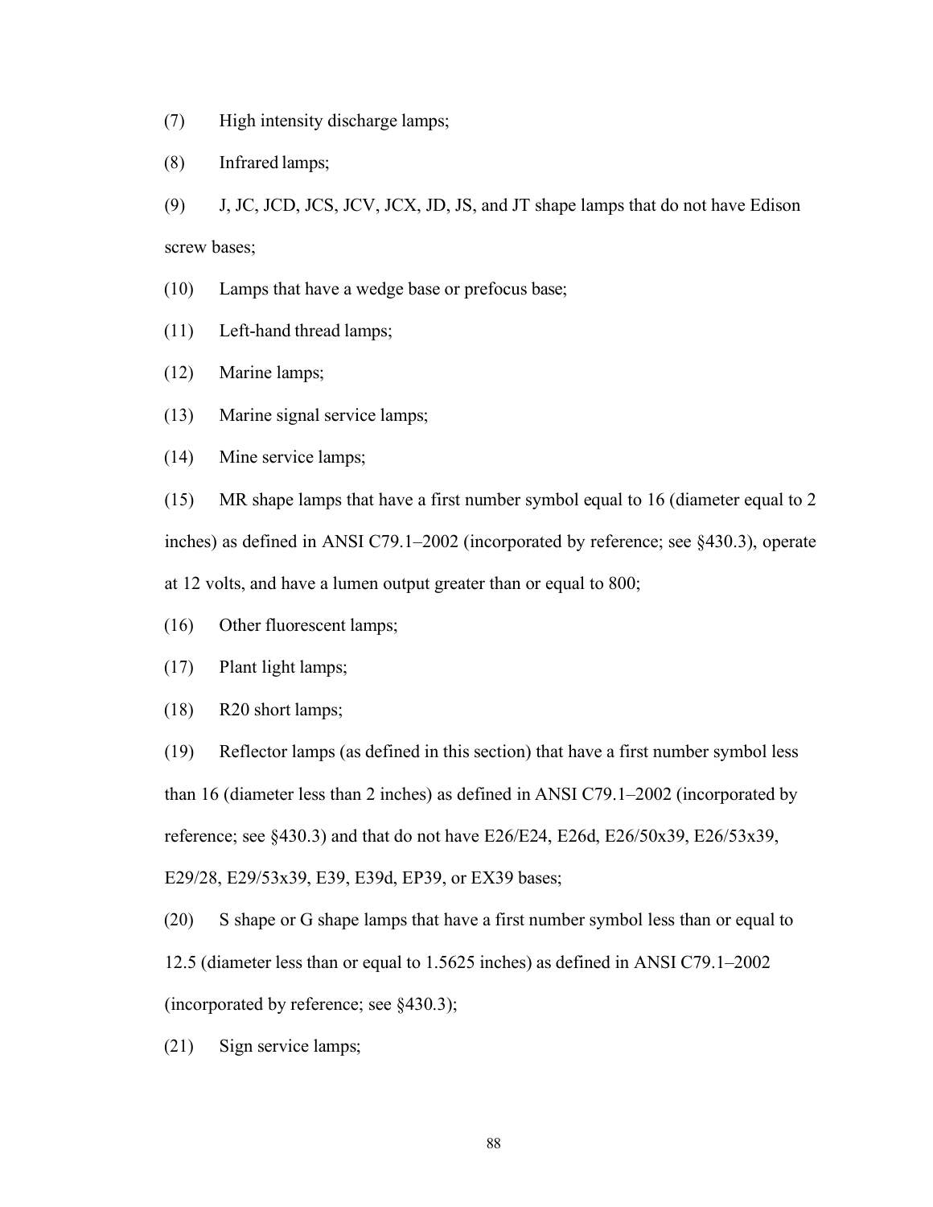(7) High intensity discharge lamps;

(8) Infrared lamps;

(9) J, JC, JCD, JCS, JCV, JCX, JD, JS, and JT shape lamps that do not have Edison screw bases;

(10) Lamps that have a wedge base or prefocus base;

(11) Left-hand thread lamps;

(12) Marine lamps;

(13) Marine signal service lamps;

(14) Mine service lamps;

(15) MR shape lamps that have a first number symbol equal to 16 (diameter equal to 2 inches) as defined in ANSI C79.1–2002 (incorporated by reference; see §430.3), operate at 12 volts, and have a lumen output greater than or equal to 800;

(16) Other fluorescent lamps;

(17) Plant light lamps;

(18) R20 short lamps;

(19) Reflector lamps (as defined in this section) that have a first number symbol less than 16 (diameter less than 2 inches) as defined in ANSI C79.1–2002 (incorporated by reference; see §430.3) and that do not have E26/E24, E26d, E26/50x39, E26/53x39, E29/28, E29/53x39, E39, E39d, EP39, or EX39 bases;

(20) S shape or G shape lamps that have a first number symbol less than or equal to 12.5 (diameter less than or equal to 1.5625 inches) as defined in ANSI C79.1–2002 (incorporated by reference; see §430.3);

(21) Sign service lamps;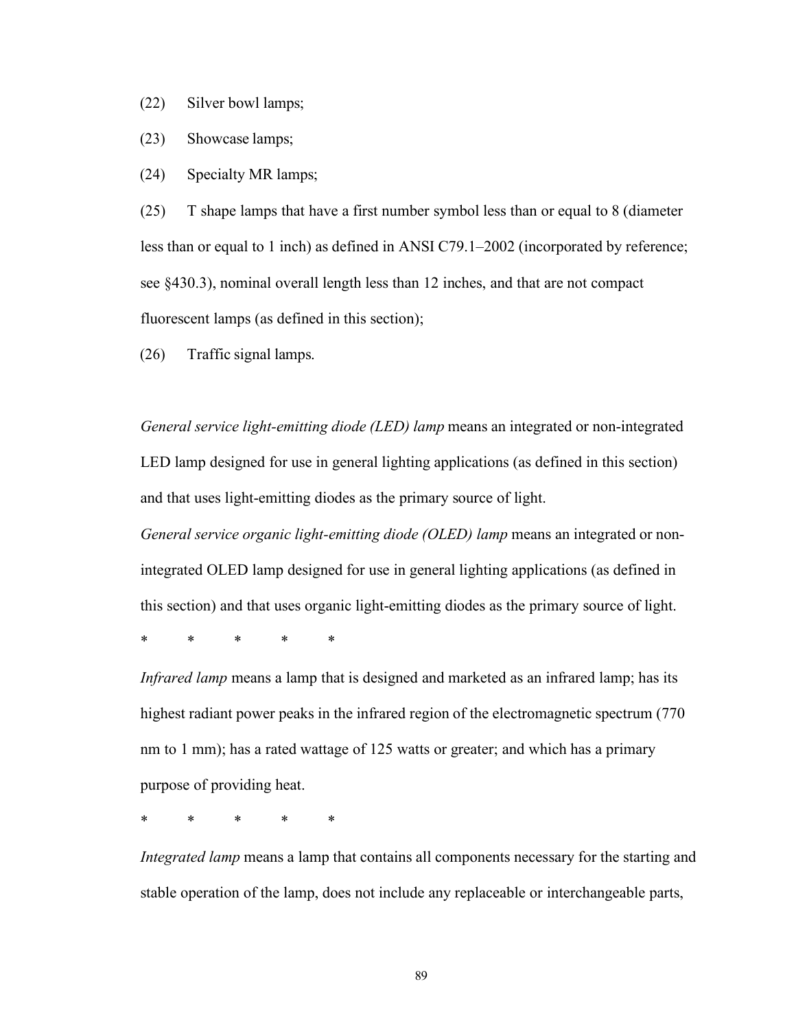(22) Silver bowl lamps;

(23) Showcase lamps;

(24) Specialty MR lamps;

(25) T shape lamps that have a first number symbol less than or equal to 8 (diameter less than or equal to 1 inch) as defined in ANSI C79.1–2002 (incorporated by reference; see §430.3), nominal overall length less than 12 inches, and that are not compact fluorescent lamps (as defined in this section);

(26) Traffic signal lamps.

*General service light-emitting diode (LED) lamp* means an integrated or non-integrated LED lamp designed for use in general lighting applications (as defined in this section) and that uses light-emitting diodes as the primary source of light.

*General service organic light-emitting diode (OLED) lamp* means an integrated or non-integrated OLED lamp designed for use in general lighting applications (as defined in this section) and that uses organic light-emitting diodes as the primary source of light.

\* \* \* \* \*

*Infrared lamp* means a lamp that is designed and marketed as an infrared lamp; has its highest radiant power peaks in the infrared region of the electromagnetic spectrum (770 nm to 1 mm); has a rated wattage of 125 watts or greater; and which has a primary purpose of providing heat.

\* \* \* \* \*

*Integrated lamp* means a lamp that contains all components necessary for the starting and stable operation of the lamp, does not include any replaceable or interchangeable parts,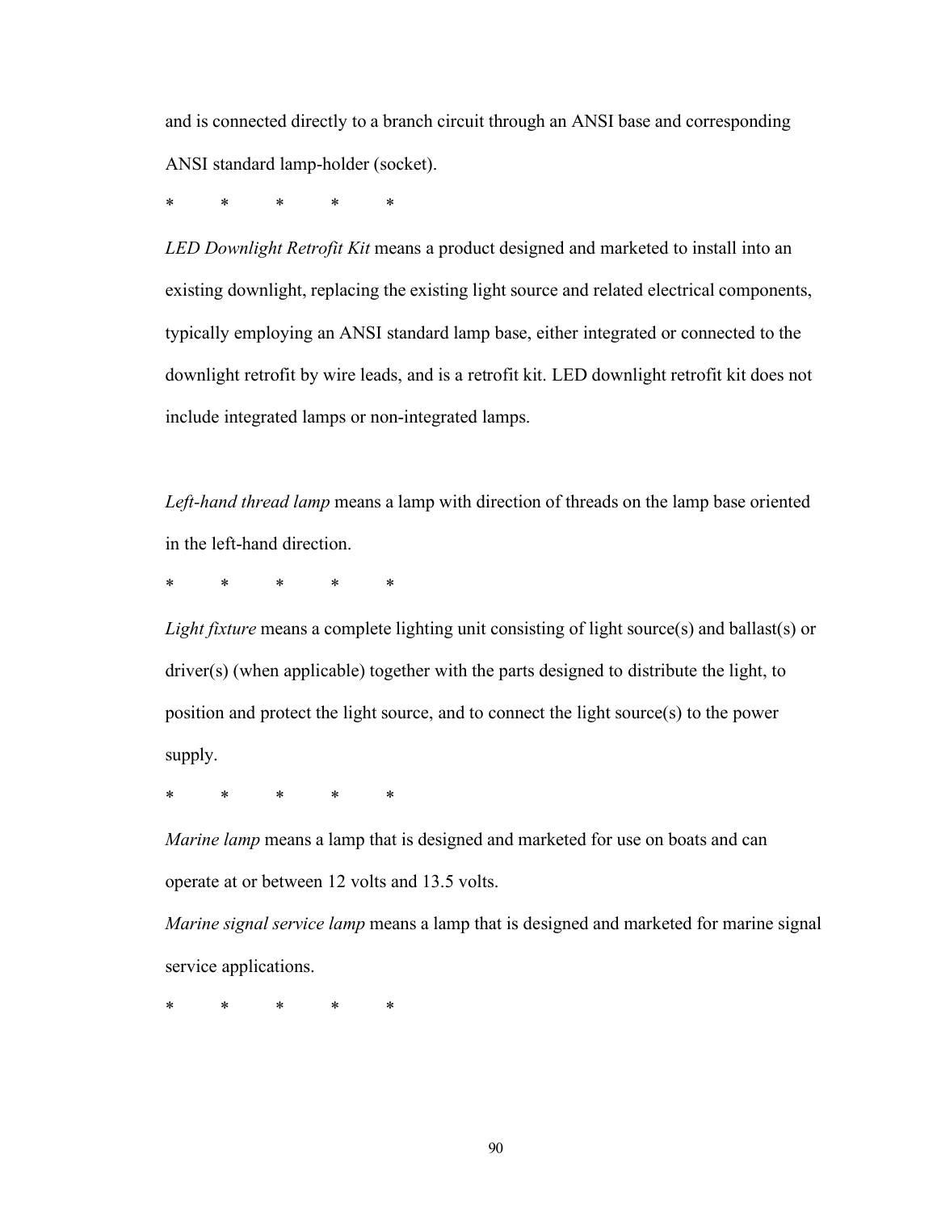and is connected directly to a branch circuit through an ANSI base and corresponding ANSI standard lamp-holder (socket).

\*          \*          \*          \*          \*

*LED Downlight Retrofit Kit* means a product designed and marketed to install into an existing downlight, replacing the existing light source and related electrical components, typically employing an ANSI standard lamp base, either integrated or connected to the downlight retrofit by wire leads, and is a retrofit kit. LED downlight retrofit kit does not include integrated lamps or non-integrated lamps.

*Left-hand thread lamp* means a lamp with direction of threads on the lamp base oriented in the left-hand direction.

\*          \*          \*          \*          \*

*Light fixture* means a complete lighting unit consisting of light source(s) and ballast(s) or driver(s) (when applicable) together with the parts designed to distribute the light, to position and protect the light source, and to connect the light source(s) to the power supply.

\*          \*          \*          \*          \*

*Marine lamp* means a lamp that is designed and marketed for use on boats and can operate at or between 12 volts and 13.5 volts.

*Marine signal service lamp* means a lamp that is designed and marketed for marine signal service applications.

\*          \*          \*          \*          \*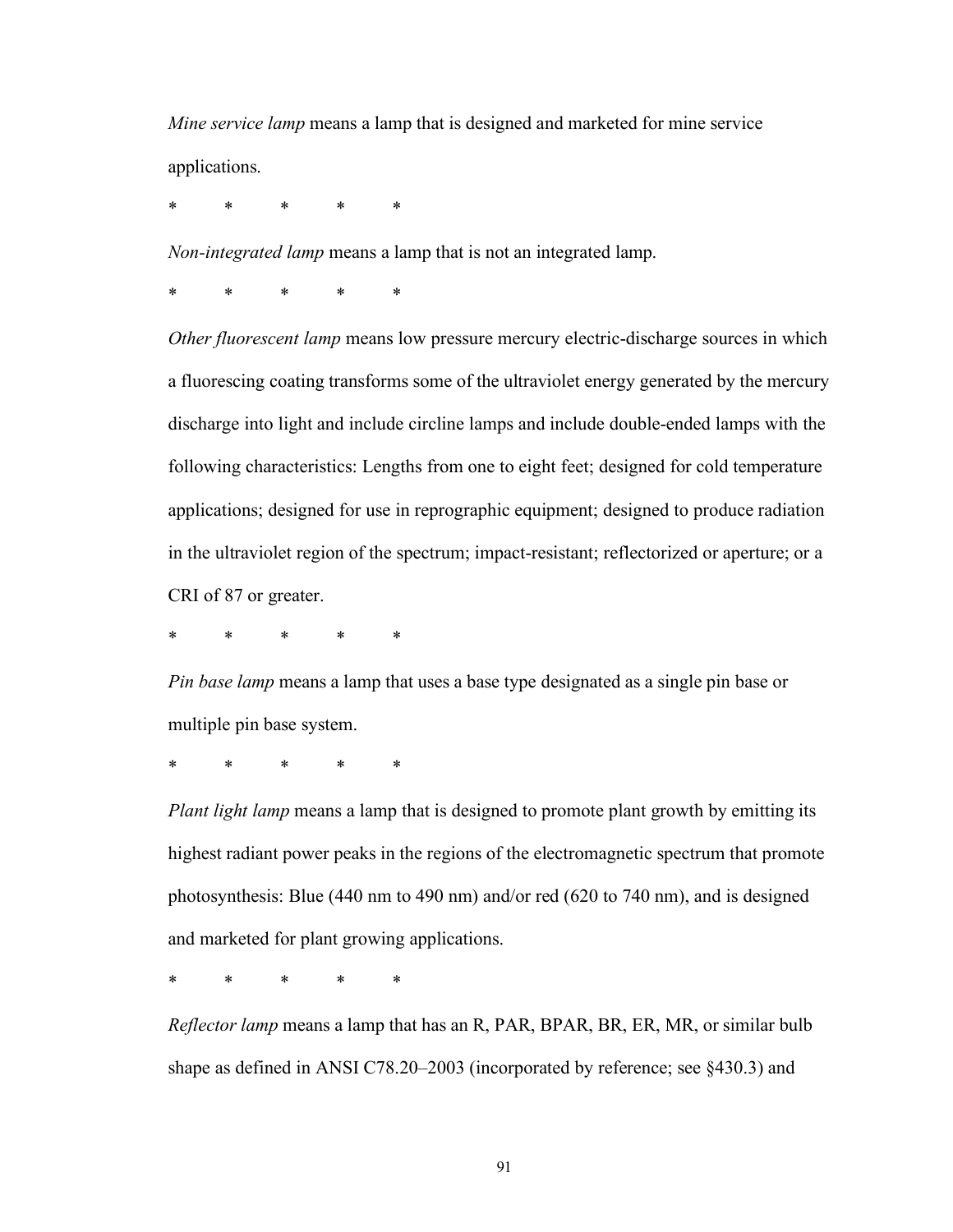*Mine service lamp* means a lamp that is designed and marketed for mine service applications.

\*          \*          \*          \*          \*

*Non-integrated lamp* means a lamp that is not an integrated lamp.

\*          \*          \*          \*          \*

*Other fluorescent lamp* means low pressure mercury electric-discharge sources in which a fluorescing coating transforms some of the ultraviolet energy generated by the mercury discharge into light and include circline lamps and include double-ended lamps with the following characteristics: Lengths from one to eight feet; designed for cold temperature applications; designed for use in reprographic equipment; designed to produce radiation in the ultraviolet region of the spectrum; impact-resistant; reflectorized or aperture; or a CRI of 87 or greater.

\*          \*          \*          \*          \*

*Pin base lamp* means a lamp that uses a base type designated as a single pin base or multiple pin base system.

\*          \*          \*          \*          \*

*Plant light lamp* means a lamp that is designed to promote plant growth by emitting its highest radiant power peaks in the regions of the electromagnetic spectrum that promote photosynthesis: Blue (440 nm to 490 nm) and/or red (620 to 740 nm), and is designed and marketed for plant growing applications.

\*          \*          \*          \*          \*

*Reflector lamp* means a lamp that has an R, PAR, BPAR, BR, ER, MR, or similar bulb shape as defined in ANSI C78.20–2003 (incorporated by reference; see §430.3) and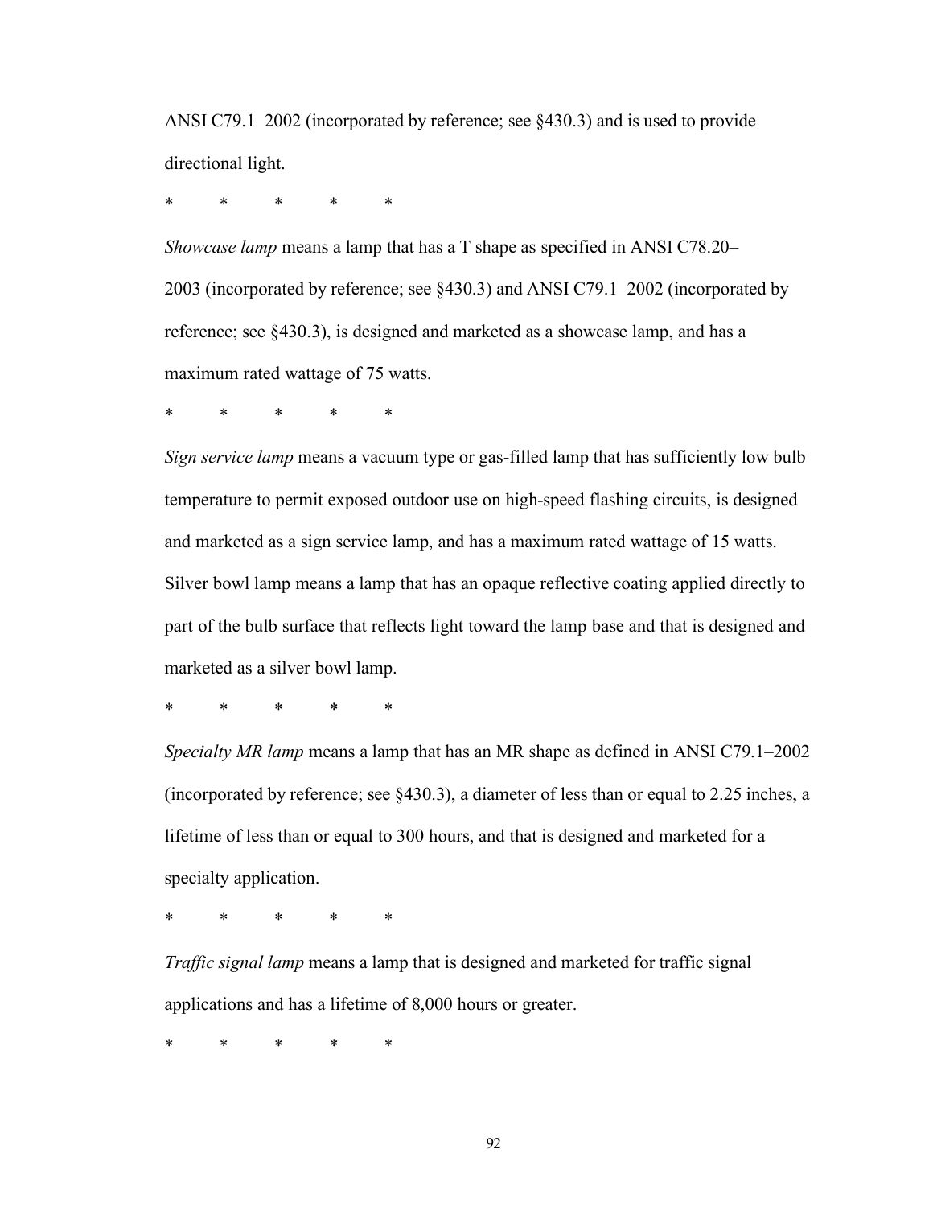ANSI C79.1–2002 (incorporated by reference; see §430.3) and is used to provide directional light.

* * * * *

*Showcase lamp* means a lamp that has a T shape as specified in ANSI C78.20–2003 (incorporated by reference; see §430.3) and ANSI C79.1–2002 (incorporated by reference; see §430.3), is designed and marketed as a showcase lamp, and has a maximum rated wattage of 75 watts.

* * * * *

*Sign service lamp* means a vacuum type or gas-filled lamp that has sufficiently low bulb temperature to permit exposed outdoor use on high-speed flashing circuits, is designed and marketed as a sign service lamp, and has a maximum rated wattage of 15 watts. Silver bowl lamp means a lamp that has an opaque reflective coating applied directly to part of the bulb surface that reflects light toward the lamp base and that is designed and marketed as a silver bowl lamp.

* * * * *

*Specialty MR lamp* means a lamp that has an MR shape as defined in ANSI C79.1–2002 (incorporated by reference; see §430.3), a diameter of less than or equal to 2.25 inches, a lifetime of less than or equal to 300 hours, and that is designed and marketed for a specialty application.

* * * * *

*Traffic signal lamp* means a lamp that is designed and marketed for traffic signal applications and has a lifetime of 8,000 hours or greater.

* * * * *